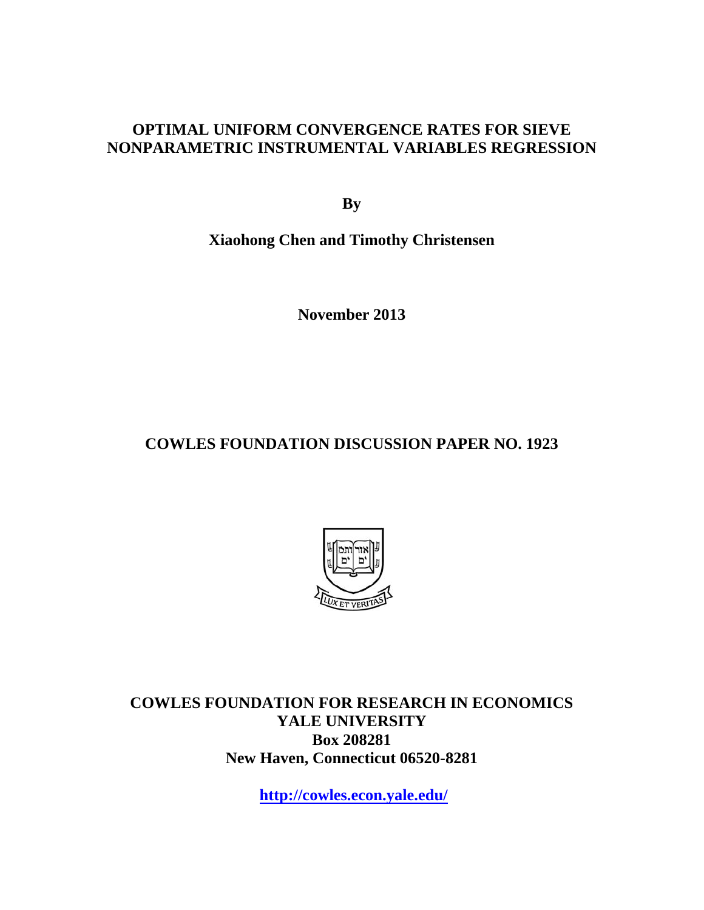# OPTIMAL UNIFORM CONVERGENCE RATES FOR SIEVE NONPARAMETRIC INSTRUMENTAL VARIABLES REGRESSION

**By**

**Xiaohong Chen and Timothy Christensen**

**November 2013**

## COWLES FOUNDATION DISCUSSION PAPER NO. 1923

**COWLES FOUNDATION FOR RESEARCH IN ECONOMICS**
**YALE UNIVERSITY**
**Box 208281**
**New Haven, Connecticut 06520-8281**

**http://cowles.econ.yale.edu/**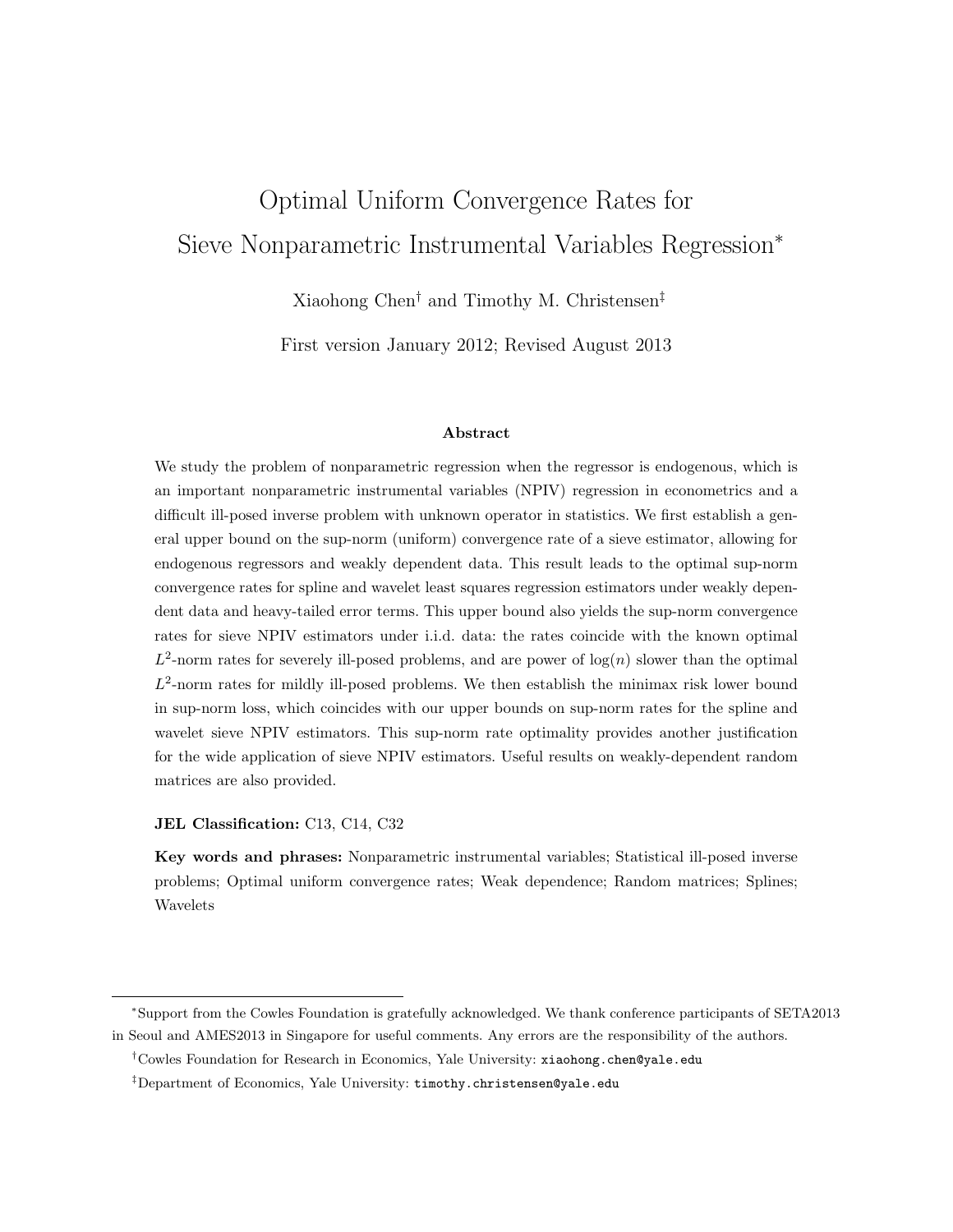# Optimal Uniform Convergence Rates for Sieve Nonparametric Instrumental Variables Regression*

Xiaohong Chen[†] and Timothy M. Christensen[‡]

First version January 2012; Revised August 2013

### Abstract

We study the problem of nonparametric regression when the regressor is endogenous, which is an important nonparametric instrumental variables (NPIV) regression in econometrics and a difficult ill-posed inverse problem with unknown operator in statistics. We first establish a general upper bound on the sup-norm (uniform) convergence rate of a sieve estimator, allowing for endogenous regressors and weakly dependent data. This result leads to the optimal sup-norm convergence rates for spline and wavelet least squares regression estimators under weakly dependent data and heavy-tailed error terms. This upper bound also yields the sup-norm convergence rates for sieve NPIV estimators under i.i.d. data: the rates coincide with the known optimal $L^2$-norm rates for severely ill-posed problems, and are power of $\log(n)$ slower than the optimal $L^2$-norm rates for mildly ill-posed problems. We then establish the minimax risk lower bound in sup-norm loss, which coincides with our upper bounds on sup-norm rates for the spline and wavelet sieve NPIV estimators. This sup-norm rate optimality provides another justification for the wide application of sieve NPIV estimators. Useful results on weakly-dependent random matrices are also provided.

**JEL Classification:** C13, C14, C32

**Key words and phrases:** Nonparametric instrumental variables; Statistical ill-posed inverse problems; Optimal uniform convergence rates; Weak dependence; Random matrices; Splines; Wavelets

---

*Support from the Cowles Foundation is gratefully acknowledged. We thank conference participants of SETA2013 in Seoul and AMES2013 in Singapore for useful comments. Any errors are the responsibility of the authors.

[†]Cowles Foundation for Research in Economics, Yale University: xiaohong.chen@yale.edu

[‡]Department of Economics, Yale University: timothy.christensen@yale.edu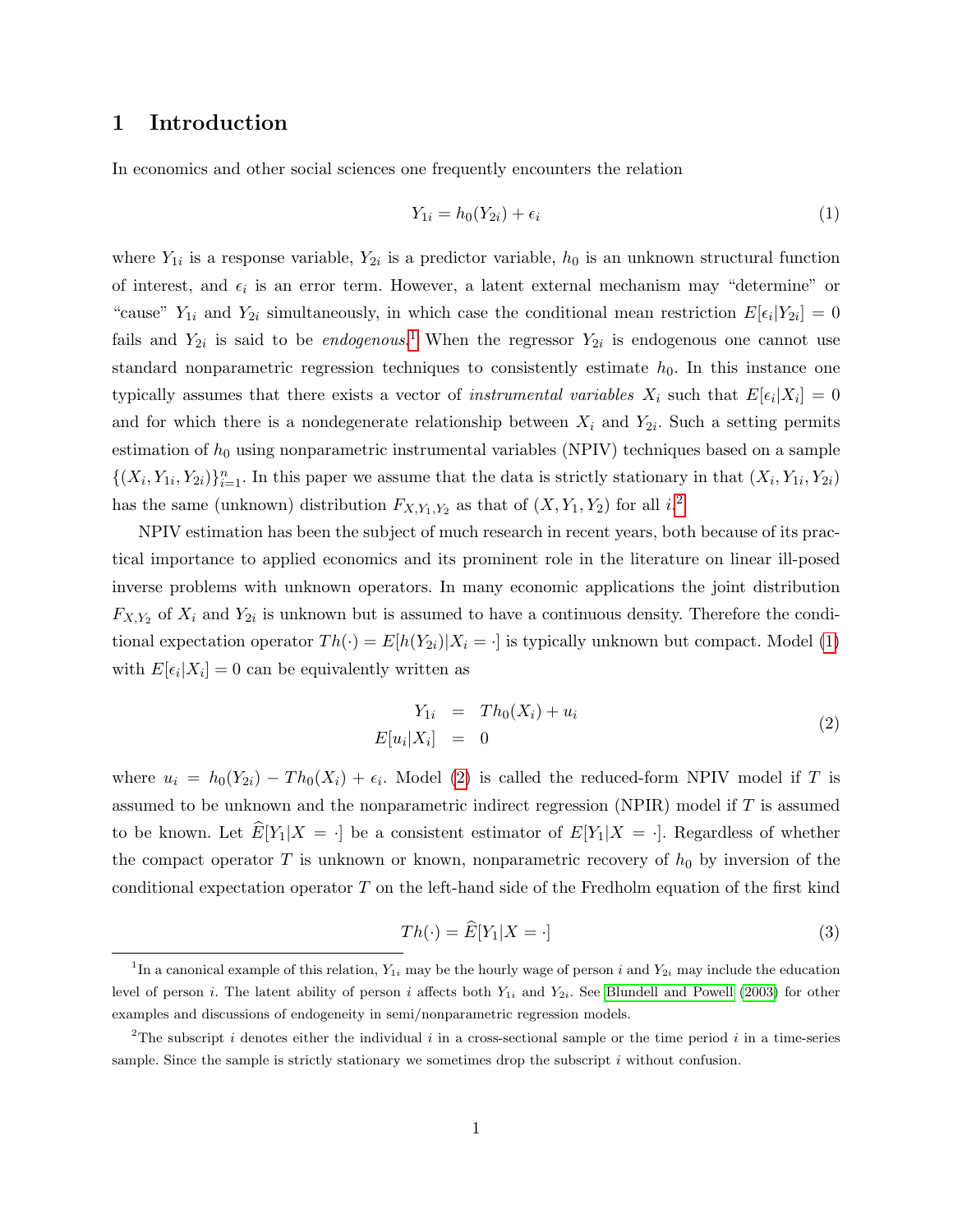## 1 Introduction

In economics and other social sciences one frequently encounters the relation

$$Y_{1i} = h_0(Y_{2i}) + \epsilon_i \tag{1}$$

where $Y_{1i}$ is a response variable, $Y_{2i}$ is a predictor variable, $h_0$ is an unknown structural function of interest, and $\epsilon_i$ is an error term. However, a latent external mechanism may "determine" or "cause" $Y_{1i}$ and $Y_{2i}$ simultaneously, in which case the conditional mean restriction $E[\epsilon_i|Y_{2i}] = 0$ fails and $Y_{2i}$ is said to be *endogenous*.[1] When the regressor $Y_{2i}$ is endogenous one cannot use standard nonparametric regression techniques to consistently estimate $h_0$. In this instance one typically assumes that there exists a vector of *instrumental variables* $X_i$ such that $E[\epsilon_i|X_i] = 0$ and for which there is a nondegenerate relationship between $X_i$ and $Y_{2i}$. Such a setting permits estimation of $h_0$ using nonparametric instrumental variables (NPIV) techniques based on a sample $\{(X_i, Y_{1i}, Y_{2i})\}_{i=1}^n$. In this paper we assume that the data is strictly stationary in that $(X_i, Y_{1i}, Y_{2i})$ has the same (unknown) distribution $F_{X,Y_1,Y_2}$ as that of $(X, Y_1, Y_2)$ for all $i$.[2]

NPIV estimation has been the subject of much research in recent years, both because of its practical importance to applied economics and its prominent role in the literature on linear ill-posed inverse problems with unknown operators. In many economic applications the joint distribution $F_{X,Y_2}$ of $X_i$ and $Y_{2i}$ is unknown but is assumed to have a continuous density. Therefore the conditional expectation operator $Th(\cdot) = E[h(Y_{2i})|X_i = \cdot]$ is typically unknown but compact. Model (1) with $E[\epsilon_i|X_i] = 0$ can be equivalently written as

$$\begin{aligned} Y_{1i} &= Th_0(X_i) + u_i \\ E[u_i|X_i] &= 0 \end{aligned} \tag{2}$$

where $u_i = h_0(Y_{2i}) - Th_0(X_i) + \epsilon_i$. Model (2) is called the reduced-form NPIV model if $T$ is assumed to be unknown and the nonparametric indirect regression (NPIR) model if $T$ is assumed to be known. Let $\widehat{E}[Y_1|X = \cdot]$ be a consistent estimator of $E[Y_1|X = \cdot]$. Regardless of whether the compact operator $T$ is unknown or known, nonparametric recovery of $h_0$ by inversion of the conditional expectation operator $T$ on the left-hand side of the Fredholm equation of the first kind

$$Th(\cdot) = \widehat{E}[Y_1|X = \cdot] \tag{3}$$

---

[1] In a canonical example of this relation, $Y_{1i}$ may be the hourly wage of person $i$ and $Y_{2i}$ may include the education level of person $i$. The latent ability of person $i$ affects both $Y_{1i}$ and $Y_{2i}$. See Blundell and Powell (2003) for other examples and discussions of endogeneity in semi/nonparametric regression models.

[2] The subscript $i$ denotes either the individual $i$ in a cross-sectional sample or the time period $i$ in a time-series sample. Since the sample is strictly stationary we sometimes drop the subscript $i$ without confusion.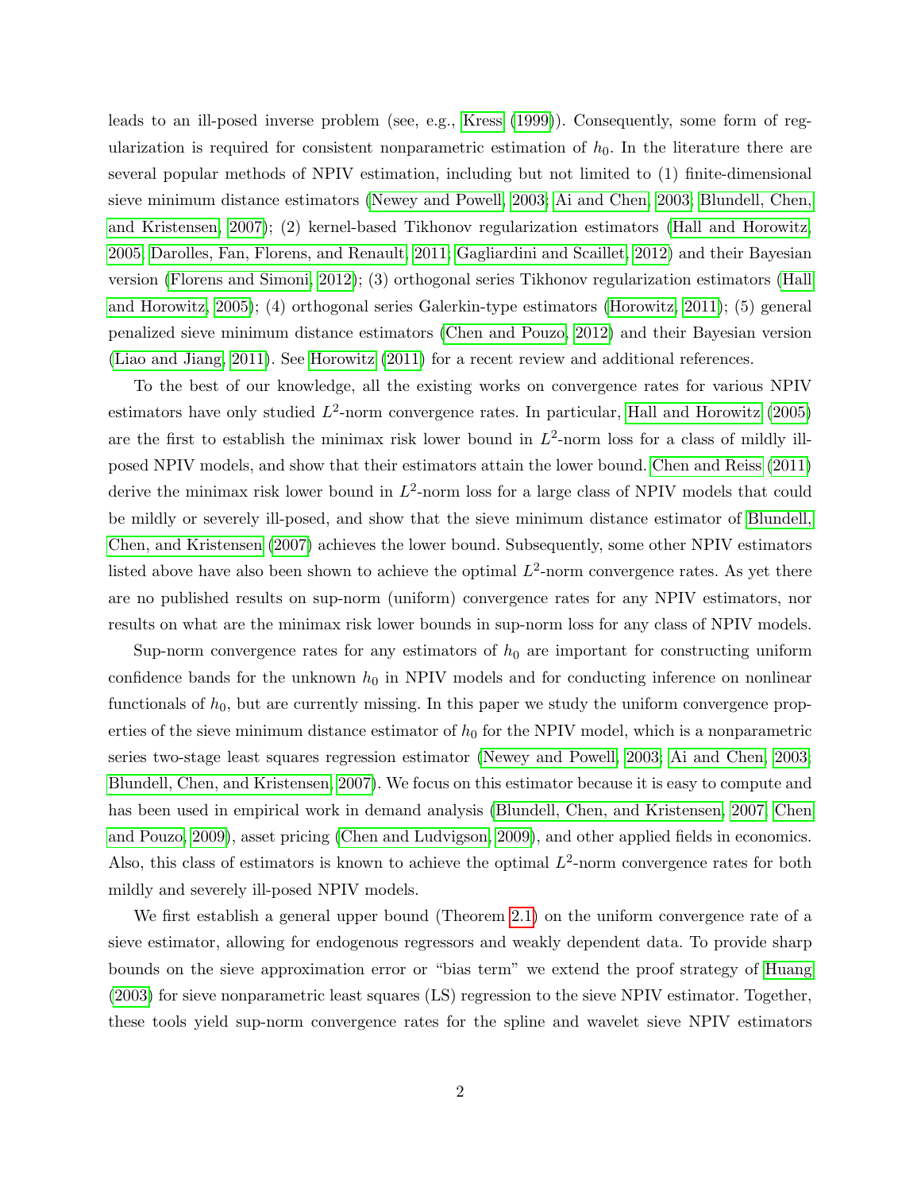leads to an ill-posed inverse problem (see, e.g., Kress (1999)). Consequently, some form of regularization is required for consistent nonparametric estimation of $h_0$. In the literature there are several popular methods of NPIV estimation, including but not limited to (1) finite-dimensional sieve minimum distance estimators (Newey and Powell, 2003; Ai and Chen, 2003; Blundell, Chen, and Kristensen, 2007); (2) kernel-based Tikhonov regularization estimators (Hall and Horowitz, 2005; Darolles, Fan, Florens, and Renault, 2011; Gagliardini and Scaillet, 2012) and their Bayesian version (Florens and Simoni, 2012); (3) orthogonal series Tikhonov regularization estimators (Hall and Horowitz, 2005); (4) orthogonal series Galerkin-type estimators (Horowitz, 2011); (5) general penalized sieve minimum distance estimators (Chen and Pouzo, 2012) and their Bayesian version (Liao and Jiang, 2011). See Horowitz (2011) for a recent review and additional references.

To the best of our knowledge, all the existing works on convergence rates for various NPIV estimators have only studied $L^2$-norm convergence rates. In particular, Hall and Horowitz (2005) are the first to establish the minimax risk lower bound in $L^2$-norm loss for a class of mildly ill-posed NPIV models, and show that their estimators attain the lower bound. Chen and Reiss (2011) derive the minimax risk lower bound in $L^2$-norm loss for a large class of NPIV models that could be mildly or severely ill-posed, and show that the sieve minimum distance estimator of Blundell, Chen, and Kristensen (2007) achieves the lower bound. Subsequently, some other NPIV estimators listed above have also been shown to achieve the optimal $L^2$-norm convergence rates. As yet there are no published results on sup-norm (uniform) convergence rates for any NPIV estimators, nor results on what are the minimax risk lower bounds in sup-norm loss for any class of NPIV models.

Sup-norm convergence rates for any estimators of $h_0$ are important for constructing uniform confidence bands for the unknown $h_0$ in NPIV models and for conducting inference on nonlinear functionals of $h_0$, but are currently missing. In this paper we study the uniform convergence properties of the sieve minimum distance estimator of $h_0$ for the NPIV model, which is a nonparametric series two-stage least squares regression estimator (Newey and Powell, 2003; Ai and Chen, 2003; Blundell, Chen, and Kristensen, 2007). We focus on this estimator because it is easy to compute and has been used in empirical work in demand analysis (Blundell, Chen, and Kristensen, 2007; Chen and Pouzo, 2009), asset pricing (Chen and Ludvigson, 2009), and other applied fields in economics. Also, this class of estimators is known to achieve the optimal $L^2$-norm convergence rates for both mildly and severely ill-posed NPIV models.

We first establish a general upper bound (Theorem 2.1) on the uniform convergence rate of a sieve estimator, allowing for endogenous regressors and weakly dependent data. To provide sharp bounds on the sieve approximation error or "bias term" we extend the proof strategy of Huang (2003) for sieve nonparametric least squares (LS) regression to the sieve NPIV estimator. Together, these tools yield sup-norm convergence rates for the spline and wavelet sieve NPIV estimators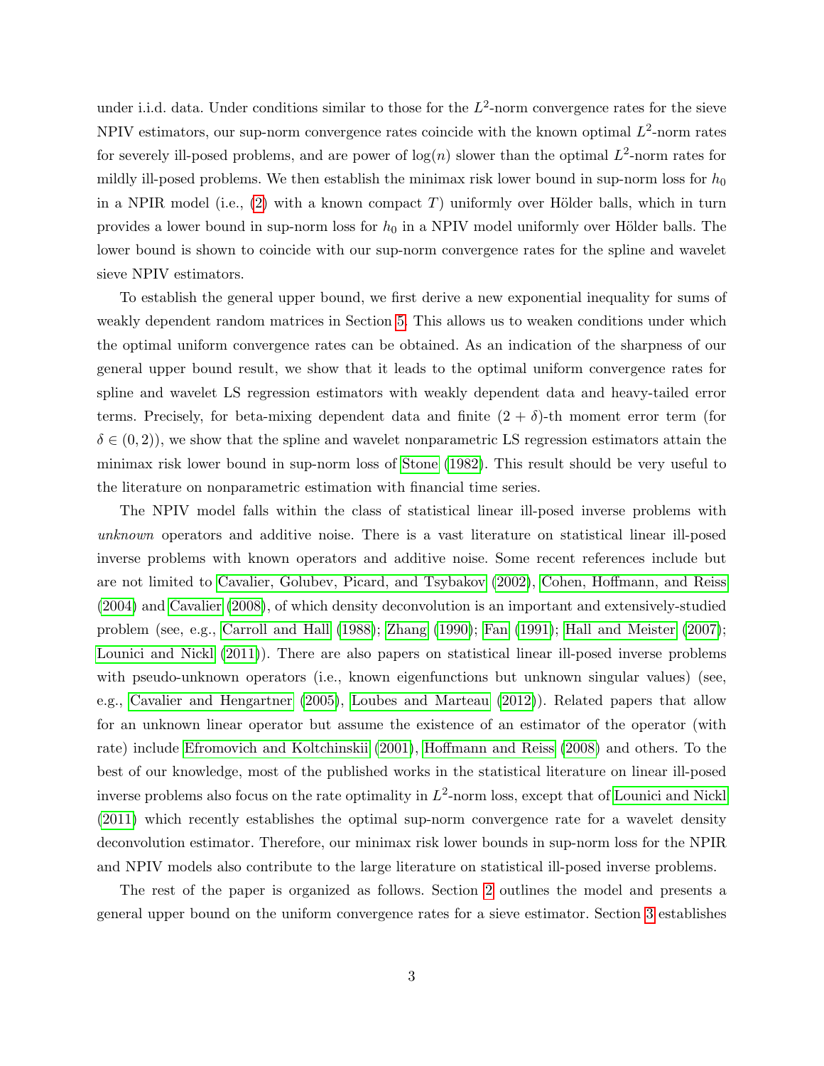under i.i.d. data. Under conditions similar to those for the $L^2$-norm convergence rates for the sieve NPIV estimators, our sup-norm convergence rates coincide with the known optimal $L^2$-norm rates for severely ill-posed problems, and are power of $\log(n)$ slower than the optimal $L^2$-norm rates for mildly ill-posed problems. We then establish the minimax risk lower bound in sup-norm loss for $h_0$ in a NPIR model (i.e., (2) with a known compact $T$) uniformly over Hölder balls, which in turn provides a lower bound in sup-norm loss for $h_0$ in a NPIV model uniformly over Hölder balls. The lower bound is shown to coincide with our sup-norm convergence rates for the spline and wavelet sieve NPIV estimators.

To establish the general upper bound, we first derive a new exponential inequality for sums of weakly dependent random matrices in Section 5. This allows us to weaken conditions under which the optimal uniform convergence rates can be obtained. As an indication of the sharpness of our general upper bound result, we show that it leads to the optimal uniform convergence rates for spline and wavelet LS regression estimators with weakly dependent data and heavy-tailed error terms. Precisely, for beta-mixing dependent data and finite $(2+\delta)$-th moment error term (for $\delta \in (0,2)$), we show that the spline and wavelet nonparametric LS regression estimators attain the minimax risk lower bound in sup-norm loss of Stone (1982). This result should be very useful to the literature on nonparametric estimation with financial time series.

The NPIV model falls within the class of statistical linear ill-posed inverse problems with *unknown* operators and additive noise. There is a vast literature on statistical linear ill-posed inverse problems with known operators and additive noise. Some recent references include but are not limited to Cavalier, Golubev, Picard, and Tsybakov (2002), Cohen, Hoffmann, and Reiss (2004) and Cavalier (2008), of which density deconvolution is an important and extensively-studied problem (see, e.g., Carroll and Hall (1988); Zhang (1990); Fan (1991); Hall and Meister (2007); Lounici and Nickl (2011)). There are also papers on statistical linear ill-posed inverse problems with pseudo-unknown operators (i.e., known eigenfunctions but unknown singular values) (see, e.g., Cavalier and Hengartner (2005), Loubes and Marteau (2012)). Related papers that allow for an unknown linear operator but assume the existence of an estimator of the operator (with rate) include Efromovich and Koltchinskii (2001), Hoffmann and Reiss (2008) and others. To the best of our knowledge, most of the published works in the statistical literature on linear ill-posed inverse problems also focus on the rate optimality in $L^2$-norm loss, except that of Lounici and Nickl (2011) which recently establishes the optimal sup-norm convergence rate for a wavelet density deconvolution estimator. Therefore, our minimax risk lower bounds in sup-norm loss for the NPIR and NPIV models also contribute to the large literature on statistical ill-posed inverse problems.

The rest of the paper is organized as follows. Section 2 outlines the model and presents a general upper bound on the uniform convergence rates for a sieve estimator. Section 3 establishes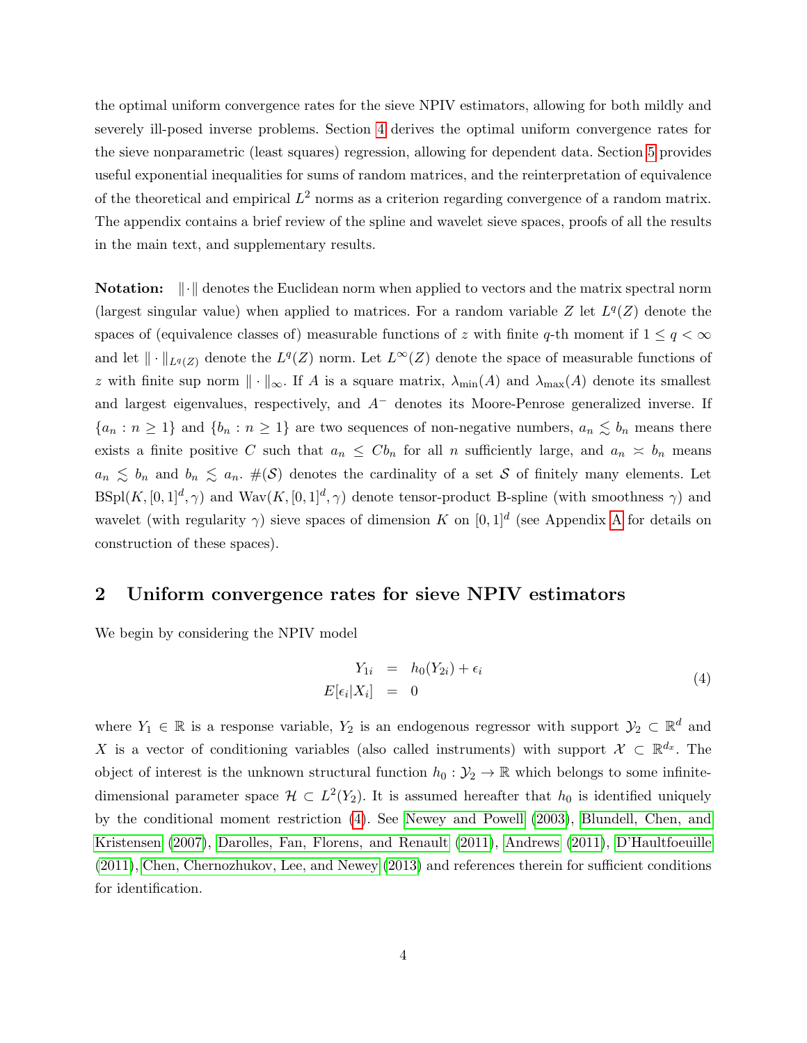the optimal uniform convergence rates for the sieve NPIV estimators, allowing for both mildly and severely ill-posed inverse problems. Section 4 derives the optimal uniform convergence rates for the sieve nonparametric (least squares) regression, allowing for dependent data. Section 5 provides useful exponential inequalities for sums of random matrices, and the reinterpretation of equivalence of the theoretical and empirical $L^2$ norms as a criterion regarding convergence of a random matrix. The appendix contains a brief review of the spline and wavelet sieve spaces, proofs of all the results in the main text, and supplementary results.

**Notation:** $\|\cdot\|$ denotes the Euclidean norm when applied to vectors and the matrix spectral norm (largest singular value) when applied to matrices. For a random variable $Z$ let $L^q(Z)$ denote the spaces of (equivalence classes of) measurable functions of $z$ with finite $q$-th moment if $1 \leq q < \infty$ and let $\|\cdot\|_{L^q(Z)}$ denote the $L^q(Z)$ norm. Let $L^\infty(Z)$ denote the space of measurable functions of $z$ with finite sup norm $\|\cdot\|_\infty$. If $A$ is a square matrix, $\lambda_{\min}(A)$ and $\lambda_{\max}(A)$ denote its smallest and largest eigenvalues, respectively, and $A^-$ denotes its Moore-Penrose generalized inverse. If $\{a_n : n \geq 1\}$ and $\{b_n : n \geq 1\}$ are two sequences of non-negative numbers, $a_n \lesssim b_n$ means there exists a finite positive $C$ such that $a_n \leq C b_n$ for all $n$ sufficiently large, and $a_n \asymp b_n$ means $a_n \lesssim b_n$ and $b_n \lesssim a_n$. $\#(\mathcal{S})$ denotes the cardinality of a set $\mathcal{S}$ of finitely many elements. Let $\text{BSpl}(K, [0,1]^d, \gamma)$ and $\text{Wav}(K, [0,1]^d, \gamma)$ denote tensor-product B-spline (with smoothness $\gamma$) and wavelet (with regularity $\gamma$) sieve spaces of dimension $K$ on $[0,1]^d$ (see Appendix A for details on construction of these spaces).

## 2 Uniform convergence rates for sieve NPIV estimators

We begin by considering the NPIV model

$$
\begin{aligned}
Y_{1i} &= h_0(Y_{2i}) + \epsilon_i \\
E[\epsilon_i | X_i] &= 0
\end{aligned}
\tag{4}
$$

where $Y_1 \in \mathbb{R}$ is a response variable, $Y_2$ is an endogenous regressor with support $\mathcal{Y}_2 \subset \mathbb{R}^d$ and $X$ is a vector of conditioning variables (also called instruments) with support $\mathcal{X} \subset \mathbb{R}^{d_x}$. The object of interest is the unknown structural function $h_0 : \mathcal{Y}_2 \to \mathbb{R}$ which belongs to some infinite-dimensional parameter space $\mathcal{H} \subset L^2(Y_2)$. It is assumed hereafter that $h_0$ is identified uniquely by the conditional moment restriction (4). See Newey and Powell (2003), Blundell, Chen, and Kristensen (2007), Darolles, Fan, Florens, and Renault (2011), Andrews (2011), D'Haultfoeuille (2011), Chen, Chernozhukov, Lee, and Newey (2013) and references therein for sufficient conditions for identification.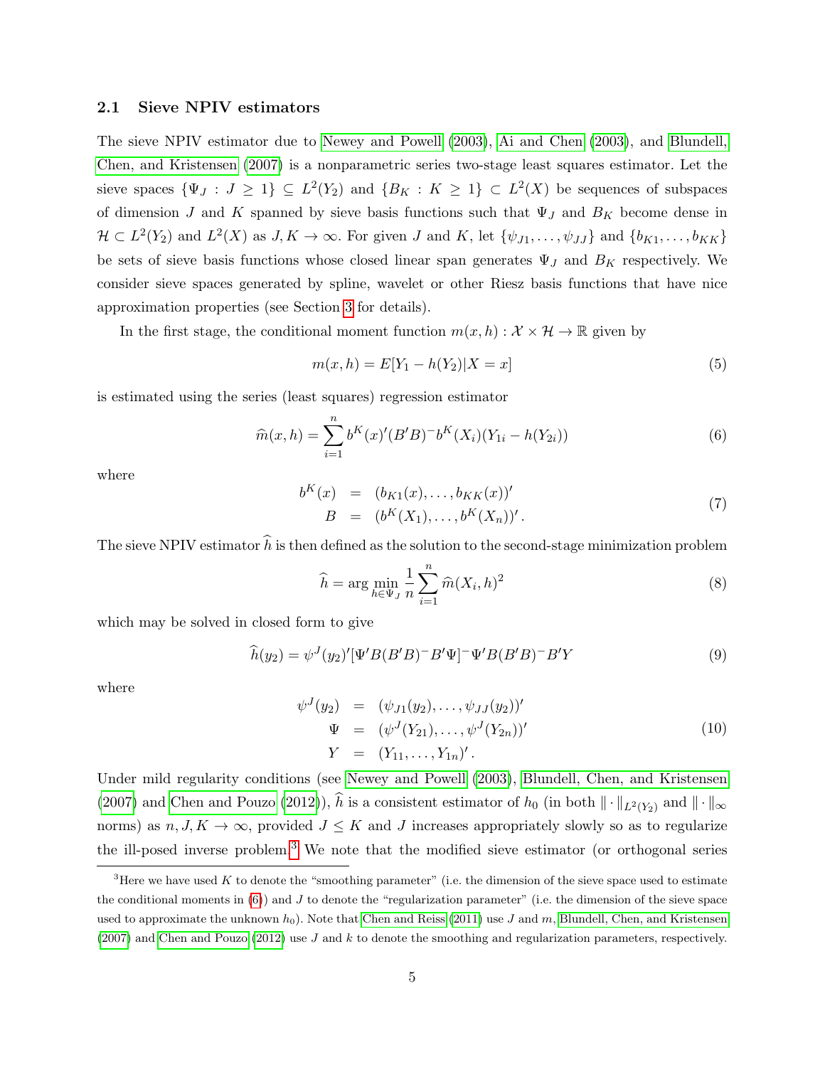### 2.1 Sieve NPIV estimators

The sieve NPIV estimator due to Newey and Powell (2003), Ai and Chen (2003), and Blundell, Chen, and Kristensen (2007) is a nonparametric series two-stage least squares estimator. Let the sieve spaces $\{\Psi_J : J \geq 1\} \subseteq L^2(Y_2)$ and $\{B_K : K \geq 1\} \subset L^2(X)$ be sequences of subspaces of dimension $J$ and $K$ spanned by sieve basis functions such that $\Psi_J$ and $B_K$ become dense in $\mathcal{H} \subset L^2(Y_2)$ and $L^2(X)$ as $J, K \to \infty$. For given $J$ and $K$, let $\{\psi_{J1}, \ldots, \psi_{JJ}\}$ and $\{b_{K1}, \ldots, b_{KK}\}$ be sets of sieve basis functions whose closed linear span generates $\Psi_J$ and $B_K$ respectively. We consider sieve spaces generated by spline, wavelet or other Riesz basis functions that have nice approximation properties (see Section 3 for details).

In the first stage, the conditional moment function $m(x, h) : \mathcal{X} \times \mathcal{H} \to \mathbb{R}$ given by

$$m(x, h) = E[Y_1 - h(Y_2)|X = x] \tag{5}$$

is estimated using the series (least squares) regression estimator

$$\widehat{m}(x, h) = \sum_{i=1}^{n} b^K(x)'(B'B)^- b^K(X_i)(Y_{1i} - h(Y_{2i})) \tag{6}$$

where

$$\begin{aligned} b^K(x) &= (b_{K1}(x), \ldots, b_{KK}(x))' \\ B &= (b^K(X_1), \ldots, b^K(X_n))' . \end{aligned} \tag{7}$$

The sieve NPIV estimator $\widehat{h}$ is then defined as the solution to the second-stage minimization problem

$$\widehat{h} = \arg\min_{h \in \Psi_J} \frac{1}{n} \sum_{i=1}^{n} \widehat{m}(X_i, h)^2 \tag{8}$$

which may be solved in closed form to give

$$\widehat{h}(y_2) = \psi^J(y_2)'[\Psi' B(B'B)^- B'\Psi]^- \Psi' B(B'B)^- B'Y \tag{9}$$

where

$$\begin{aligned} \psi^J(y_2) &= (\psi_{J1}(y_2), \ldots, \psi_{JJ}(y_2))' \\ \Psi &= (\psi^J(Y_{21}), \ldots, \psi^J(Y_{2n}))' \\ Y &= (Y_{11}, \ldots, Y_{1n})' . \end{aligned} \tag{10}$$

Under mild regularity conditions (see Newey and Powell (2003), Blundell, Chen, and Kristensen (2007) and Chen and Pouzo (2012)), $\widehat{h}$ is a consistent estimator of $h_0$ (in both $\|\cdot\|_{L^2(Y_2)}$ and $\|\cdot\|_\infty$ norms) as $n, J, K \to \infty$, provided $J \leq K$ and $J$ increases appropriately slowly so as to regularize the ill-posed inverse problem.[3] We note that the modified sieve estimator (or orthogonal series

[3] Here we have used $K$ to denote the "smoothing parameter" (i.e. the dimension of the sieve space used to estimate the conditional moments in (6)) and $J$ to denote the "regularization parameter" (i.e. the dimension of the sieve space used to approximate the unknown $h_0$). Note that Chen and Reiss (2011) use $J$ and $m$, Blundell, Chen, and Kristensen (2007) and Chen and Pouzo (2012) use $J$ and $k$ to denote the smoothing and regularization parameters, respectively.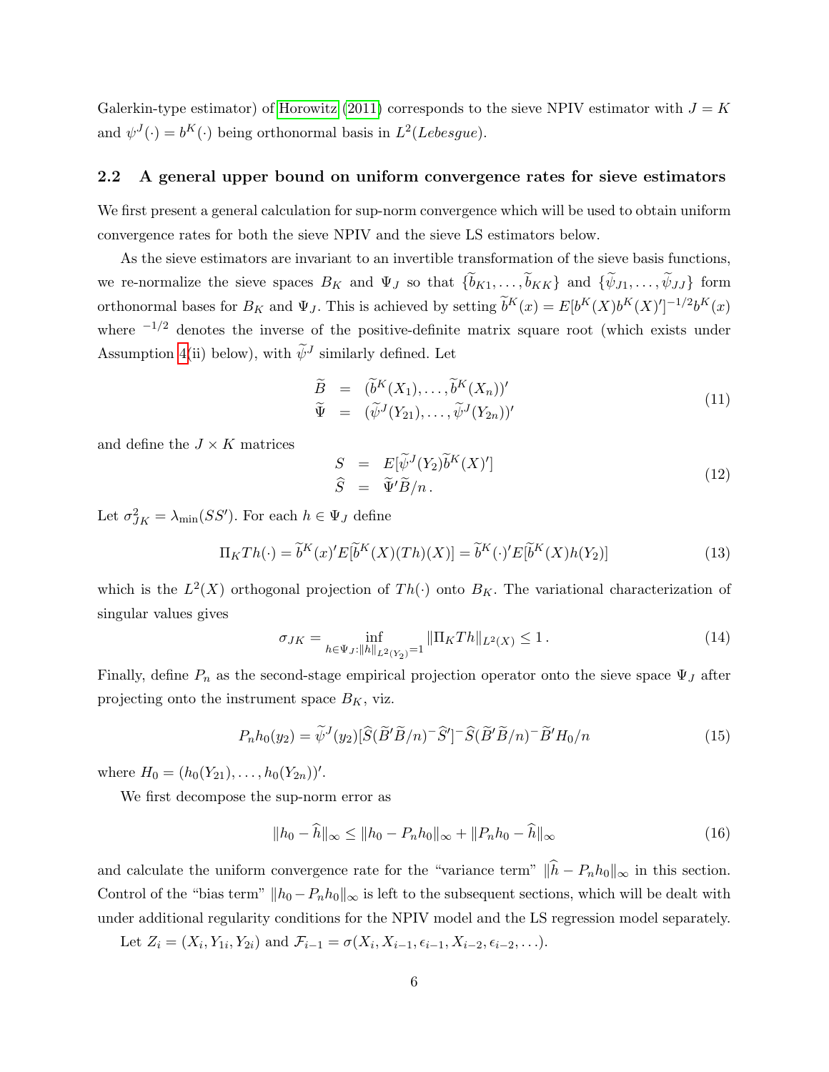Galerkin-type estimator) of Horowitz (2011) corresponds to the sieve NPIV estimator with $J = K$ and $\psi^J(\cdot) = b^K(\cdot)$ being orthonormal basis in $L^2(Lebesgue)$.

## 2.2 A general upper bound on uniform convergence rates for sieve estimators

We first present a general calculation for sup-norm convergence which will be used to obtain uniform convergence rates for both the sieve NPIV and the sieve LS estimators below.

As the sieve estimators are invariant to an invertible transformation of the sieve basis functions, we re-normalize the sieve spaces $B_K$ and $\Psi_J$ so that $\{\widetilde{b}_{K1}, \ldots, \widetilde{b}_{KK}\}$ and $\{\widetilde{\psi}_{J1}, \ldots, \widetilde{\psi}_{JJ}\}$ form orthonormal bases for $B_K$ and $\Psi_J$. This is achieved by setting $\widetilde{b}^K(x) = E[b^K(X)b^K(X)']^{-1/2}b^K(x)$ where $^{-1/2}$ denotes the inverse of the positive-definite matrix square root (which exists under Assumption 4(ii) below), with $\widetilde{\psi}^J$ similarly defined. Let

$$
\begin{aligned}
\widetilde{B} &= (\widetilde{b}^K(X_1), \ldots, \widetilde{b}^K(X_n))' \\
\widetilde{\Psi} &= (\widetilde{\psi}^J(Y_{21}), \ldots, \widetilde{\psi}^J(Y_{2n}))'
\end{aligned}
\tag{11}
$$

and define the $J \times K$ matrices

$$
\begin{aligned}
S &= E[\widetilde{\psi}^J(Y_2)\widetilde{b}^K(X)'] \\
\widehat{S} &= \widetilde{\Psi}'\widetilde{B}/n\,.
\end{aligned}
\tag{12}
$$

Let $\sigma_{JK}^2 = \lambda_{\min}(SS')$. For each $h \in \Psi_J$ define

$$
\Pi_K Th(\cdot) = \widetilde{b}^K(x)'E[\widetilde{b}^K(X)(Th)(X)] = \widetilde{b}^K(\cdot)'E[\widetilde{b}^K(X)h(Y_2)] \tag{13}
$$

which is the $L^2(X)$ orthogonal projection of $Th(\cdot)$ onto $B_K$. The variational characterization of singular values gives

$$
\sigma_{JK} = \inf_{h \in \Psi_J : \|h\|_{L^2(Y_2)}=1} \|\Pi_K Th\|_{L^2(X)} \leq 1\,. \tag{14}
$$

Finally, define $P_n$ as the second-stage empirical projection operator onto the sieve space $\Psi_J$ after projecting onto the instrument space $B_K$, viz.

$$
P_n h_0(y_2) = \widetilde{\psi}^J(y_2)[\widehat{S}(\widetilde{B}'\widetilde{B}/n)^-\widehat{S}']^-\widehat{S}(\widetilde{B}'\widetilde{B}/n)^-\widetilde{B}'H_0/n \tag{15}
$$

where $H_0 = (h_0(Y_{21}), \ldots, h_0(Y_{2n}))'$.

We first decompose the sup-norm error as

$$
\|h_0 - \widehat{h}\|_\infty \leq \|h_0 - P_n h_0\|_\infty + \|P_n h_0 - \widehat{h}\|_\infty \tag{16}
$$

and calculate the uniform convergence rate for the "variance term" $\|\widehat{h} - P_n h_0\|_\infty$ in this section. Control of the "bias term" $\|h_0 - P_n h_0\|_\infty$ is left to the subsequent sections, which will be dealt with under additional regularity conditions for the NPIV model and the LS regression model separately.

Let $Z_i = (X_i, Y_{1i}, Y_{2i})$ and $\mathcal{F}_{i-1} = \sigma(X_i, X_{i-1}, \epsilon_{i-1}, X_{i-2}, \epsilon_{i-2}, \ldots)$.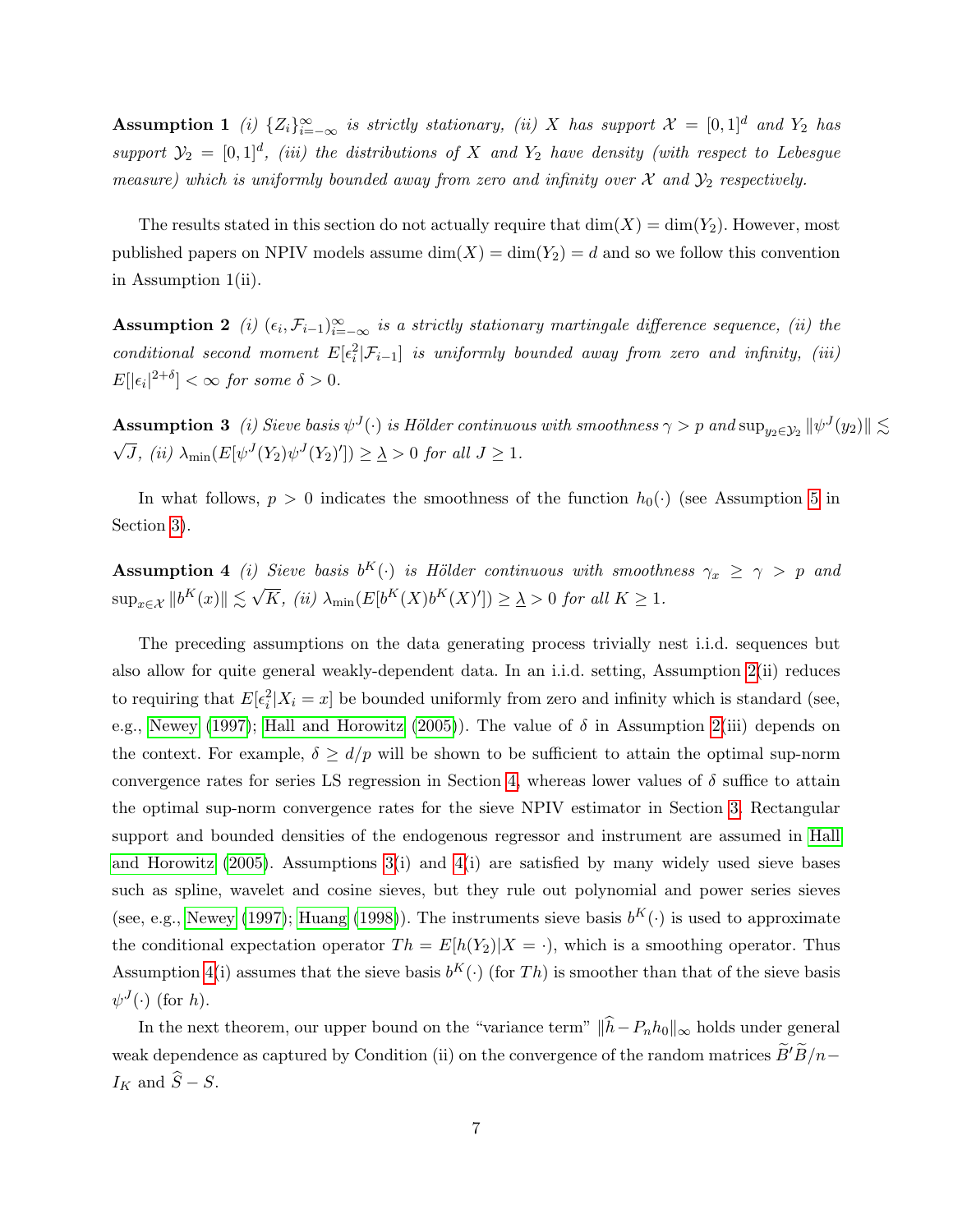**Assumption 1** *(i) $\{Z_i\}_{i=-\infty}^{\infty}$ is strictly stationary, (ii) $X$ has support $\mathcal{X} = [0,1]^d$ and $Y_2$ has support $\mathcal{Y}_2 = [0,1]^d$, (iii) the distributions of $X$ and $Y_2$ have density (with respect to Lebesgue measure) which is uniformly bounded away from zero and infinity over $\mathcal{X}$ and $\mathcal{Y}_2$ respectively.*

The results stated in this section do not actually require that $\dim(X) = \dim(Y_2)$. However, most published papers on NPIV models assume $\dim(X) = \dim(Y_2) = d$ and so we follow this convention in Assumption 1(ii).

**Assumption 2** *(i) $(\epsilon_i, \mathcal{F}_{i-1})_{i=-\infty}^{\infty}$ is a strictly stationary martingale difference sequence, (ii) the conditional second moment $E[\epsilon_i^2|\mathcal{F}_{i-1}]$ is uniformly bounded away from zero and infinity, (iii) $E[|\epsilon_i|^{2+\delta}] < \infty$ for some $\delta > 0$.*

**Assumption 3** *(i) Sieve basis $\psi^J(\cdot)$ is Hölder continuous with smoothness $\gamma > p$ and $\sup_{y_2 \in \mathcal{Y}_2} \|\psi^J(y_2)\| \lesssim \sqrt{J}$, (ii) $\lambda_{\min}(E[\psi^J(Y_2)\psi^J(Y_2)']) \geq \underline{\lambda} > 0$ for all $J \geq 1$.*

In what follows, $p > 0$ indicates the smoothness of the function $h_0(\cdot)$ (see Assumption 5 in Section 3).

**Assumption 4** *(i) Sieve basis $b^K(\cdot)$ is Hölder continuous with smoothness $\gamma_x \geq \gamma > p$ and $\sup_{x \in \mathcal{X}} \|b^K(x)\| \lesssim \sqrt{K}$, (ii) $\lambda_{\min}(E[b^K(X)b^K(X)']) \geq \underline{\lambda} > 0$ for all $K \geq 1$.*

The preceding assumptions on the data generating process trivially nest i.i.d. sequences but also allow for quite general weakly-dependent data. In an i.i.d. setting, Assumption 2(ii) reduces to requiring that $E[\epsilon_i^2|X_i = x]$ be bounded uniformly from zero and infinity which is standard (see, e.g., Newey (1997); Hall and Horowitz (2005)). The value of $\delta$ in Assumption 2(iii) depends on the context. For example, $\delta \geq d/p$ will be shown to be sufficient to attain the optimal sup-norm convergence rates for series LS regression in Section 4, whereas lower values of $\delta$ suffice to attain the optimal sup-norm convergence rates for the sieve NPIV estimator in Section 3. Rectangular support and bounded densities of the endogenous regressor and instrument are assumed in Hall and Horowitz (2005). Assumptions 3(i) and 4(i) are satisfied by many widely used sieve bases such as spline, wavelet and cosine sieves, but they rule out polynomial and power series sieves (see, e.g., Newey (1997); Huang (1998)). The instruments sieve basis $b^K(\cdot)$ is used to approximate the conditional expectation operator $Th = E[h(Y_2)|X = \cdot)$, which is a smoothing operator. Thus Assumption 4(i) assumes that the sieve basis $b^K(\cdot)$ (for $Th$) is smoother than that of the sieve basis $\psi^J(\cdot)$ (for $h$).

In the next theorem, our upper bound on the "variance term" $\|\widehat{h} - P_n h_0\|_\infty$ holds under general weak dependence as captured by Condition (ii) on the convergence of the random matrices $\widetilde{B}'\widetilde{B}/n - I_K$ and $\widehat{S} - S$.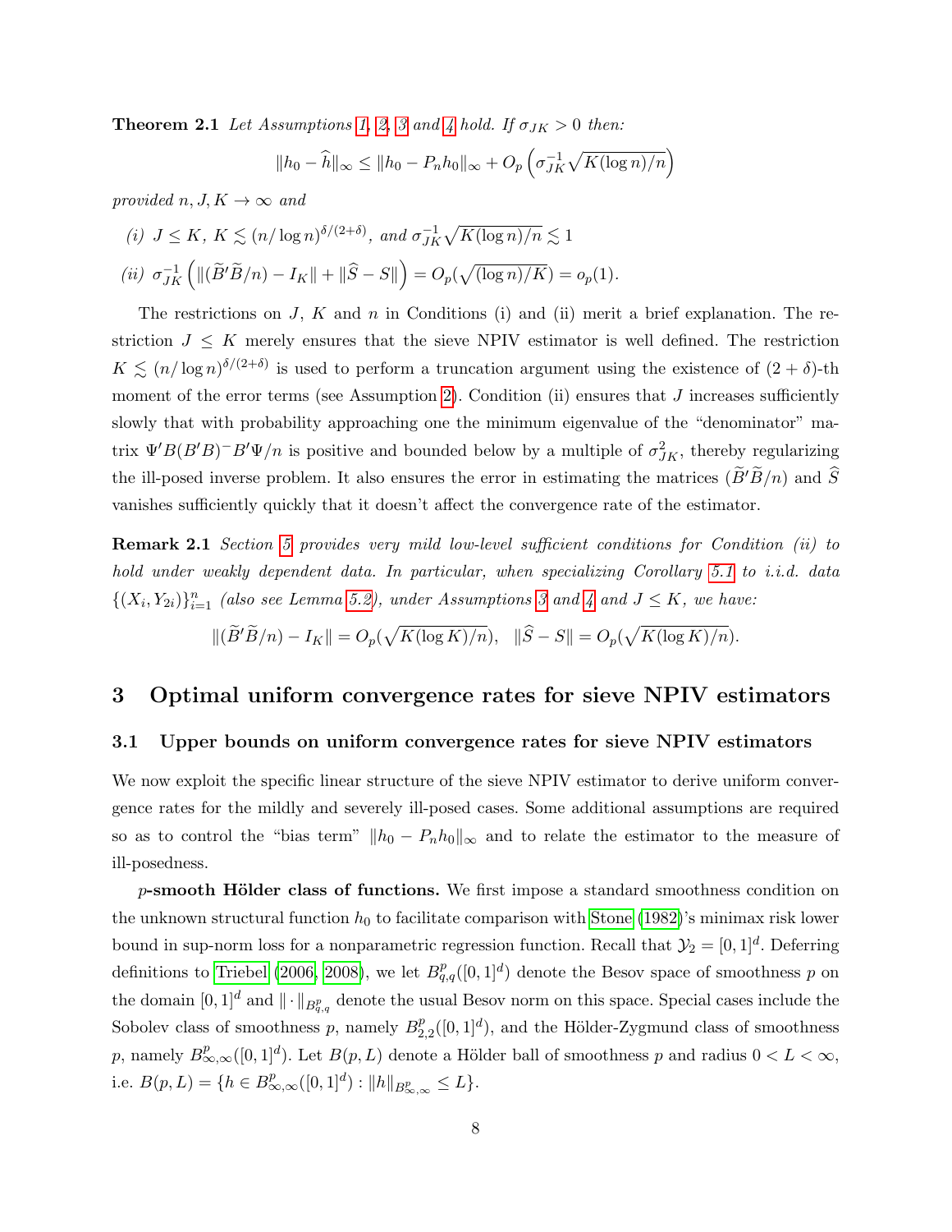**Theorem 2.1** *Let Assumptions 1, 2, 3 and 4 hold. If $\sigma_{JK} > 0$ then:*

$$\|h_0 - \widehat{h}\|_\infty \leq \|h_0 - P_n h_0\|_\infty + O_p\left(\sigma_{JK}^{-1}\sqrt{K(\log n)/n}\right)$$

*provided $n, J, K \to \infty$ and*

*(i) $J \leq K$, $K \lesssim (n/\log n)^{\delta/(2+\delta)}$, and $\sigma_{JK}^{-1}\sqrt{K(\log n)/n} \lesssim 1$*

*(ii) $\sigma_{JK}^{-1}\left(\|(\widetilde{B}'\widetilde{B}/n) - I_K\| + \|\widehat{S} - S\|\right) = O_p(\sqrt{(\log n)/K}) = o_p(1)$.*

The restrictions on $J$, $K$ and $n$ in Conditions (i) and (ii) merit a brief explanation. The restriction $J \leq K$ merely ensures that the sieve NPIV estimator is well defined. The restriction $K \lesssim (n/\log n)^{\delta/(2+\delta)}$ is used to perform a truncation argument using the existence of $(2+\delta)$-th moment of the error terms (see Assumption 2). Condition (ii) ensures that $J$ increases sufficiently slowly that with probability approaching one the minimum eigenvalue of the "denominator" matrix $\Psi' B(B'B)^- B'\Psi/n$ is positive and bounded below by a multiple of $\sigma_{JK}^2$, thereby regularizing the ill-posed inverse problem. It also ensures the error in estimating the matrices $(\widetilde{B}'\widetilde{B}/n)$ and $\widehat{S}$ vanishes sufficiently quickly that it doesn't affect the convergence rate of the estimator.

**Remark 2.1** *Section 5 provides very mild low-level sufficient conditions for Condition (ii) to hold under weakly dependent data. In particular, when specializing Corollary 5.1 to i.i.d. data $\{(X_i, Y_{2i})\}_{i=1}^n$ (also see Lemma 5.2), under Assumptions 3 and 4 and $J \leq K$, we have:*

$$\|(\widetilde{B}'\widetilde{B}/n) - I_K\| = O_p(\sqrt{K(\log K)/n}), \quad \|\widehat{S} - S\| = O_p(\sqrt{K(\log K)/n}).$$

# 3 Optimal uniform convergence rates for sieve NPIV estimators

## 3.1 Upper bounds on uniform convergence rates for sieve NPIV estimators

We now exploit the specific linear structure of the sieve NPIV estimator to derive uniform convergence rates for the mildly and severely ill-posed cases. Some additional assumptions are required so as to control the "bias term" $\|h_0 - P_n h_0\|_\infty$ and to relate the estimator to the measure of ill-posedness.

**$p$-smooth Hölder class of functions.** We first impose a standard smoothness condition on the unknown structural function $h_0$ to facilitate comparison with Stone (1982)'s minimax risk lower bound in sup-norm loss for a nonparametric regression function. Recall that $\mathcal{Y}_2 = [0,1]^d$. Deferring definitions to Triebel (2006, 2008), we let $B^p_{q,q}([0,1]^d)$ denote the Besov space of smoothness $p$ on the domain $[0,1]^d$ and $\|\cdot\|_{B^p_{q,q}}$ denote the usual Besov norm on this space. Special cases include the Sobolev class of smoothness $p$, namely $B^p_{2,2}([0,1]^d)$, and the Hölder-Zygmund class of smoothness $p$, namely $B^p_{\infty,\infty}([0,1]^d)$. Let $B(p,L)$ denote a Hölder ball of smoothness $p$ and radius $0 < L < \infty$, i.e. $B(p,L) = \{h \in B^p_{\infty,\infty}([0,1]^d) : \|h\|_{B^p_{\infty,\infty}} \leq L\}$.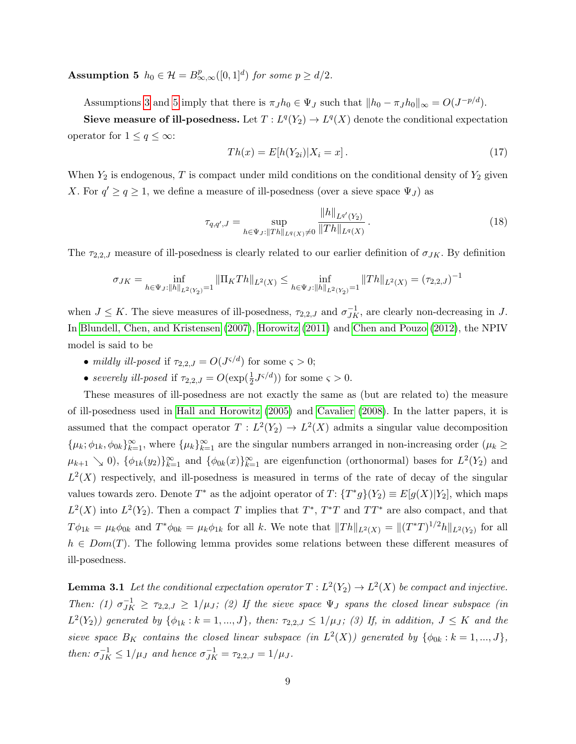**Assumption 5** *$h_0 \in \mathcal{H} = B^p_{\infty,\infty}([0,1]^d)$ for some $p \geq d/2$.*

Assumptions 3 and 5 imply that there is $\pi_J h_0 \in \Psi_J$ such that $\|h_0 - \pi_J h_0\|_\infty = O(J^{-p/d})$.

**Sieve measure of ill-posedness.** Let $T : L^q(Y_2) \to L^q(X)$ denote the conditional expectation operator for $1 \leq q \leq \infty$:

$$Th(x) = E[h(Y_{2i})|X_i = x]\,. \tag{17}$$

When $Y_2$ is endogenous, $T$ is compact under mild conditions on the conditional density of $Y_2$ given $X$. For $q' \geq q \geq 1$, we define a measure of ill-posedness (over a sieve space $\Psi_J$) as

$$\tau_{q,q',J} = \sup_{h \in \Psi_J : \|Th\|_{L^q(X)} \neq 0} \frac{\|h\|_{L^{q'}(Y_2)}}{\|Th\|_{L^q(X)}}\,. \tag{18}$$

The $\tau_{2,2,J}$ measure of ill-posedness is clearly related to our earlier definition of $\sigma_{JK}$. By definition

$$\sigma_{JK} = \inf_{h \in \Psi_J : \|h\|_{L^2(Y_2)} = 1} \|\Pi_K Th\|_{L^2(X)} \leq \inf_{h \in \Psi_J : \|h\|_{L^2(Y_2)} = 1} \|Th\|_{L^2(X)} = (\tau_{2,2,J})^{-1}$$

when $J \leq K$. The sieve measures of ill-posedness, $\tau_{2,2,J}$ and $\sigma_{JK}^{-1}$, are clearly non-decreasing in $J$. In Blundell, Chen, and Kristensen (2007), Horowitz (2011) and Chen and Pouzo (2012), the NPIV model is said to be

- *mildly ill-posed* if $\tau_{2,2,J} = O(J^{\varsigma/d})$ for some $\varsigma > 0$;
- *severely ill-posed* if $\tau_{2,2,J} = O(\exp(\frac{1}{2}J^{\varsigma/d}))$ for some $\varsigma > 0$.

These measures of ill-posedness are not exactly the same as (but are related to) the measure of ill-posedness used in Hall and Horowitz (2005) and Cavalier (2008). In the latter papers, it is assumed that the compact operator $T : L^2(Y_2) \to L^2(X)$ admits a singular value decomposition $\{\mu_k; \phi_{1k}, \phi_{0k}\}_{k=1}^\infty$, where $\{\mu_k\}_{k=1}^\infty$ are the singular numbers arranged in non-increasing order ($\mu_k \geq \mu_{k+1} \searrow 0$), $\{\phi_{1k}(y_2)\}_{k=1}^\infty$ and $\{\phi_{0k}(x)\}_{k=1}^\infty$ are eigenfunction (orthonormal) bases for $L^2(Y_2)$ and $L^2(X)$ respectively, and ill-posedness is measured in terms of the rate of decay of the singular values towards zero. Denote $T^*$ as the adjoint operator of $T$: $\{T^*g\}(Y_2) \equiv E[g(X)|Y_2]$, which maps $L^2(X)$ into $L^2(Y_2)$. Then a compact $T$ implies that $T^*$, $T^*T$ and $TT^*$ are also compact, and that $T\phi_{1k} = \mu_k \phi_{0k}$ and $T^*\phi_{0k} = \mu_k \phi_{1k}$ for all $k$. We note that $\|Th\|_{L^2(X)} = \|(T^*T)^{1/2}h\|_{L^2(Y_2)}$ for all $h \in Dom(T)$. The following lemma provides some relations between these different measures of ill-posedness.

**Lemma 3.1** *Let the conditional expectation operator $T : L^2(Y_2) \to L^2(X)$ be compact and injective. Then: (1) $\sigma_{JK}^{-1} \geq \tau_{2,2,J} \geq 1/\mu_J$; (2) If the sieve space $\Psi_J$ spans the closed linear subspace (in $L^2(Y_2)$) generated by $\{\phi_{1k} : k = 1, ..., J\}$, then: $\tau_{2,2,J} \leq 1/\mu_J$; (3) If, in addition, $J \leq K$ and the sieve space $B_K$ contains the closed linear subspace (in $L^2(X)$) generated by $\{\phi_{0k} : k = 1, ..., J\}$, then: $\sigma_{JK}^{-1} \leq 1/\mu_J$ and hence $\sigma_{JK}^{-1} = \tau_{2,2,J} = 1/\mu_J$.*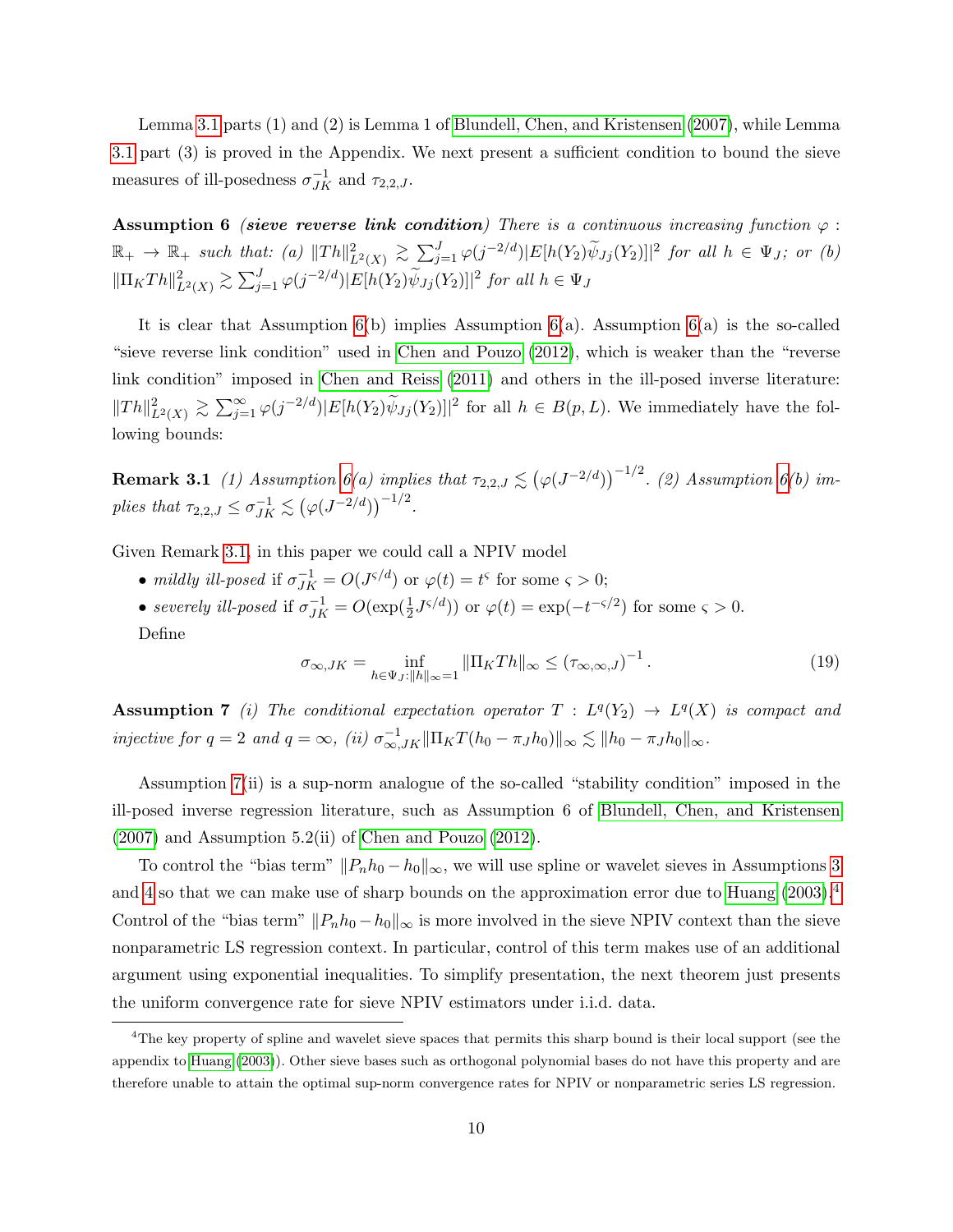Lemma 3.1 parts (1) and (2) is Lemma 1 of Blundell, Chen, and Kristensen (2007), while Lemma 3.1 part (3) is proved in the Appendix. We next present a sufficient condition to bound the sieve measures of ill-posedness $\sigma_{JK}^{-1}$ and $\tau_{2,2,J}$.

**Assumption 6** *(**sieve reverse link condition**) There is a continuous increasing function $\varphi : \mathbb{R}_+ \to \mathbb{R}_+$ such that: (a) $\|Th\|^2_{L^2(X)} \gtrsim \sum_{j=1}^{J} \varphi(j^{-2/d})|E[h(Y_2)\widetilde{\psi}_{Jj}(Y_2)]|^2$ for all $h \in \Psi_J$; or (b) $\|\Pi_K Th\|^2_{L^2(X)} \gtrsim \sum_{j=1}^{J} \varphi(j^{-2/d})|E[h(Y_2)\widetilde{\psi}_{Jj}(Y_2)]|^2$ for all $h \in \Psi_J$*

It is clear that Assumption 6(b) implies Assumption 6(a). Assumption 6(a) is the so-called "sieve reverse link condition" used in Chen and Pouzo (2012), which is weaker than the "reverse link condition" imposed in Chen and Reiss (2011) and others in the ill-posed inverse literature: $\|Th\|^2_{L^2(X)} \gtrsim \sum_{j=1}^{\infty} \varphi(j^{-2/d})|E[h(Y_2)\widetilde{\psi}_{Jj}(Y_2)]|^2$ for all $h \in B(p, L)$. We immediately have the following bounds:

**Remark 3.1** *(1) Assumption 6(a) implies that $\tau_{2,2,J} \lesssim \left(\varphi(J^{-2/d})\right)^{-1/2}$. (2) Assumption 6(b) implies that $\tau_{2,2,J} \leq \sigma_{JK}^{-1} \lesssim \left(\varphi(J^{-2/d})\right)^{-1/2}$.*

Given Remark 3.1, in this paper we could call a NPIV model

- *mildly ill-posed* if $\sigma_{JK}^{-1} = O(J^{\varsigma/d})$ or $\varphi(t) = t^{\varsigma}$ for some $\varsigma > 0$;
- *severely ill-posed* if $\sigma_{JK}^{-1} = O(\exp(\frac{1}{2}J^{\varsigma/d}))$ or $\varphi(t) = \exp(-t^{-\varsigma/2})$ for some $\varsigma > 0$.

Define

$$\sigma_{\infty,JK} = \inf_{h \in \Psi_J : \|h\|_\infty = 1} \|\Pi_K Th\|_\infty \leq \left(\tau_{\infty,\infty,J}\right)^{-1}. \tag{19}$$

**Assumption 7** *(i) The conditional expectation operator $T : L^q(Y_2) \to L^q(X)$ is compact and injective for $q = 2$ and $q = \infty$, (ii) $\sigma_{\infty,JK}^{-1}\|\Pi_K T(h_0 - \pi_J h_0)\|_\infty \lesssim \|h_0 - \pi_J h_0\|_\infty$.*

Assumption 7(ii) is a sup-norm analogue of the so-called "stability condition" imposed in the ill-posed inverse regression literature, such as Assumption 6 of Blundell, Chen, and Kristensen (2007) and Assumption 5.2(ii) of Chen and Pouzo (2012).

To control the "bias term" $\|P_n h_0 - h_0\|_\infty$, we will use spline or wavelet sieves in Assumptions 3 and 4 so that we can make use of sharp bounds on the approximation error due to Huang (2003).[4] Control of the "bias term" $\|P_n h_0 - h_0\|_\infty$ is more involved in the sieve NPIV context than the sieve nonparametric LS regression context. In particular, control of this term makes use of an additional argument using exponential inequalities. To simplify presentation, the next theorem just presents the uniform convergence rate for sieve NPIV estimators under i.i.d. data.

[4] The key property of spline and wavelet sieve spaces that permits this sharp bound is their local support (see the appendix to Huang (2003)). Other sieve bases such as orthogonal polynomial bases do not have this property and are therefore unable to attain the optimal sup-norm convergence rates for NPIV or nonparametric series LS regression.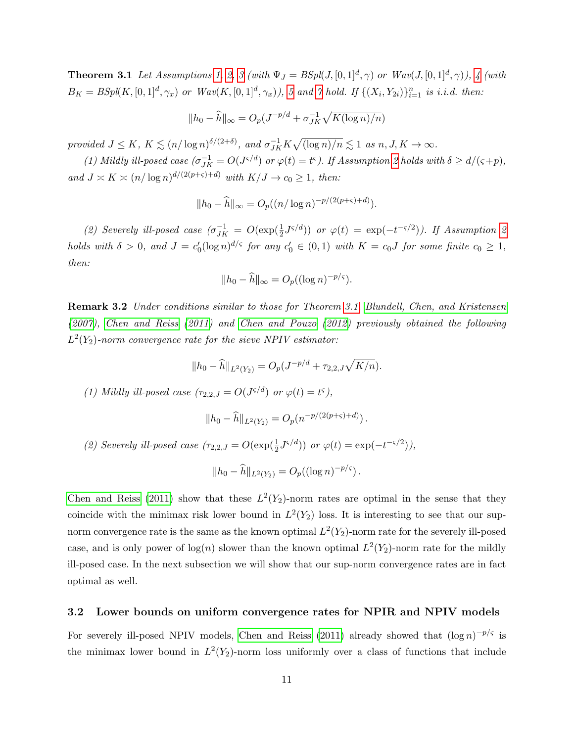**Theorem 3.1** *Let Assumptions 1, 2, 3 (with $\Psi_J = BSpl(J,[0,1]^d,\gamma)$ or $Wav(J,[0,1]^d,\gamma)$), 4 (with $B_K = BSpl(K,[0,1]^d,\gamma_x)$ or $Wav(K,[0,1]^d,\gamma_x)$), 5 and 7 hold. If $\{(X_i,Y_{2i})\}_{i=1}^n$ is i.i.d. then:*

$$\|h_0 - \widehat{h}\|_\infty = O_p(J^{-p/d} + \sigma_{JK}^{-1}\sqrt{K(\log n)/n})$$

*provided $J \leq K$, $K \lesssim (n/\log n)^{\delta/(2+\delta)}$, and $\sigma_{JK}^{-1} K\sqrt{(\log n)/n} \lesssim 1$ as $n, J, K \to \infty$.*

*(1) Mildly ill-posed case ($\sigma_{JK}^{-1} = O(J^{\varsigma/d})$ or $\varphi(t) = t^\varsigma$). If Assumption 2 holds with $\delta \geq d/(\varsigma+p)$, and $J \asymp K \asymp (n/\log n)^{d/(2(p+\varsigma)+d)}$ with $K/J \to c_0 \geq 1$, then:*

$$\|h_0 - \widehat{h}\|_\infty = O_p((n/\log n)^{-p/(2(p+\varsigma)+d)}).$$

*(2) Severely ill-posed case ($\sigma_{JK}^{-1} = O(\exp(\frac{1}{2}J^{\varsigma/d}))$ or $\varphi(t) = \exp(-t^{-\varsigma/2})$). If Assumption 2 holds with $\delta > 0$, and $J = c_0'(\log n)^{d/\varsigma}$ for any $c_0' \in (0,1)$ with $K = c_0 J$ for some finite $c_0 \geq 1$, then:*

$$\|h_0 - \widehat{h}\|_\infty = O_p((\log n)^{-p/\varsigma}).$$

**Remark 3.2** *Under conditions similar to those for Theorem 3.1, Blundell, Chen, and Kristensen (2007), Chen and Reiss (2011) and Chen and Pouzo (2012) previously obtained the following $L^2(Y_2)$-norm convergence rate for the sieve NPIV estimator:*

$$\|h_0 - \widehat{h}\|_{L^2(Y_2)} = O_p(J^{-p/d} + \tau_{2,2,J}\sqrt{K/n}).$$

*(1) Mildly ill-posed case ($\tau_{2,2,J} = O(J^{\varsigma/d})$ or $\varphi(t) = t^\varsigma$),*

$$\|h_0 - \widehat{h}\|_{L^2(Y_2)} = O_p(n^{-p/(2(p+\varsigma)+d)}).$$

*(2) Severely ill-posed case ($\tau_{2,2,J} = O(\exp(\frac{1}{2}J^{\varsigma/d}))$ or $\varphi(t) = \exp(-t^{-\varsigma/2})$),*

$$\|h_0 - \widehat{h}\|_{L^2(Y_2)} = O_p((\log n)^{-p/\varsigma}).$$

Chen and Reiss (2011) show that these $L^2(Y_2)$-norm rates are optimal in the sense that they coincide with the minimax risk lower bound in $L^2(Y_2)$ loss. It is interesting to see that our sup-norm convergence rate is the same as the known optimal $L^2(Y_2)$-norm rate for the severely ill-posed case, and is only power of $\log(n)$ slower than the known optimal $L^2(Y_2)$-norm rate for the mildly ill-posed case. In the next subsection we will show that our sup-norm convergence rates are in fact optimal as well.

### 3.2 Lower bounds on uniform convergence rates for NPIR and NPIV models

For severely ill-posed NPIV models, Chen and Reiss (2011) already showed that $(\log n)^{-p/\varsigma}$ is the minimax lower bound in $L^2(Y_2)$-norm loss uniformly over a class of functions that include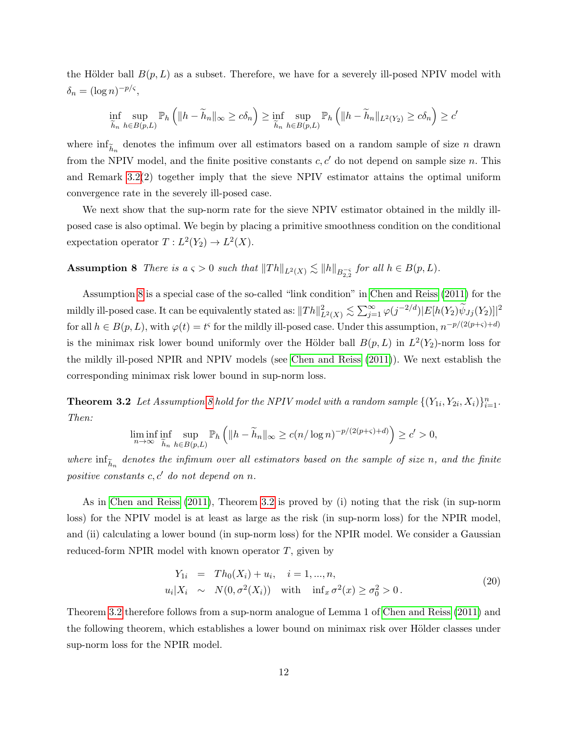the Hölder ball $B(p, L)$ as a subset. Therefore, we have for a severely ill-posed NPIV model with $\delta_n = (\log n)^{-p/\varsigma}$,

$$\inf_{\widetilde{h}_n} \sup_{h \in B(p,L)} \mathbb{P}_h \left( \|h - \widetilde{h}_n\|_\infty \geq c\delta_n \right) \geq \inf_{\widetilde{h}_n} \sup_{h \in B(p,L)} \mathbb{P}_h \left( \|h - \widetilde{h}_n\|_{L^2(Y_2)} \geq c\delta_n \right) \geq c'$$

where $\inf_{\widetilde{h}_n}$ denotes the infimum over all estimators based on a random sample of size $n$ drawn from the NPIV model, and the finite positive constants $c, c'$ do not depend on sample size $n$. This and Remark 3.2(2) together imply that the sieve NPIV estimator attains the optimal uniform convergence rate in the severely ill-posed case.

We next show that the sup-norm rate for the sieve NPIV estimator obtained in the mildly ill-posed case is also optimal. We begin by placing a primitive smoothness condition on the conditional expectation operator $T : L^2(Y_2) \to L^2(X)$.

**Assumption 8** *There is a $\varsigma > 0$ such that $\|Th\|_{L^2(X)} \lesssim \|h\|_{B^{-\varsigma}_{2,2}}$ for all $h \in B(p, L)$.*

Assumption 8 is a special case of the so-called "link condition" in Chen and Reiss (2011) for the mildly ill-posed case. It can be equivalently stated as: $\|Th\|^2_{L^2(X)} \lesssim \sum_{j=1}^{\infty} \varphi(j^{-2/d}) |E[h(Y_2)\widetilde{\psi}_{Jj}(Y_2)]|^2$ for all $h \in B(p, L)$, with $\varphi(t) = t^\varsigma$ for the mildly ill-posed case. Under this assumption, $n^{-p/(2(p+\varsigma)+d)}$ is the minimax risk lower bound uniformly over the Hölder ball $B(p, L)$ in $L^2(Y_2)$-norm loss for the mildly ill-posed NPIR and NPIV models (see Chen and Reiss (2011)). We next establish the corresponding minimax risk lower bound in sup-norm loss.

**Theorem 3.2** *Let Assumption 8 hold for the NPIV model with a random sample $\{(Y_{1i}, Y_{2i}, X_i)\}_{i=1}^n$. Then:*

$$\liminf_{n \to \infty} \inf_{\widetilde{h}_n} \sup_{h \in B(p,L)} \mathbb{P}_h \left( \|h - \widetilde{h}_n\|_\infty \geq c(n/\log n)^{-p/(2(p+\varsigma)+d)} \right) \geq c' > 0,$$

*where $\inf_{\widetilde{h}_n}$ denotes the infimum over all estimators based on the sample of size $n$, and the finite positive constants $c, c'$ do not depend on $n$.*

As in Chen and Reiss (2011), Theorem 3.2 is proved by (i) noting that the risk (in sup-norm loss) for the NPIV model is at least as large as the risk (in sup-norm loss) for the NPIR model, and (ii) calculating a lower bound (in sup-norm loss) for the NPIR model. We consider a Gaussian reduced-form NPIR model with known operator $T$, given by

$$\begin{aligned} Y_{1i} &= Th_0(X_i) + u_i, \quad i = 1, ..., n, \\ u_i | X_i &\sim N(0, \sigma^2(X_i)) \quad \text{with} \quad \inf_x \sigma^2(x) \geq \sigma_0^2 > 0\,. \end{aligned} \tag{20}$$

Theorem 3.2 therefore follows from a sup-norm analogue of Lemma 1 of Chen and Reiss (2011) and the following theorem, which establishes a lower bound on minimax risk over Hölder classes under sup-norm loss for the NPIR model.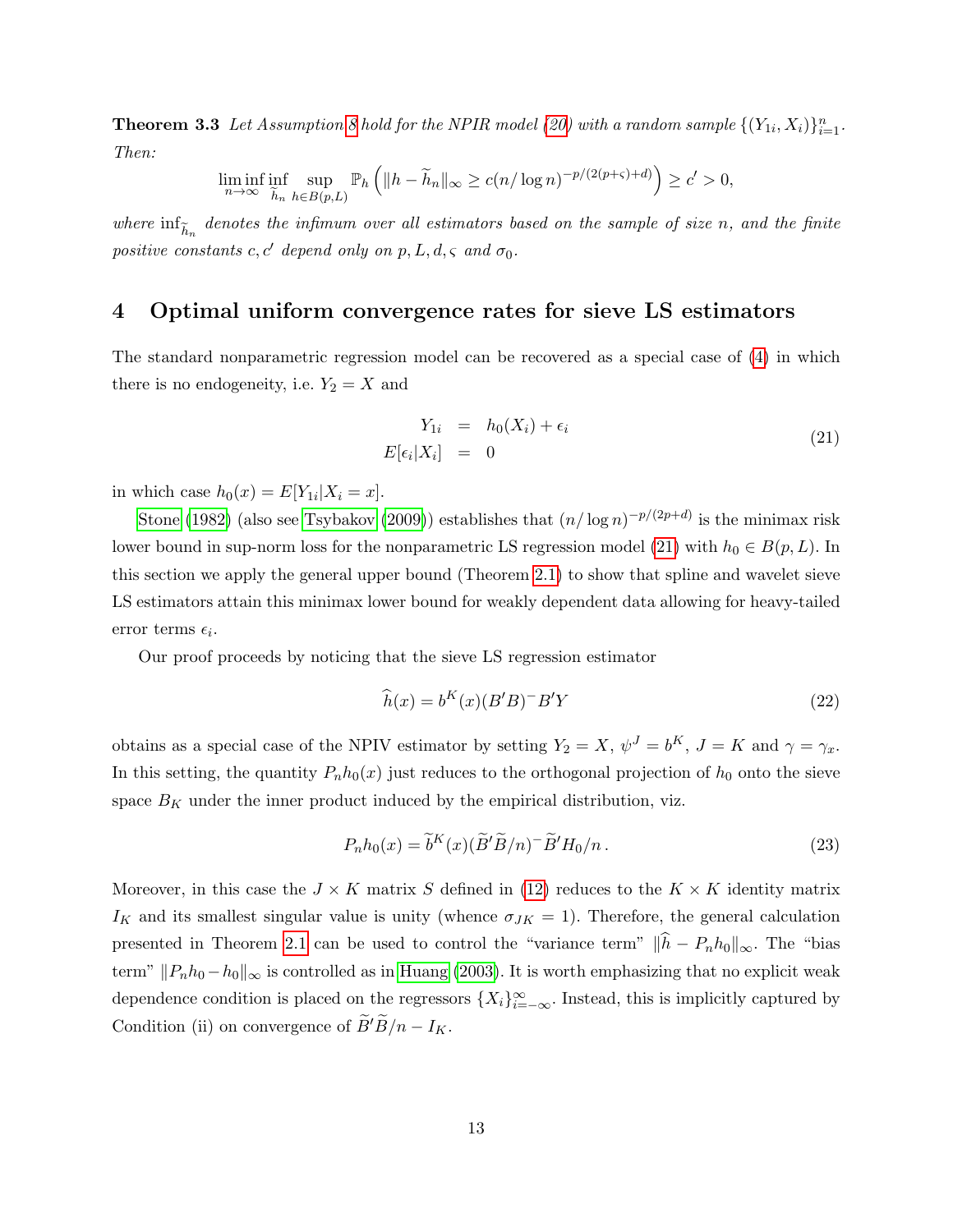**Theorem 3.3** *Let Assumption 8 hold for the NPIR model (20) with a random sample $\{(Y_{1i}, X_i)\}_{i=1}^n$. Then:*

$$\liminf_{n\to\infty} \inf_{\widetilde{h}_n} \sup_{h \in B(p,L)} \mathbb{P}_h \left( \|h - \widetilde{h}_n\|_\infty \geq c(n/\log n)^{-p/(2(p+\varsigma)+d)} \right) \geq c' > 0,$$

*where $\inf_{\widetilde{h}_n}$ denotes the infimum over all estimators based on the sample of size $n$, and the finite positive constants $c, c'$ depend only on $p, L, d, \varsigma$ and $\sigma_0$.*

# 4 Optimal uniform convergence rates for sieve LS estimators

The standard nonparametric regression model can be recovered as a special case of (4) in which there is no endogeneity, i.e. $Y_2 = X$ and

$$\begin{aligned} Y_{1i} &= h_0(X_i) + \epsilon_i \\ E[\epsilon_i | X_i] &= 0 \end{aligned} \tag{21}$$

in which case $h_0(x) = E[Y_{1i}|X_i = x]$.

Stone (1982) (also see Tsybakov (2009)) establishes that $(n/\log n)^{-p/(2p+d)}$ is the minimax risk lower bound in sup-norm loss for the nonparametric LS regression model (21) with $h_0 \in B(p, L)$. In this section we apply the general upper bound (Theorem 2.1) to show that spline and wavelet sieve LS estimators attain this minimax lower bound for weakly dependent data allowing for heavy-tailed error terms $\epsilon_i$.

Our proof proceeds by noticing that the sieve LS regression estimator

$$\widehat{h}(x) = b^K(x)(B'B)^- B'Y \tag{22}$$

obtains as a special case of the NPIV estimator by setting $Y_2 = X$, $\psi^J = b^K$, $J = K$ and $\gamma = \gamma_x$. In this setting, the quantity $P_n h_0(x)$ just reduces to the orthogonal projection of $h_0$ onto the sieve space $B_K$ under the inner product induced by the empirical distribution, viz.

$$P_n h_0(x) = \widetilde{b}^K(x)(\widetilde{B}'\widetilde{B}/n)^- \widetilde{B}' H_0/n\,. \tag{23}$$

Moreover, in this case the $J \times K$ matrix $S$ defined in (12) reduces to the $K \times K$ identity matrix $I_K$ and its smallest singular value is unity (whence $\sigma_{JK} = 1$). Therefore, the general calculation presented in Theorem 2.1 can be used to control the "variance term" $\|\widehat{h} - P_n h_0\|_\infty$. The "bias term" $\|P_n h_0 - h_0\|_\infty$ is controlled as in Huang (2003). It is worth emphasizing that no explicit weak dependence condition is placed on the regressors $\{X_i\}_{i=-\infty}^\infty$. Instead, this is implicitly captured by Condition (ii) on convergence of $\widetilde{B}'\widetilde{B}/n - I_K$.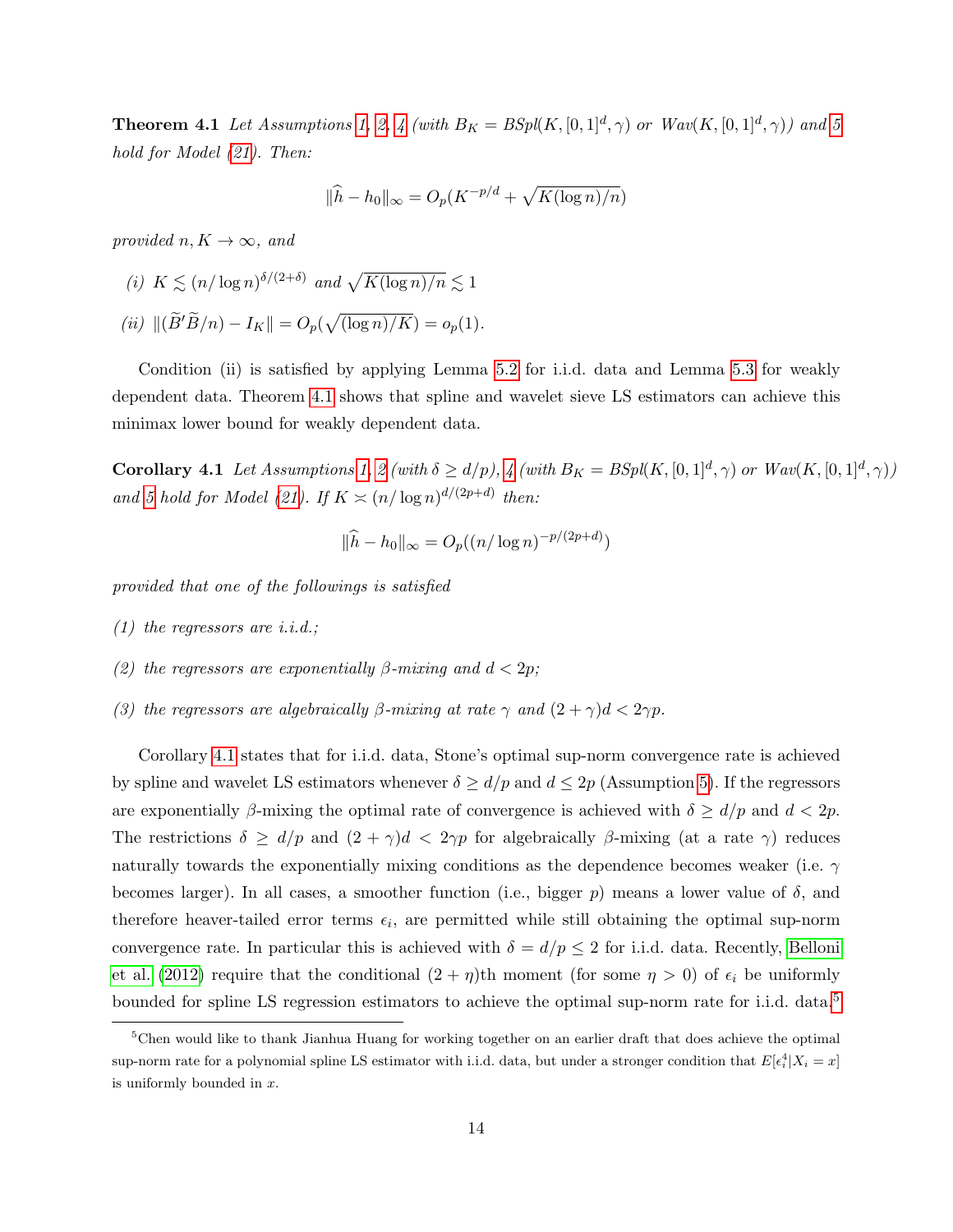**Theorem 4.1** *Let Assumptions 1, 2, 4 (with $B_K = BSpl(K, [0,1]^d, \gamma)$ or $Wav(K, [0,1]^d, \gamma)$) and 5 hold for Model (21). Then:*

$$\|\widehat{h} - h_0\|_\infty = O_p(K^{-p/d} + \sqrt{K(\log n)/n})$$

*provided $n, K \to \infty$, and*

*(i) $K \lesssim (n/\log n)^{\delta/(2+\delta)}$ and $\sqrt{K(\log n)/n} \lesssim 1$*

*(ii) $\|(\widetilde{B}'\widetilde{B}/n) - I_K\| = O_p(\sqrt{(\log n)/K}) = o_p(1)$.*

Condition (ii) is satisfied by applying Lemma 5.2 for i.i.d. data and Lemma 5.3 for weakly dependent data. Theorem 4.1 shows that spline and wavelet sieve LS estimators can achieve this minimax lower bound for weakly dependent data.

**Corollary 4.1** *Let Assumptions 1, 2 (with $\delta \geq d/p$), 4 (with $B_K = BSpl(K, [0,1]^d, \gamma)$ or $Wav(K, [0,1]^d, \gamma)$) and 5 hold for Model (21). If $K \asymp (n/\log n)^{d/(2p+d)}$ then:*

$$\|\widehat{h} - h_0\|_\infty = O_p((n/\log n)^{-p/(2p+d)})$$

*provided that one of the followings is satisfied*

*(1) the regressors are i.i.d.;*

*(2) the regressors are exponentially $\beta$-mixing and $d < 2p$;*

*(3) the regressors are algebraically $\beta$-mixing at rate $\gamma$ and $(2+\gamma)d < 2\gamma p$.*

Corollary 4.1 states that for i.i.d. data, Stone's optimal sup-norm convergence rate is achieved by spline and wavelet LS estimators whenever $\delta \geq d/p$ and $d \leq 2p$ (Assumption 5). If the regressors are exponentially $\beta$-mixing the optimal rate of convergence is achieved with $\delta \geq d/p$ and $d < 2p$. The restrictions $\delta \geq d/p$ and $(2+\gamma)d < 2\gamma p$ for algebraically $\beta$-mixing (at a rate $\gamma$) reduces naturally towards the exponentially mixing conditions as the dependence becomes weaker (i.e. $\gamma$ becomes larger). In all cases, a smoother function (i.e., bigger $p$) means a lower value of $\delta$, and therefore heaver-tailed error terms $\epsilon_i$, are permitted while still obtaining the optimal sup-norm convergence rate. In particular this is achieved with $\delta = d/p \leq 2$ for i.i.d. data. Recently, Belloni et al. (2012) require that the conditional $(2+\eta)$th moment (for some $\eta > 0$) of $\epsilon_i$ be uniformly bounded for spline LS regression estimators to achieve the optimal sup-norm rate for i.i.d. data.[5]

[5] Chen would like to thank Jianhua Huang for working together on an earlier draft that does achieve the optimal sup-norm rate for a polynomial spline LS estimator with i.i.d. data, but under a stronger condition that $E[\epsilon_i^4|X_i = x]$ is uniformly bounded in $x$.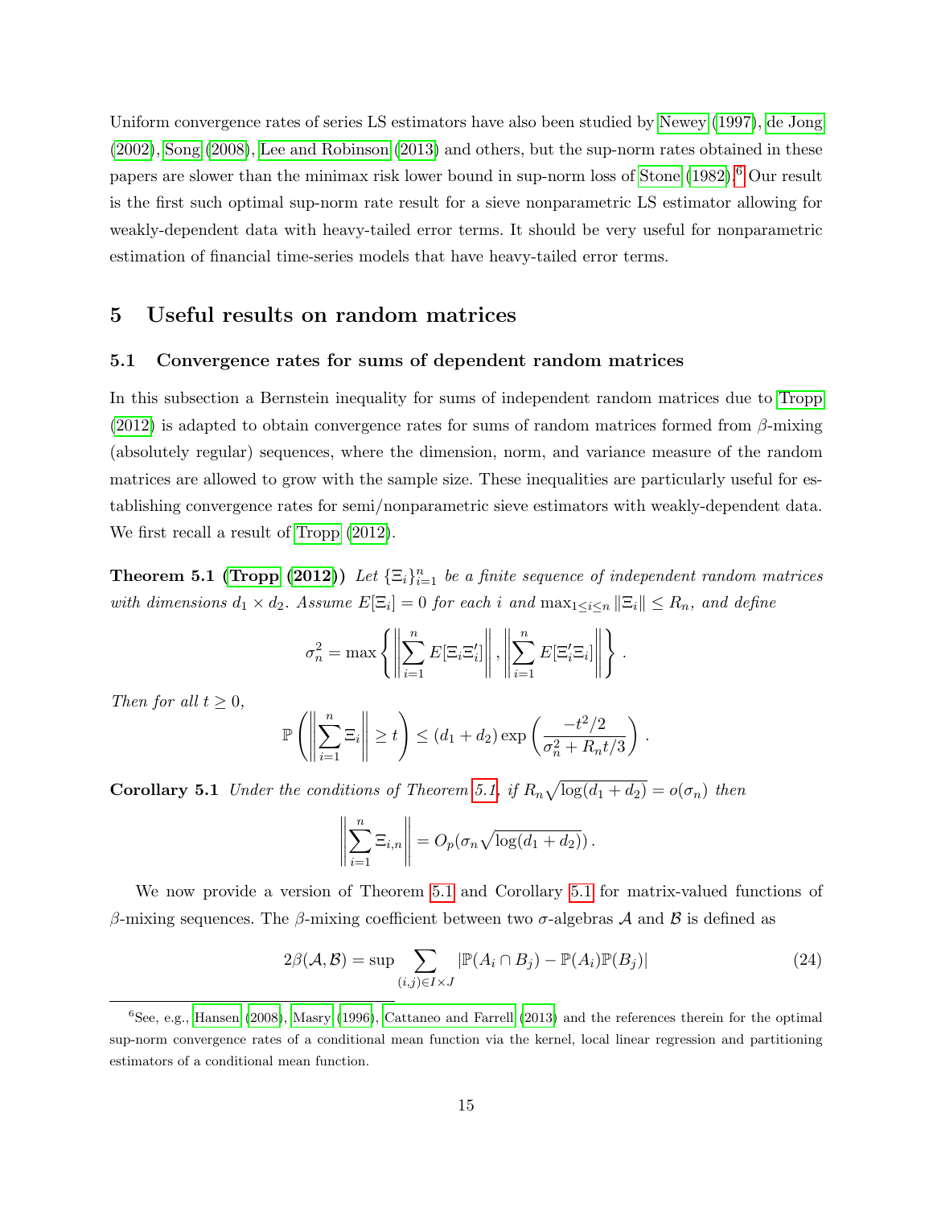Uniform convergence rates of series LS estimators have also been studied by Newey (1997), de Jong (2002), Song (2008), Lee and Robinson (2013) and others, but the sup-norm rates obtained in these papers are slower than the minimax risk lower bound in sup-norm loss of Stone (1982).[6] Our result is the first such optimal sup-norm rate result for a sieve nonparametric LS estimator allowing for weakly-dependent data with heavy-tailed error terms. It should be very useful for nonparametric estimation of financial time-series models that have heavy-tailed error terms.

# 5 Useful results on random matrices

## 5.1 Convergence rates for sums of dependent random matrices

In this subsection a Bernstein inequality for sums of independent random matrices due to Tropp (2012) is adapted to obtain convergence rates for sums of random matrices formed from $\beta$-mixing (absolutely regular) sequences, where the dimension, norm, and variance measure of the random matrices are allowed to grow with the sample size. These inequalities are particularly useful for establishing convergence rates for semi/nonparametric sieve estimators with weakly-dependent data. We first recall a result of Tropp (2012).

**Theorem 5.1 (Tropp (2012))** *Let $\{\Xi_i\}_{i=1}^n$ be a finite sequence of independent random matrices with dimensions $d_1 \times d_2$. Assume $E[\Xi_i] = 0$ for each $i$ and $\max_{1\leq i\leq n} \|\Xi_i\| \leq R_n$, and define*

$$\sigma_n^2 = \max\left\{ \left\| \sum_{i=1}^n E[\Xi_i \Xi_i'] \right\|, \left\| \sum_{i=1}^n E[\Xi_i' \Xi_i] \right\| \right\}.$$

*Then for all $t \geq 0$,*

$$\mathbb{P}\left( \left\| \sum_{i=1}^n \Xi_i \right\| \geq t \right) \leq (d_1 + d_2) \exp\left( \frac{-t^2/2}{\sigma_n^2 + R_n t/3} \right).$$

**Corollary 5.1** *Under the conditions of Theorem 5.1, if $R_n \sqrt{\log(d_1 + d_2)} = o(\sigma_n)$ then*

$$\left\| \sum_{i=1}^n \Xi_{i,n} \right\| = O_p(\sigma_n \sqrt{\log(d_1 + d_2)}).$$

We now provide a version of Theorem 5.1 and Corollary 5.1 for matrix-valued functions of $\beta$-mixing sequences. The $\beta$-mixing coefficient between two $\sigma$-algebras $\mathcal{A}$ and $\mathcal{B}$ is defined as

$$2\beta(\mathcal{A}, \mathcal{B}) = \sup \sum_{(i,j)\in I\times J} |\mathbb{P}(A_i \cap B_j) - \mathbb{P}(A_i)\mathbb{P}(B_j)| \tag{24}$$

[6] See, e.g., Hansen (2008), Masry (1996), Cattaneo and Farrell (2013) and the references therein for the optimal sup-norm convergence rates of a conditional mean function via the kernel, local linear regression and partitioning estimators of a conditional mean function.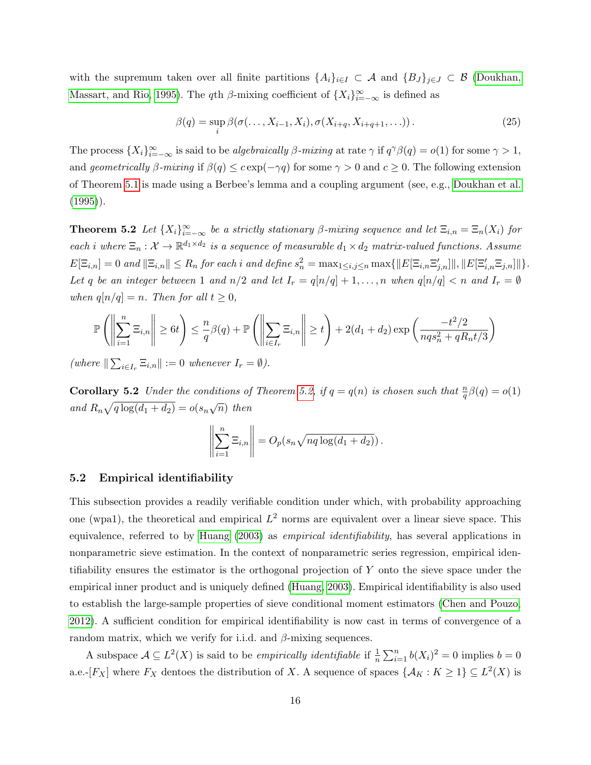with the supremum taken over all finite partitions $\{A_i\}_{i\in I} \subset \mathcal{A}$ and $\{B_J\}_{j\in J} \subset \mathcal{B}$ (Doukhan, Massart, and Rio, 1995). The $q$th $\beta$-mixing coefficient of $\{X_i\}_{i=-\infty}^{\infty}$ is defined as

$$\beta(q) = \sup_i \beta(\sigma(\dots, X_{i-1}, X_i), \sigma(X_{i+q}, X_{i+q+1}, \dots)) \,. \tag{25}$$

The process $\{X_i\}_{i=-\infty}^{\infty}$ is said to be *algebraically $\beta$-mixing* at rate $\gamma$ if $q^\gamma \beta(q) = o(1)$ for some $\gamma > 1$, and *geometrically $\beta$-mixing* if $\beta(q) \le c\exp(-\gamma q)$ for some $\gamma > 0$ and $c \ge 0$. The following extension of Theorem 5.1 is made using a Berbee's lemma and a coupling argument (see, e.g., Doukhan et al. (1995)).

**Theorem 5.2** *Let $\{X_i\}_{i=-\infty}^{\infty}$ be a strictly stationary $\beta$-mixing sequence and let $\Xi_{i,n} = \Xi_n(X_i)$ for each $i$ where $\Xi_n : \mathcal{X} \to \mathbb{R}^{d_1\times d_2}$ is a sequence of measurable $d_1 \times d_2$ matrix-valued functions. Assume $E[\Xi_{i,n}] = 0$ and $\|\Xi_{i,n}\| \le R_n$ for each $i$ and define $s_n^2 = \max_{1\le i,j\le n} \max\{\|E[\Xi_{i,n}\Xi_{j,n}']\|, \|E[\Xi_{i,n}'\Xi_{j,n}]\|\}$. Let $q$ be an integer between $1$ and $n/2$ and let $I_r = q[n/q]+1, \dots, n$ when $q[n/q] < n$ and $I_r = \emptyset$ when $q[n/q] = n$. Then for all $t \ge 0$,*

$$\mathbb{P}\left(\left\|\sum_{i=1}^n \Xi_{i,n}\right\| \ge 6t\right) \le \frac{n}{q}\beta(q) + \mathbb{P}\left(\left\|\sum_{i\in I_r} \Xi_{i,n}\right\| \ge t\right) + 2(d_1+d_2)\exp\left(\frac{-t^2/2}{nqs_n^2 + qR_n t/3}\right)$$

*(where $\|\sum_{i\in I_r} \Xi_{i,n}\| := 0$ whenever $I_r = \emptyset$).*

**Corollary 5.2** *Under the conditions of Theorem 5.2, if $q = q(n)$ is chosen such that $\frac{n}{q}\beta(q) = o(1)$ and $R_n\sqrt{q\log(d_1+d_2)} = o(s_n\sqrt{n})$ then*

$$\left\|\sum_{i=1}^n \Xi_{i,n}\right\| = O_p(s_n\sqrt{nq\log(d_1+d_2)})\,.$$

## 5.2 Empirical identifiability

This subsection provides a readily verifiable condition under which, with probability approaching one (wpa1), the theoretical and empirical $L^2$ norms are equivalent over a linear sieve space. This equivalence, referred to by Huang (2003) as *empirical identifiability*, has several applications in nonparametric sieve estimation. In the context of nonparametric series regression, empirical identifiability ensures the estimator is the orthogonal projection of $Y$ onto the sieve space under the empirical inner product and is uniquely defined (Huang, 2003). Empirical identifiability is also used to establish the large-sample properties of sieve conditional moment estimators (Chen and Pouzo, 2012). A sufficient condition for empirical identifiability is now cast in terms of convergence of a random matrix, which we verify for i.i.d. and $\beta$-mixing sequences.

A subspace $\mathcal{A} \subseteq L^2(X)$ is said to be *empirically identifiable* if $\frac{1}{n}\sum_{i=1}^n b(X_i)^2 = 0$ implies $b = 0$ a.e.-$[F_X]$ where $F_X$ dentoes the distribution of $X$. A sequence of spaces $\{\mathcal{A}_K : K \ge 1\} \subseteq L^2(X)$ is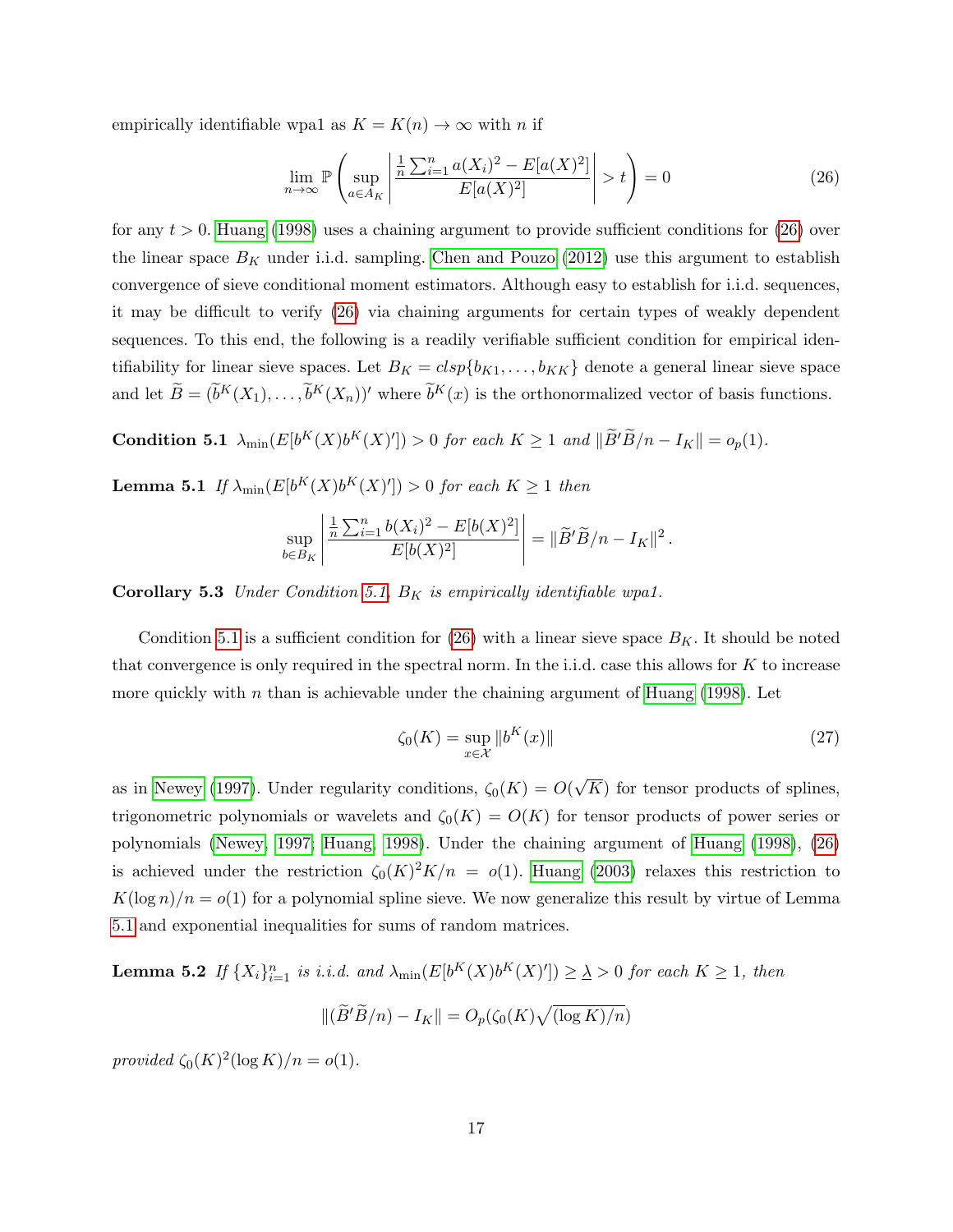empirically identifiable wpa1 as $K = K(n) \to \infty$ with $n$ if

$$\lim_{n\to\infty} \mathbb{P}\left( \sup_{a \in A_K} \left| \frac{\frac{1}{n}\sum_{i=1}^n a(X_i)^2 - E[a(X)^2]}{E[a(X)^2]} \right| > t \right) = 0 \tag{26}$$

for any $t > 0$. Huang (1998) uses a chaining argument to provide sufficient conditions for (26) over the linear space $B_K$ under i.i.d. sampling. Chen and Pouzo (2012) use this argument to establish convergence of sieve conditional moment estimators. Although easy to establish for i.i.d. sequences, it may be difficult to verify (26) via chaining arguments for certain types of weakly dependent sequences. To this end, the following is a readily verifiable sufficient condition for empirical identifiability for linear sieve spaces. Let $B_K = clsp\{b_{K1}, \ldots, b_{KK}\}$ denote a general linear sieve space and let $\widetilde{B} = (\widetilde{b}^K(X_1), \ldots, \widetilde{b}^K(X_n))'$ where $\widetilde{b}^K(x)$ is the orthonormalized vector of basis functions.

**Condition 5.1** *$\lambda_{\min}(E[b^K(X)b^K(X)']) > 0$ for each $K \geq 1$ and $\|\widetilde{B}'\widetilde{B}/n - I_K\| = o_p(1)$.*

**Lemma 5.1** *If $\lambda_{\min}(E[b^K(X)b^K(X)']) > 0$ for each $K \geq 1$ then*

$$\sup_{b \in B_K} \left| \frac{\frac{1}{n}\sum_{i=1}^n b(X_i)^2 - E[b(X)^2]}{E[b(X)^2]} \right| = \|\widetilde{B}'\widetilde{B}/n - I_K\|^2 .$$

**Corollary 5.3** *Under Condition 5.1, $B_K$ is empirically identifiable wpa1.*

Condition 5.1 is a sufficient condition for (26) with a linear sieve space $B_K$. It should be noted that convergence is only required in the spectral norm. In the i.i.d. case this allows for $K$ to increase more quickly with $n$ than is achievable under the chaining argument of Huang (1998). Let

$$\zeta_0(K) = \sup_{x \in \mathcal{X}} \|b^K(x)\| \tag{27}$$

as in Newey (1997). Under regularity conditions, $\zeta_0(K) = O(\sqrt{K})$ for tensor products of splines, trigonometric polynomials or wavelets and $\zeta_0(K) = O(K)$ for tensor products of power series or polynomials (Newey, 1997; Huang, 1998). Under the chaining argument of Huang (1998), (26) is achieved under the restriction $\zeta_0(K)^2 K/n = o(1)$. Huang (2003) relaxes this restriction to $K(\log n)/n = o(1)$ for a polynomial spline sieve. We now generalize this result by virtue of Lemma 5.1 and exponential inequalities for sums of random matrices.

**Lemma 5.2** *If $\{X_i\}_{i=1}^n$ is i.i.d. and $\lambda_{\min}(E[b^K(X)b^K(X)']) \geq \underline{\lambda} > 0$ for each $K \geq 1$, then*

$$\|(\widetilde{B}'\widetilde{B}/n) - I_K\| = O_p(\zeta_0(K)\sqrt{(\log K)/n})$$

*provided $\zeta_0(K)^2(\log K)/n = o(1)$.*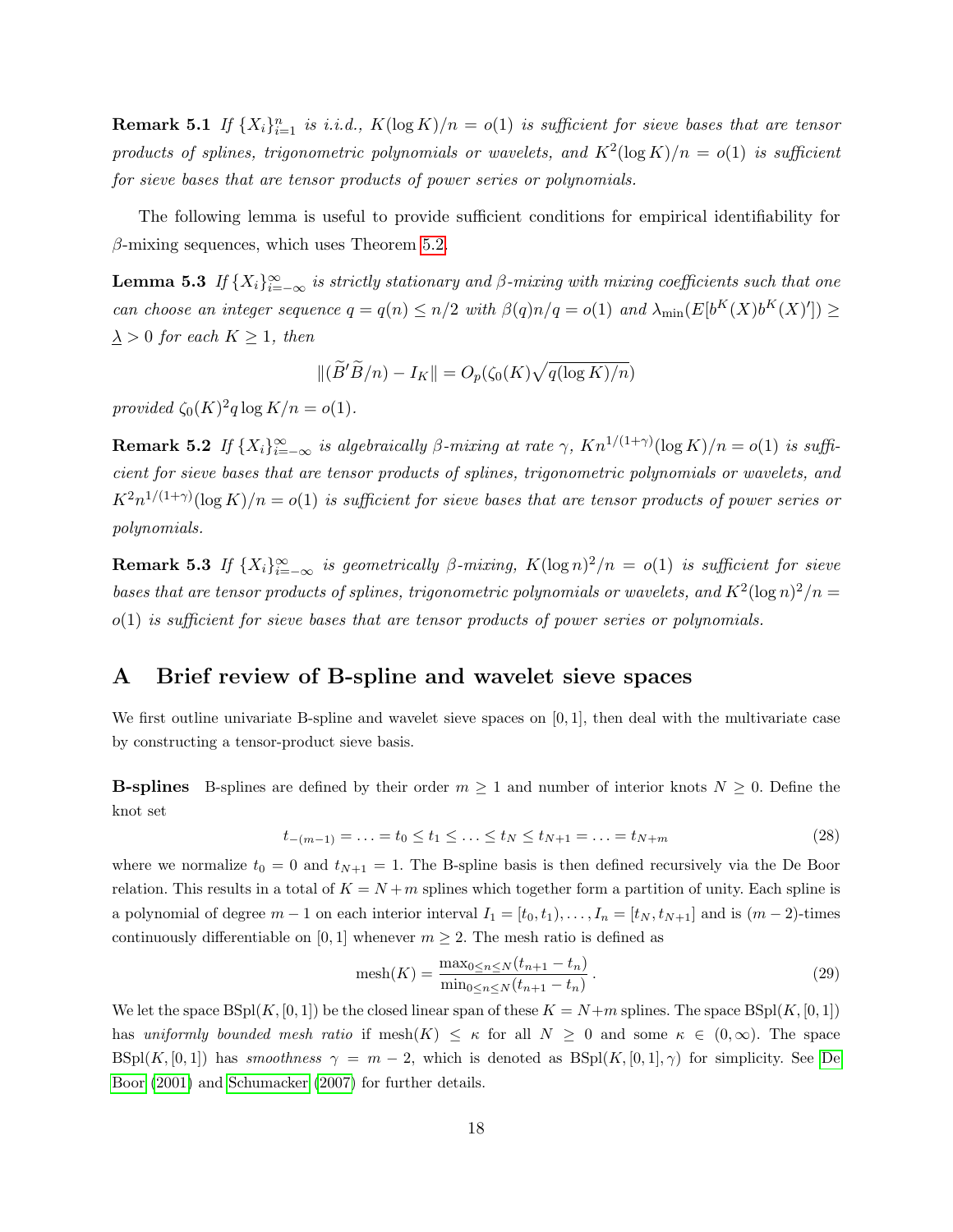**Remark 5.1** *If $\{X_i\}_{i=1}^n$ is i.i.d., $K(\log K)/n = o(1)$ is sufficient for sieve bases that are tensor products of splines, trigonometric polynomials or wavelets, and $K^2(\log K)/n = o(1)$ is sufficient for sieve bases that are tensor products of power series or polynomials.*

The following lemma is useful to provide sufficient conditions for empirical identifiability for $\beta$-mixing sequences, which uses Theorem 5.2.

**Lemma 5.3** *If $\{X_i\}_{i=-\infty}^\infty$ is strictly stationary and $\beta$-mixing with mixing coefficients such that one can choose an integer sequence $q = q(n) \leq n/2$ with $\beta(q)n/q = o(1)$ and $\lambda_{\min}(E[b^K(X)b^K(X)']) \geq \underline{\lambda} > 0$ for each $K \geq 1$, then*

$$\|(\widetilde{B}'\widetilde{B}/n) - I_K\| = O_p(\zeta_0(K)\sqrt{q(\log K)/n})$$

*provided $\zeta_0(K)^2 q \log K/n = o(1)$.*

**Remark 5.2** *If $\{X_i\}_{i=-\infty}^\infty$ is algebraically $\beta$-mixing at rate $\gamma$, $Kn^{1/(1+\gamma)}(\log K)/n = o(1)$ is sufficient for sieve bases that are tensor products of splines, trigonometric polynomials or wavelets, and $K^2 n^{1/(1+\gamma)}(\log K)/n = o(1)$ is sufficient for sieve bases that are tensor products of power series or polynomials.*

**Remark 5.3** *If $\{X_i\}_{i=-\infty}^\infty$ is geometrically $\beta$-mixing, $K(\log n)^2/n = o(1)$ is sufficient for sieve bases that are tensor products of splines, trigonometric polynomials or wavelets, and $K^2(\log n)^2/n = o(1)$ is sufficient for sieve bases that are tensor products of power series or polynomials.*

# A Brief review of B-spline and wavelet sieve spaces

We first outline univariate B-spline and wavelet sieve spaces on $[0, 1]$, then deal with the multivariate case by constructing a tensor-product sieve basis.

**B-splines** B-splines are defined by their order $m \geq 1$ and number of interior knots $N \geq 0$. Define the knot set

$$t_{-(m-1)} = \ldots = t_0 \leq t_1 \leq \ldots \leq t_N \leq t_{N+1} = \ldots = t_{N+m} \tag{28}$$

where we normalize $t_0 = 0$ and $t_{N+1} = 1$. The B-spline basis is then defined recursively via the De Boor relation. This results in a total of $K = N + m$ splines which together form a partition of unity. Each spline is a polynomial of degree $m - 1$ on each interior interval $I_1 = [t_0, t_1), \ldots, I_n = [t_N, t_{N+1}]$ and is $(m-2)$-times continuously differentiable on $[0, 1]$ whenever $m \geq 2$. The mesh ratio is defined as

$$\text{mesh}(K) = \frac{\max_{0 \leq n \leq N}(t_{n+1} - t_n)}{\min_{0 \leq n \leq N}(t_{n+1} - t_n)}. \tag{29}$$

We let the space $\text{BSpl}(K, [0, 1])$ be the closed linear span of these $K = N+m$ splines. The space $\text{BSpl}(K, [0, 1])$ has *uniformly bounded mesh ratio* if $\text{mesh}(K) \leq \kappa$ for all $N \geq 0$ and some $\kappa \in (0, \infty)$. The space $\text{BSpl}(K, [0, 1])$ has *smoothness* $\gamma = m - 2$, which is denoted as $\text{BSpl}(K, [0, 1], \gamma)$ for simplicity. See De Boor (2001) and Schumacker (2007) for further details.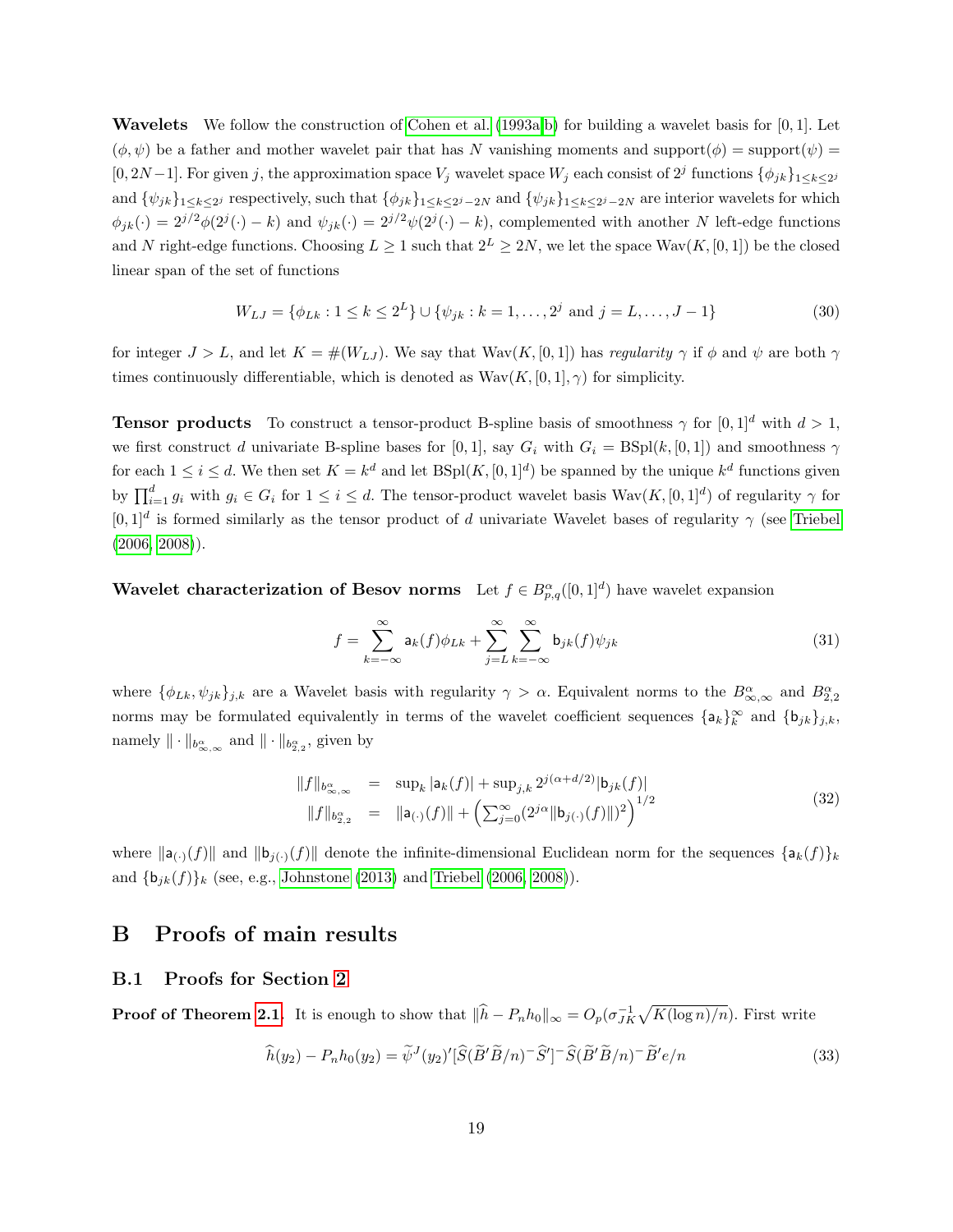**Wavelets** We follow the construction of Cohen et al. (1993a,b) for building a wavelet basis for $[0,1]$. Let $(\phi,\psi)$ be a father and mother wavelet pair that has $N$ vanishing moments and support$(\phi)$ = support$(\psi)$ = $[0,2N-1]$. For given $j$, the approximation space $V_j$ wavelet space $W_j$ each consist of $2^j$ functions $\{\phi_{jk}\}_{1\le k\le 2^j}$ and $\{\psi_{jk}\}_{1\le k\le 2^j}$ respectively, such that $\{\phi_{jk}\}_{1\le k\le 2^j-2N}$ and $\{\psi_{jk}\}_{1\le k\le 2^j-2N}$ are interior wavelets for which $\phi_{jk}(\cdot) = 2^{j/2}\phi(2^j(\cdot)-k)$ and $\psi_{jk}(\cdot) = 2^{j/2}\psi(2^j(\cdot)-k)$, complemented with another $N$ left-edge functions and $N$ right-edge functions. Choosing $L \ge 1$ such that $2^L \ge 2N$, we let the space $\mathrm{Wav}(K,[0,1])$ be the closed linear span of the set of functions

$$W_{LJ} = \{\phi_{Lk} : 1 \le k \le 2^L\} \cup \{\psi_{jk} : k = 1,\dots,2^j \text{ and } j = L,\dots,J-1\} \tag{30}$$

for integer $J > L$, and let $K = \#(W_{LJ})$. We say that $\mathrm{Wav}(K,[0,1])$ has *regularity* $\gamma$ if $\phi$ and $\psi$ are both $\gamma$ times continuously differentiable, which is denoted as $\mathrm{Wav}(K,[0,1],\gamma)$ for simplicity.

**Tensor products** To construct a tensor-product B-spline basis of smoothness $\gamma$ for $[0,1]^d$ with $d > 1$, we first construct $d$ univariate B-spline bases for $[0,1]$, say $G_i$ with $G_i = \mathrm{BSpl}(k,[0,1])$ and smoothness $\gamma$ for each $1 \le i \le d$. We then set $K = k^d$ and let $\mathrm{BSpl}(K,[0,1]^d)$ be spanned by the unique $k^d$ functions given by $\prod_{i=1}^d g_i$ with $g_i \in G_i$ for $1 \le i \le d$. The tensor-product wavelet basis $\mathrm{Wav}(K,[0,1]^d)$ of regularity $\gamma$ for $[0,1]^d$ is formed similarly as the tensor product of $d$ univariate Wavelet bases of regularity $\gamma$ (see Triebel (2006, 2008)).

**Wavelet characterization of Besov norms** Let $f \in B^\alpha_{p,q}([0,1]^d)$ have wavelet expansion

$$f = \sum_{k=-\infty}^{\infty} \mathsf{a}_k(f)\phi_{Lk} + \sum_{j=L}^{\infty}\sum_{k=-\infty}^{\infty} \mathsf{b}_{jk}(f)\psi_{jk} \tag{31}$$

where $\{\phi_{Lk},\psi_{jk}\}_{j,k}$ are a Wavelet basis with regularity $\gamma > \alpha$. Equivalent norms to the $B^\alpha_{\infty,\infty}$ and $B^\alpha_{2,2}$ norms may be formulated equivalently in terms of the wavelet coefficient sequences $\{\mathsf{a}_k\}_k^\infty$ and $\{\mathsf{b}_{jk}\}_{j,k}$, namely $\|\cdot\|_{b^\alpha_{\infty,\infty}}$ and $\|\cdot\|_{b^\alpha_{2,2}}$, given by

$$\begin{aligned} \|f\|_{b^\alpha_{\infty,\infty}} &= \sup_k |\mathsf{a}_k(f)| + \sup_{j,k} 2^{j(\alpha+d/2)}|\mathsf{b}_{jk}(f)| \\ \|f\|_{b^\alpha_{2,2}} &= \|\mathsf{a}_{(\cdot)}(f)\| + \left(\sum_{j=0}^{\infty}(2^{j\alpha}\|\mathsf{b}_{j(\cdot)}(f)\|)^2\right)^{1/2} \end{aligned} \tag{32}$$

where $\|\mathsf{a}_{(\cdot)}(f)\|$ and $\|\mathsf{b}_{j(\cdot)}(f)\|$ denote the infinite-dimensional Euclidean norm for the sequences $\{\mathsf{a}_k(f)\}_k$ and $\{\mathsf{b}_{jk}(f)\}_k$ (see, e.g., Johnstone (2013) and Triebel (2006, 2008)).

# B Proofs of main results

## B.1 Proofs for Section 2

**Proof of Theorem 2.1.** It is enough to show that $\|\widehat{h} - P_n h_0\|_\infty = O_p(\sigma_{JK}^{-1}\sqrt{K(\log n)/n})$. First write

$$\widehat{h}(y_2) - P_n h_0(y_2) = \widetilde{\psi}^J(y_2)'[\widehat{S}(\widetilde{B}'\widetilde{B}/n)^-\widehat{S}']^-\widehat{S}(\widetilde{B}'\widetilde{B}/n)^-\widetilde{B}'e/n \tag{33}$$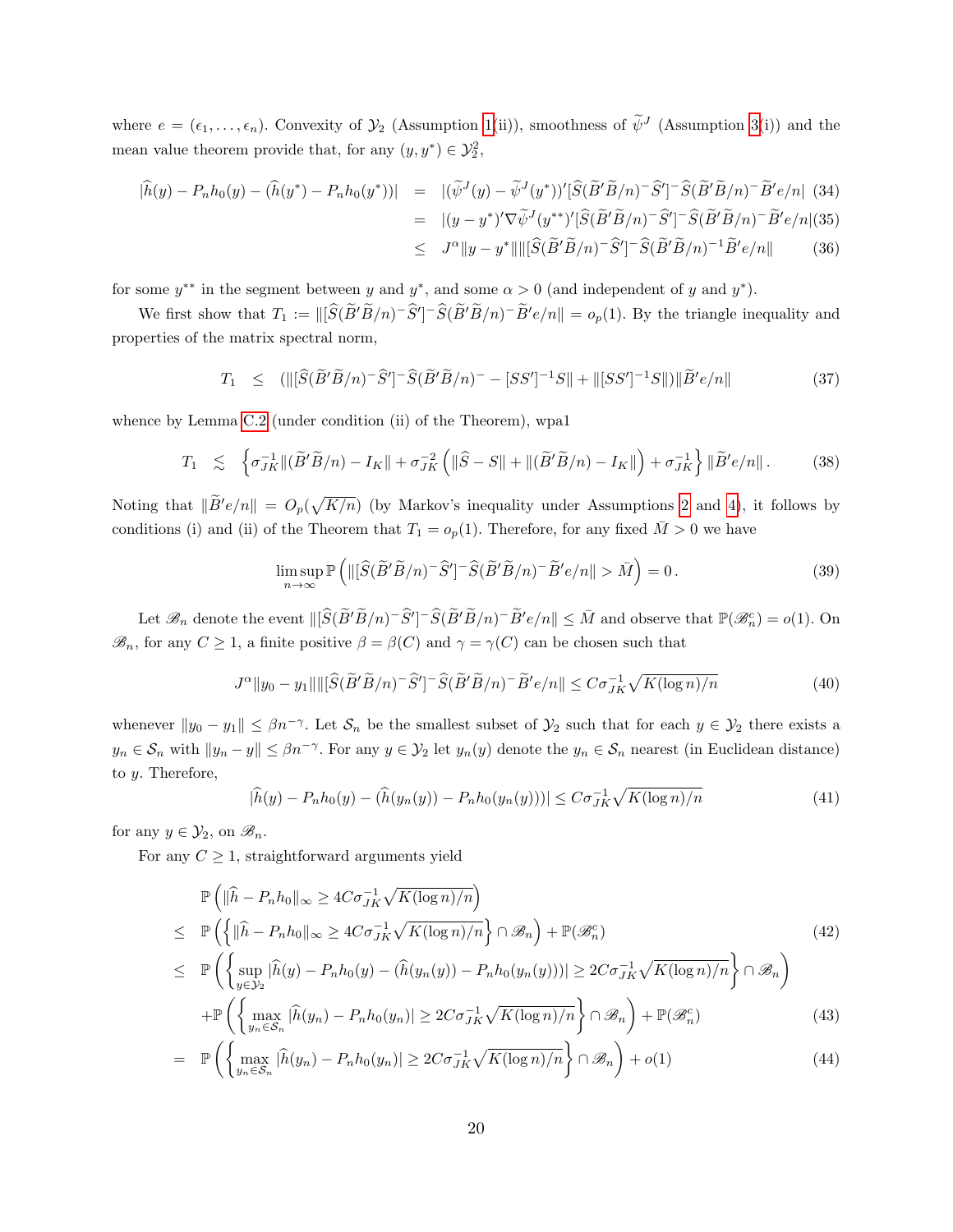where $e = (\epsilon_1, \ldots, \epsilon_n)$. Convexity of $\mathcal{Y}_2$ (Assumption 1(ii)), smoothness of $\widetilde{\psi}^J$ (Assumption 3(i)) and the mean value theorem provide that, for any $(y, y^*) \in \mathcal{Y}_2^2$,

$$
\begin{aligned}
|\widehat{h}(y) - P_n h_0(y) - (\widehat{h}(y^*) - P_n h_0(y^*))| &= |(\widetilde{\psi}^J(y) - \widetilde{\psi}^J(y^*))'[\widehat{S}(\widetilde{B}'\widetilde{B}/n)^- \widehat{S}']^- \widehat{S}(\widetilde{B}'\widetilde{B}/n)^- \widetilde{B}'e/n| \quad (34)\\
&= |(y - y^*)'\nabla\widetilde{\psi}^J(y^{**})'[\widehat{S}(\widetilde{B}'\widetilde{B}/n)^- \widehat{S}']^- \widehat{S}(\widetilde{B}'\widetilde{B}/n)^- \widetilde{B}'e/n| \quad (35)\\
&\leq J^\alpha \|y - y^*\| \|[\widehat{S}(\widetilde{B}'\widetilde{B}/n)^- \widehat{S}']^- \widehat{S}(\widetilde{B}'\widetilde{B}/n)^{-1} \widetilde{B}'e/n\| \quad (36)
\end{aligned}
$$

for some $y^{**}$ in the segment between $y$ and $y^*$, and some $\alpha > 0$ (and independent of $y$ and $y^*$).

We first show that $T_1 := \|[\widehat{S}(\widetilde{B}'\widetilde{B}/n)^- \widehat{S}']^- \widehat{S}(\widetilde{B}'\widetilde{B}/n)^- \widetilde{B}'e/n\| = o_p(1)$. By the triangle inequality and properties of the matrix spectral norm,

$$
T_1 \leq (\|[\widehat{S}(\widetilde{B}'\widetilde{B}/n)^- \widehat{S}']^- \widehat{S}(\widetilde{B}'\widetilde{B}/n)^- - [SS']^{-1}S\| + \|[SS']^{-1}S\|)\|\widetilde{B}'e/n\| \quad (37)
$$

whence by Lemma C.2 (under condition (ii) of the Theorem), wpa1

$$
T_1 \lesssim \left\{\sigma_{JK}^{-1}\|(\widetilde{B}'\widetilde{B}/n) - I_K\| + \sigma_{JK}^{-2}\left(\|\widehat{S} - S\| + \|(\widetilde{B}'\widetilde{B}/n) - I_K\|\right) + \sigma_{JK}^{-1}\right\}\|\widetilde{B}'e/n\|. \quad (38)
$$

Noting that $\|\widetilde{B}'e/n\| = O_p(\sqrt{K/n})$ (by Markov's inequality under Assumptions 2 and 4), it follows by conditions (i) and (ii) of the Theorem that $T_1 = o_p(1)$. Therefore, for any fixed $\bar{M} > 0$ we have

$$
\limsup_{n\to\infty} \mathbb{P}\left(\|[\widehat{S}(\widetilde{B}'\widetilde{B}/n)^- \widehat{S}']^- \widehat{S}(\widetilde{B}'\widetilde{B}/n)^- \widetilde{B}'e/n\| > \bar{M}\right) = 0. \quad (39)
$$

Let $\mathscr{B}_n$ denote the event $\|[\widehat{S}(\widetilde{B}'\widetilde{B}/n)^- \widehat{S}']^- \widehat{S}(\widetilde{B}'\widetilde{B}/n)^- \widetilde{B}'e/n\| \leq \bar{M}$ and observe that $\mathbb{P}(\mathscr{B}_n^c) = o(1)$. On $\mathscr{B}_n$, for any $C \geq 1$, a finite positive $\beta = \beta(C)$ and $\gamma = \gamma(C)$ can be chosen such that

$$
J^\alpha \|y_0 - y_1\| \|[\widehat{S}(\widetilde{B}'\widetilde{B}/n)^- \widehat{S}']^- \widehat{S}(\widetilde{B}'\widetilde{B}/n)^- \widetilde{B}'e/n\| \leq C\sigma_{JK}^{-1}\sqrt{K(\log n)/n} \quad (40)
$$

whenever $\|y_0 - y_1\| \leq \beta n^{-\gamma}$. Let $\mathcal{S}_n$ be the smallest subset of $\mathcal{Y}_2$ such that for each $y \in \mathcal{Y}_2$ there exists a $y_n \in \mathcal{S}_n$ with $\|y_n - y\| \leq \beta n^{-\gamma}$. For any $y \in \mathcal{Y}_2$ let $y_n(y)$ denote the $y_n \in \mathcal{S}_n$ nearest (in Euclidean distance) to $y$. Therefore,

$$
|\widehat{h}(y) - P_n h_0(y) - (\widehat{h}(y_n(y)) - P_n h_0(y_n(y)))| \leq C\sigma_{JK}^{-1}\sqrt{K(\log n)/n} \quad (41)
$$

for any $y \in \mathcal{Y}_2$, on $\mathscr{B}_n$.

For any $C \geq 1$, straightforward arguments yield

$$
\begin{aligned}
& \mathbb{P}\left(\|\widehat{h} - P_n h_0\|_\infty \geq 4C\sigma_{JK}^{-1}\sqrt{K(\log n)/n}\right)\\
\leq\ & \mathbb{P}\left(\left\{\|\widehat{h} - P_n h_0\|_\infty \geq 4C\sigma_{JK}^{-1}\sqrt{K(\log n)/n}\right\} \cap \mathscr{B}_n\right) + \mathbb{P}(\mathscr{B}_n^c) \quad (42)\\
\leq\ & \mathbb{P}\left(\left\{\sup_{y\in\mathcal{Y}_2}|\widehat{h}(y) - P_n h_0(y) - (\widehat{h}(y_n(y)) - P_n h_0(y_n(y)))| \geq 2C\sigma_{JK}^{-1}\sqrt{K(\log n)/n}\right\} \cap \mathscr{B}_n\right)\\
& + \mathbb{P}\left(\left\{\max_{y_n\in\mathcal{S}_n}|\widehat{h}(y_n) - P_n h_0(y_n)| \geq 2C\sigma_{JK}^{-1}\sqrt{K(\log n)/n}\right\} \cap \mathscr{B}_n\right) + \mathbb{P}(\mathscr{B}_n^c) \quad (43)\\
=\ & \mathbb{P}\left(\left\{\max_{y_n\in\mathcal{S}_n}|\widehat{h}(y_n) - P_n h_0(y_n)| \geq 2C\sigma_{JK}^{-1}\sqrt{K(\log n)/n}\right\} \cap \mathscr{B}_n\right) + o(1) \quad (44)
\end{aligned}
$$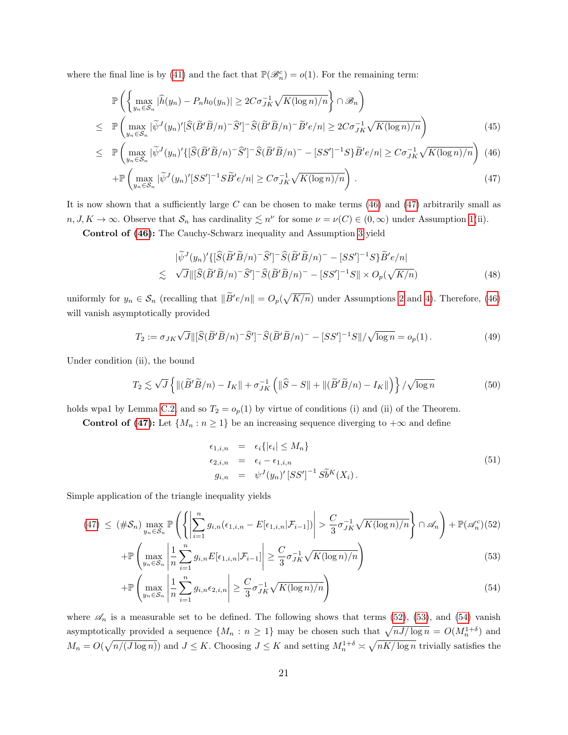where the final line is by (41) and the fact that $\mathbb{P}(\mathscr{B}_n^c) = o(1)$. For the remaining term:

$$
\begin{aligned}
& \mathbb{P}\left( \left\{ \max_{y_n \in \mathcal{S}_n} |\widehat{h}(y_n) - P_n h_0(y_n)| \geq 2C\sigma_{JK}^{-1}\sqrt{K(\log n)/n} \right\} \cap \mathscr{B}_n \right) \\
\leq \; & \mathbb{P}\left( \max_{y_n \in \mathcal{S}_n} |\widetilde{\psi}^J(y_n)'[\widehat{S}(\widetilde{B}'\widetilde{B}/n)^- \widehat{S}']^- \widehat{S}(\widetilde{B}'\widetilde{B}/n)^- \widetilde{B}'e/n| \geq 2C\sigma_{JK}^{-1}\sqrt{K(\log n)/n} \right) \qquad (45) \\
\leq \; & \mathbb{P}\left( \max_{y_n \in \mathcal{S}_n} |\widetilde{\psi}^J(y_n)'\{[\widehat{S}(\widetilde{B}'\widetilde{B}/n)^- \widehat{S}']^- \widehat{S}(\widetilde{B}'\widetilde{B}/n)^- - [SS']^{-1}S\}\widetilde{B}'e/n| \geq C\sigma_{JK}^{-1}\sqrt{K(\log n)/n} \right) \qquad (46) \\
& + \mathbb{P}\left( \max_{y_n \in \mathcal{S}_n} |\widetilde{\psi}^J(y_n)'[SS']^{-1}S\widetilde{B}'e/n| \geq C\sigma_{JK}^{-1}\sqrt{K(\log n)/n} \right). \qquad (47)
\end{aligned}
$$

It is now shown that a sufficiently large $C$ can be chosen to make terms (46) and (47) arbitrarily small as $n, J, K \to \infty$. Observe that $\mathcal{S}_n$ has cardinality $\lesssim n^\nu$ for some $\nu = \nu(C) \in (0, \infty)$ under Assumption 1(ii).

**Control of (46):** The Cauchy-Schwarz inequality and Assumption 3 yield

$$
\begin{aligned}
& |\widetilde{\psi}^J(y_n)'\{[\widehat{S}(\widetilde{B}'\widetilde{B}/n)^- \widehat{S}']^- \widehat{S}(\widetilde{B}'\widetilde{B}/n)^- - [SS']^{-1}S\}\widetilde{B}'e/n| \\
\lesssim \; & \sqrt{J}\|[\widehat{S}(\widetilde{B}'\widetilde{B}/n)^- \widehat{S}']^- \widehat{S}(\widetilde{B}'\widetilde{B}/n)^- - [SS']^{-1}S\| \times O_p(\sqrt{K/n}) \qquad (48)
\end{aligned}
$$

uniformly for $y_n \in \mathcal{S}_n$ (recalling that $\|\widetilde{B}'e/n\| = O_p(\sqrt{K/n})$ under Assumptions 2 and 4). Therefore, (46) will vanish asymptotically provided

$$
T_2 := \sigma_{JK}\sqrt{J}\|[\widehat{S}(\widetilde{B}'\widetilde{B}/n)^- \widehat{S}']^- \widehat{S}(\widetilde{B}'\widetilde{B}/n)^- - [SS']^{-1}S\|/\sqrt{\log n} = o_p(1). \qquad (49)
$$

Under condition (ii), the bound

$$
T_2 \lesssim \sqrt{J}\left\{ \|(\widetilde{B}'\widetilde{B}/n) - I_K\| + \sigma_{JK}^{-1}\left( \|\widehat{S} - S\| + \|(\widetilde{B}'\widetilde{B}/n) - I_K\| \right) \right\} / \sqrt{\log n} \qquad (50)
$$

holds wpa1 by Lemma C.2 and so $T_2 = o_p(1)$ by virtue of conditions (i) and (ii) of the Theorem.

**Control of (47):** Let $\{M_n : n \geq 1\}$ be an increasing sequence diverging to $+\infty$ and define

$$
\begin{aligned}
\epsilon_{1,i,n} &= \epsilon_i\{|\epsilon_i| \leq M_n\} \\
\epsilon_{2,i,n} &= \epsilon_i - \epsilon_{1,i,n} \\
g_{i,n} &= \psi^J(y_n)'[SS']^{-1} S\widetilde{b}^K(X_i). 
\end{aligned} \qquad (51)
$$

Simple application of the triangle inequality yields

$$
\begin{aligned}
(47) \; \leq \; & (\#\mathcal{S}_n) \max_{y_n \in \mathcal{S}_n} \mathbb{P}\left( \left\{ \left| \sum_{i=1}^n g_{i,n}(\epsilon_{1,i,n} - E[\epsilon_{1,i,n}|\mathcal{F}_{i-1}]) \right| > \frac{C}{3}\sigma_{JK}^{-1}\sqrt{K(\log n)/n} \right\} \cap \mathscr{A}_n \right) + \mathbb{P}(\mathscr{A}_n^c) \quad (52) \\
& + \mathbb{P}\left( \max_{y_n \in \mathcal{S}_n} \left| \frac{1}{n}\sum_{i=1}^n g_{i,n} E[\epsilon_{1,i,n}|\mathcal{F}_{i-1}] \right| \geq \frac{C}{3}\sigma_{JK}^{-1}\sqrt{K(\log n)/n} \right) \qquad (53) \\
& + \mathbb{P}\left( \max_{y_n \in \mathcal{S}_n} \left| \frac{1}{n}\sum_{i=1}^n g_{i,n}\epsilon_{2,i,n} \right| \geq \frac{C}{3}\sigma_{JK}^{-1}\sqrt{K(\log n)/n} \right) \qquad (54)
\end{aligned}
$$

where $\mathscr{A}_n$ is a measurable set to be defined. The following shows that terms (52), (53), and (54) vanish asymptotically provided a sequence $\{M_n : n \geq 1\}$ may be chosen such that $\sqrt{nJ/\log n} = O(M_n^{1+\delta})$ and $M_n = O(\sqrt{n/(J\log n)})$ and $J \leq K$. Choosing $J \leq K$ and setting $M_n^{1+\delta} \asymp \sqrt{nK/\log n}$ trivially satisfies the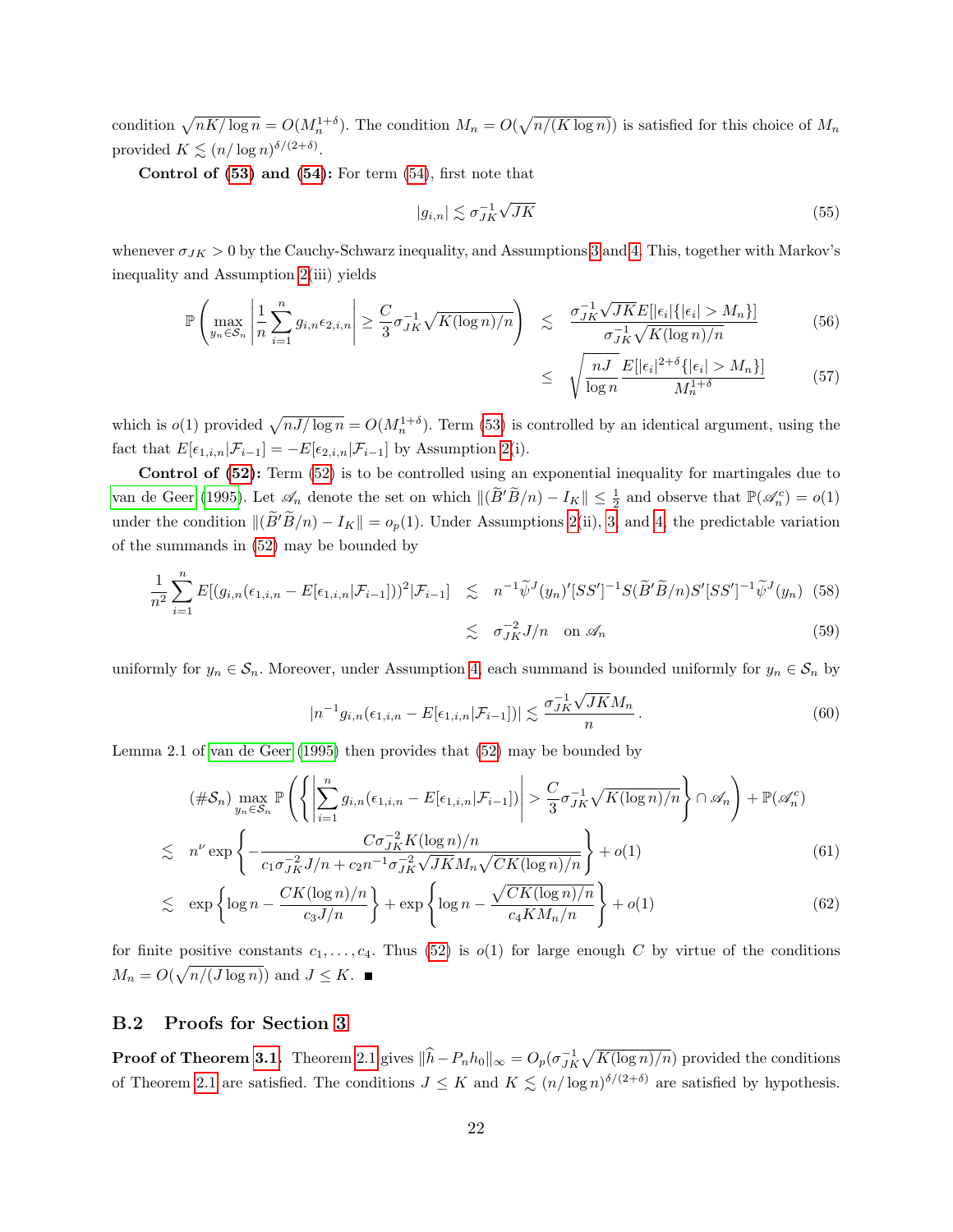condition $\sqrt{nK/\log n} = O(M_n^{1+\delta})$. The condition $M_n = O(\sqrt{n/(K \log n)})$ is satisfied for this choice of $M_n$ provided $K \lesssim (n/\log n)^{\delta/(2+\delta)}$.

**Control of (53) and (54):** For term (54), first note that

$$|g_{i,n}| \lesssim \sigma_{JK}^{-1}\sqrt{JK} \tag{55}$$

whenever $\sigma_{JK} > 0$ by the Cauchy-Schwarz inequality, and Assumptions 3 and 4. This, together with Markov's inequality and Assumption 2(iii) yields

$$\begin{aligned}
\mathbb{P}\left( \max_{y_n \in \mathcal{S}_n} \left| \frac{1}{n}\sum_{i=1}^n g_{i,n}\epsilon_{2,i,n} \right| \geq \frac{C}{3}\sigma_{JK}^{-1}\sqrt{K(\log n)/n} \right) &\lesssim \frac{\sigma_{JK}^{-1}\sqrt{JK}E[|\epsilon_i|\{|\epsilon_i| > M_n\}]}{\sigma_{JK}^{-1}\sqrt{K(\log n)/n}} &(56)\\
&\leq \sqrt{\frac{nJ}{\log n}}\frac{E[|\epsilon_i|^{2+\delta}\{|\epsilon_i| > M_n\}]}{M_n^{1+\delta}} &(57)
\end{aligned}$$

which is $o(1)$ provided $\sqrt{nJ/\log n} = O(M_n^{1+\delta})$. Term (53) is controlled by an identical argument, using the fact that $E[\epsilon_{1,i,n}|\mathcal{F}_{i-1}] = -E[\epsilon_{2,i,n}|\mathcal{F}_{i-1}]$ by Assumption 2(i).

**Control of (52):** Term (52) is to be controlled using an exponential inequality for martingales due to van de Geer (1995). Let $\mathscr{A}_n$ denote the set on which $\|(\widetilde{B}'\widetilde{B}/n) - I_K\| \leq \frac{1}{2}$ and observe that $\mathbb{P}(\mathscr{A}_n^c) = o(1)$ under the condition $\|(\widetilde{B}'\widetilde{B}/n) - I_K\| = o_p(1)$. Under Assumptions 2(ii), 3 and 4, the predictable variation of the summands in (52) may be bounded by

$$\begin{aligned}
\frac{1}{n^2}\sum_{i=1}^n E[(g_{i,n}(\epsilon_{1,i,n} - E[\epsilon_{1,i,n}|\mathcal{F}_{i-1}]))^2|\mathcal{F}_{i-1}] &\lesssim n^{-1}\widetilde{\psi}^J(y_n)'[SS']^{-1}S(\widetilde{B}'\widetilde{B}/n)S'[SS']^{-1}\widetilde{\psi}^J(y_n) &(58)\\
&\lesssim \sigma_{JK}^{-2}J/n \quad \text{on } \mathscr{A}_n &(59)
\end{aligned}$$

uniformly for $y_n \in \mathcal{S}_n$. Moreover, under Assumption 4, each summand is bounded uniformly for $y_n \in \mathcal{S}_n$ by

$$|n^{-1}g_{i,n}(\epsilon_{1,i,n} - E[\epsilon_{1,i,n}|\mathcal{F}_{i-1}])| \lesssim \frac{\sigma_{JK}^{-1}\sqrt{JK}M_n}{n}. \tag{60}$$

Lemma 2.1 of van de Geer (1995) then provides that (52) may be bounded by

$$\begin{aligned}
&(\#\mathcal{S}_n)\max_{y_n \in \mathcal{S}_n}\mathbb{P}\left(\left\{\left|\sum_{i=1}^n g_{i,n}(\epsilon_{1,i,n} - E[\epsilon_{1,i,n}|\mathcal{F}_{i-1}])\right| > \frac{C}{3}\sigma_{JK}^{-1}\sqrt{K(\log n)/n}\right\} \cap \mathscr{A}_n\right) + \mathbb{P}(\mathscr{A}_n^c)\\
&\lesssim n^{\nu}\exp\left\{-\frac{C\sigma_{JK}^{-2}K(\log n)/n}{c_1\sigma_{JK}^{-2}J/n + c_2 n^{-1}\sigma_{JK}^{-2}\sqrt{JK}M_n\sqrt{CK(\log n)/n}}\right\} + o(1) &(61)\\
&\lesssim \exp\left\{\log n - \frac{CK(\log n)/n}{c_3 J/n}\right\} + \exp\left\{\log n - \frac{\sqrt{CK(\log n)/n}}{c_4 K M_n/n}\right\} + o(1) &(62)
\end{aligned}$$

for finite positive constants $c_1, \ldots, c_4$. Thus (52) is $o(1)$ for large enough $C$ by virtue of the conditions $M_n = O(\sqrt{n/(J\log n)})$ and $J \leq K$. ■

## B.2 Proofs for Section 3

**Proof of Theorem 3.1.** Theorem 2.1 gives $\|\widehat{h} - P_n h_0\|_\infty = O_p(\sigma_{JK}^{-1}\sqrt{K(\log n)/n})$ provided the conditions of Theorem 2.1 are satisfied. The conditions $J \leq K$ and $K \lesssim (n/\log n)^{\delta/(2+\delta)}$ are satisfied by hypothesis.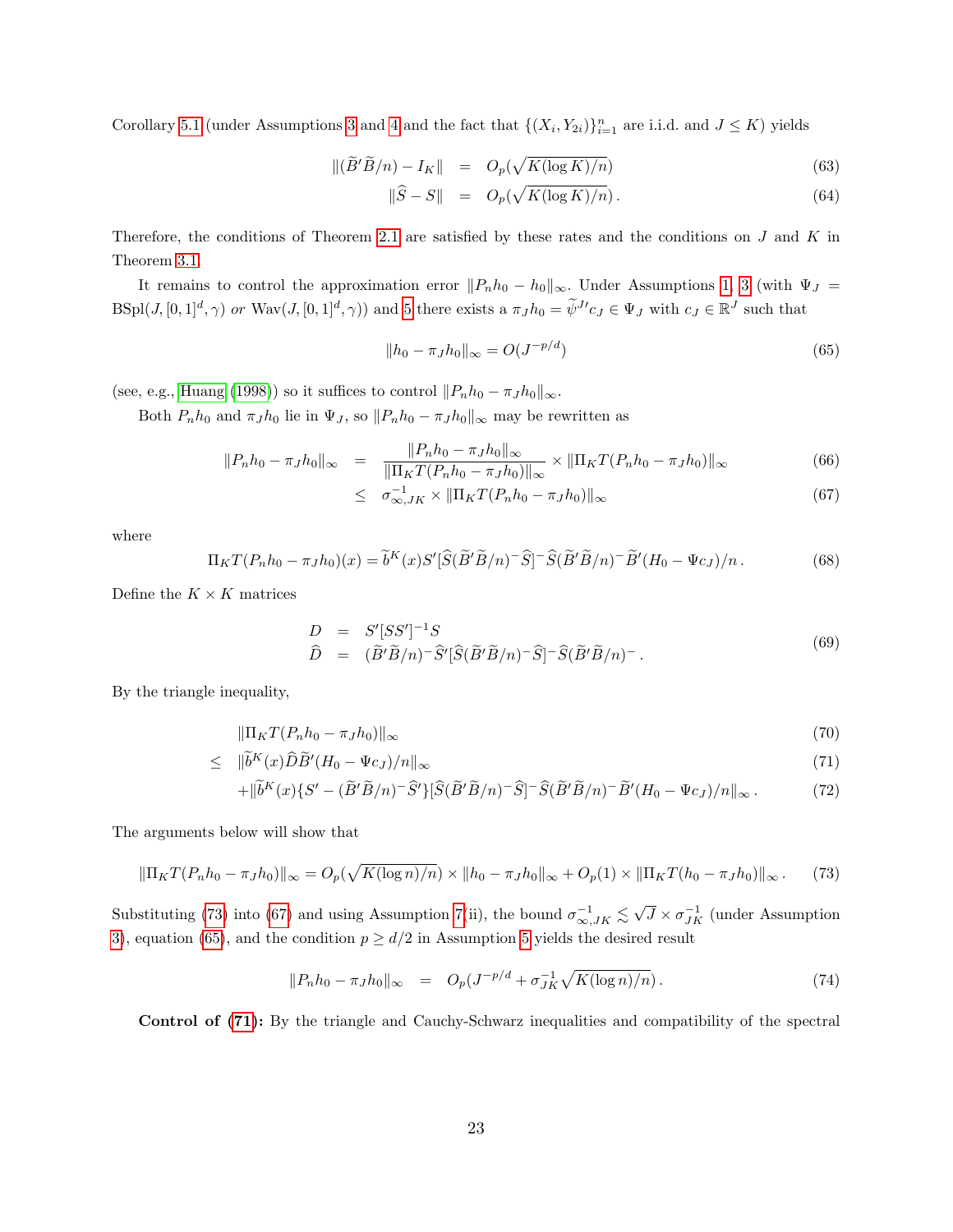Corollary 5.1 (under Assumptions 3 and 4 and the fact that $\{(X_i, Y_{2i})\}_{i=1}^n$ are i.i.d. and $J \leq K$) yields

$$\|(\widetilde{B}'\widetilde{B}/n) - I_K\| = O_p(\sqrt{K(\log K)/n}) \tag{63}$$

$$\|\widehat{S} - S\| = O_p(\sqrt{K(\log K)/n})\,. \tag{64}$$

Therefore, the conditions of Theorem 2.1 are satisfied by these rates and the conditions on $J$ and $K$ in Theorem 3.1.

It remains to control the approximation error $\|P_n h_0 - h_0\|_\infty$. Under Assumptions 1, 3 (with $\Psi_J = \text{BSpl}(J,[0,1]^d,\gamma)$ *or* $\text{Wav}(J,[0,1]^d,\gamma)$) and 5 there exists a $\pi_J h_0 = \widetilde{\psi}^{J\prime} c_J \in \Psi_J$ with $c_J \in \mathbb{R}^J$ such that

$$\|h_0 - \pi_J h_0\|_\infty = O(J^{-p/d}) \tag{65}$$

(see, e.g., Huang (1998)) so it suffices to control $\|P_n h_0 - \pi_J h_0\|_\infty$.

Both $P_n h_0$ and $\pi_J h_0$ lie in $\Psi_J$, so $\|P_n h_0 - \pi_J h_0\|_\infty$ may be rewritten as

$$\|P_n h_0 - \pi_J h_0\|_\infty = \frac{\|P_n h_0 - \pi_J h_0\|_\infty}{\|\Pi_K T(P_n h_0 - \pi_J h_0)\|_\infty} \times \|\Pi_K T(P_n h_0 - \pi_J h_0)\|_\infty \tag{66}$$

$$\leq \sigma_{\infty,JK}^{-1} \times \|\Pi_K T(P_n h_0 - \pi_J h_0)\|_\infty \tag{67}$$

where

$$\Pi_K T(P_n h_0 - \pi_J h_0)(x) = \widetilde{b}^K(x) S'[\widehat{S}(\widetilde{B}'\widetilde{B}/n)^- \widehat{S}]^- \widehat{S}(\widetilde{B}'\widetilde{B}/n)^- \widetilde{B}'(H_0 - \Psi c_J)/n\,. \tag{68}$$

Define the $K \times K$ matrices

$$\begin{aligned} D &= S'[SS']^{-1}S \\ \widehat{D} &= (\widetilde{B}'\widetilde{B}/n)^- \widehat{S}'[\widehat{S}(\widetilde{B}'\widetilde{B}/n)^- \widehat{S}]^- \widehat{S}(\widetilde{B}'\widetilde{B}/n)^-\,. \end{aligned} \tag{69}$$

By the triangle inequality,

$$\|\Pi_K T(P_n h_0 - \pi_J h_0)\|_\infty \tag{70}$$

$$\leq \|\widetilde{b}^K(x)\widehat{D}\widetilde{B}'(H_0 - \Psi c_J)/n\|_\infty \tag{71}$$

$$+\|\widetilde{b}^K(x)\{S' - (\widetilde{B}'\widetilde{B}/n)^- \widehat{S}'\}[\widehat{S}(\widetilde{B}'\widetilde{B}/n)^- \widehat{S}]^- \widehat{S}(\widetilde{B}'\widetilde{B}/n)^- \widetilde{B}'(H_0 - \Psi c_J)/n\|_\infty\,. \tag{72}$$

The arguments below will show that

$$\|\Pi_K T(P_n h_0 - \pi_J h_0)\|_\infty = O_p(\sqrt{K(\log n)/n}) \times \|h_0 - \pi_J h_0\|_\infty + O_p(1) \times \|\Pi_K T(h_0 - \pi_J h_0)\|_\infty\,. \tag{73}$$

Substituting (73) into (67) and using Assumption 7(ii), the bound $\sigma_{\infty,JK}^{-1} \lesssim \sqrt{J} \times \sigma_{JK}^{-1}$ (under Assumption 3), equation (65), and the condition $p \geq d/2$ in Assumption 5 yields the desired result

$$\|P_n h_0 - \pi_J h_0\|_\infty = O_p(J^{-p/d} + \sigma_{JK}^{-1}\sqrt{K(\log n)/n})\,. \tag{74}$$

**Control of (71):** By the triangle and Cauchy-Schwarz inequalities and compatibility of the spectral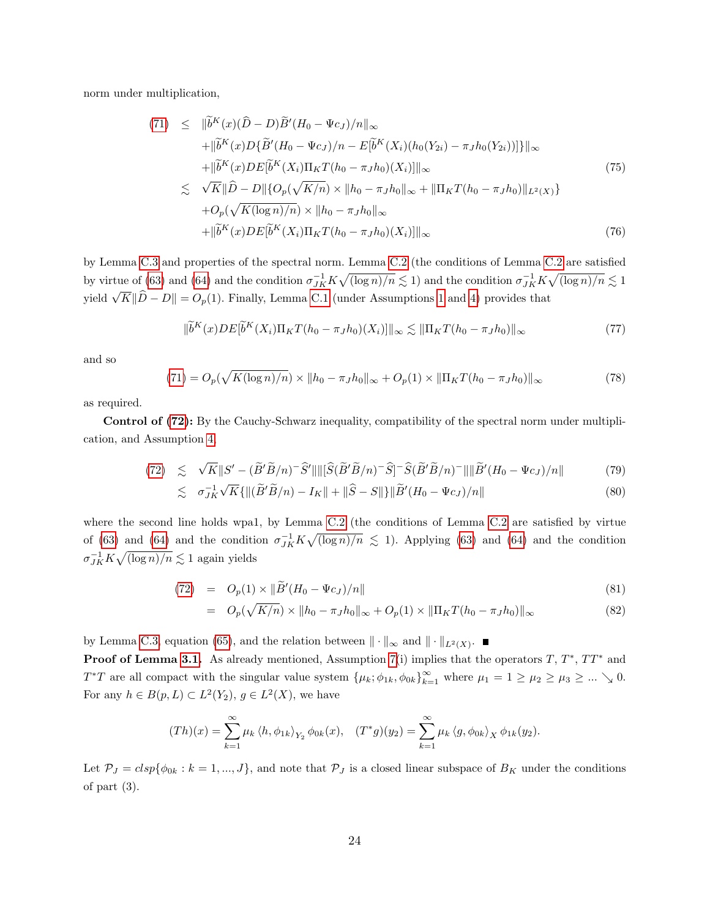norm under multiplication,

$$
\begin{aligned}
(71) \quad &\leq \quad \|\widetilde{b}^K(x)(\widehat{D}-D)\widetilde{B}'(H_0-\Psi c_J)/n\|_\infty \\
&\quad + \|\widetilde{b}^K(x)D\{\widetilde{B}'(H_0-\Psi c_J)/n - E[\widetilde{b}^K(X_i)(h_0(Y_{2i})-\pi_J h_0(Y_{2i}))]\}\|_\infty \\
&\quad + \|\widetilde{b}^K(x)DE[\widetilde{b}^K(X_i)\Pi_K T(h_0-\pi_J h_0)(X_i)]\|_\infty \qquad (75) \\
&\lesssim \quad \sqrt{K}\|\widehat{D}-D\|\{O_p(\sqrt{K/n})\times\|h_0-\pi_J h_0\|_\infty + \|\Pi_K T(h_0-\pi_J h_0)\|_{L^2(X)}\} \\
&\quad + O_p(\sqrt{K(\log n)/n})\times\|h_0-\pi_J h_0\|_\infty \\
&\quad + \|\widetilde{b}^K(x)DE[\widetilde{b}^K(X_i)\Pi_K T(h_0-\pi_J h_0)(X_i)]\|_\infty \qquad (76)
\end{aligned}
$$

by Lemma C.3 and properties of the spectral norm. Lemma C.2 (the conditions of Lemma C.2 are satisfied by virtue of (63) and (64) and the condition $\sigma_{JK}^{-1}K\sqrt{(\log n)/n}\lesssim 1$) and the condition $\sigma_{JK}^{-1}K\sqrt{(\log n)/n}\lesssim 1$ yield $\sqrt{K}\|\widehat{D}-D\| = O_p(1)$. Finally, Lemma C.1 (under Assumptions 1 and 4) provides that

$$
\|\widetilde{b}^K(x)DE[\widetilde{b}^K(X_i)\Pi_K T(h_0-\pi_J h_0)(X_i)]\|_\infty \lesssim \|\Pi_K T(h_0-\pi_J h_0)\|_\infty \qquad (77)
$$

and so

$$
(71) = O_p(\sqrt{K(\log n)/n})\times\|h_0-\pi_J h_0\|_\infty + O_p(1)\times\|\Pi_K T(h_0-\pi_J h_0)\|_\infty \qquad (78)
$$

as required.

**Control of (72):** By the Cauchy-Schwarz inequality, compatibility of the spectral norm under multiplication, and Assumption 4,

$$
\begin{aligned}
(72) \quad &\lesssim \quad \sqrt{K}\|S'-(\widetilde{B}'\widetilde{B}/n)^-\widehat{S}'\|\|[\widehat{S}(\widetilde{B}'\widetilde{B}/n)^-\widehat{S}]^-\widehat{S}(\widetilde{B}'\widetilde{B}/n)^-\|\|\widetilde{B}'(H_0-\Psi c_J)/n\| \qquad (79) \\
&\lesssim \quad \sigma_{JK}^{-1}\sqrt{K}\{\|(\widetilde{B}'\widetilde{B}/n)-I_K\|+\|\widehat{S}-S\|\}\|\widetilde{B}'(H_0-\Psi c_J)/n\| \qquad (80)
\end{aligned}
$$

where the second line holds wpa1, by Lemma C.2 (the conditions of Lemma C.2 are satisfied by virtue of (63) and (64) and the condition $\sigma_{JK}^{-1}K\sqrt{(\log n)/n}\lesssim 1$). Applying (63) and (64) and the condition $\sigma_{JK}^{-1}K\sqrt{(\log n)/n}\lesssim 1$ again yields

$$
\begin{aligned}
(72) \quad &= \quad O_p(1)\times\|\widetilde{B}'(H_0-\Psi c_J)/n\| \qquad (81) \\
&= \quad O_p(\sqrt{K/n})\times\|h_0-\pi_J h_0\|_\infty + O_p(1)\times\|\Pi_K T(h_0-\pi_J h_0)\|_\infty \qquad (82)
\end{aligned}
$$

by Lemma C.3, equation (65), and the relation between $\|\cdot\|_\infty$ and $\|\cdot\|_{L^2(X)}$. ■

**Proof of Lemma 3.1.** As already mentioned, Assumption 7(i) implies that the operators $T$, $T^*$, $TT^*$ and $T^*T$ are all compact with the singular value system $\{\mu_k;\phi_{1k},\phi_{0k}\}_{k=1}^\infty$ where $\mu_1 = 1\geq\mu_2\geq\mu_3\geq\ldots\searrow 0$. For any $h\in B(p,L)\subset L^2(Y_2)$, $g\in L^2(X)$, we have

$$
(Th)(x) = \sum_{k=1}^\infty \mu_k\,\langle h,\phi_{1k}\rangle_{Y_2}\,\phi_{0k}(x), \quad (T^*g)(y_2) = \sum_{k=1}^\infty \mu_k\,\langle g,\phi_{0k}\rangle_X\,\phi_{1k}(y_2).
$$

Let $\mathcal{P}_J = clsp\{\phi_{0k}: k=1,...,J\}$, and note that $\mathcal{P}_J$ is a closed linear subspace of $B_K$ under the conditions of part (3).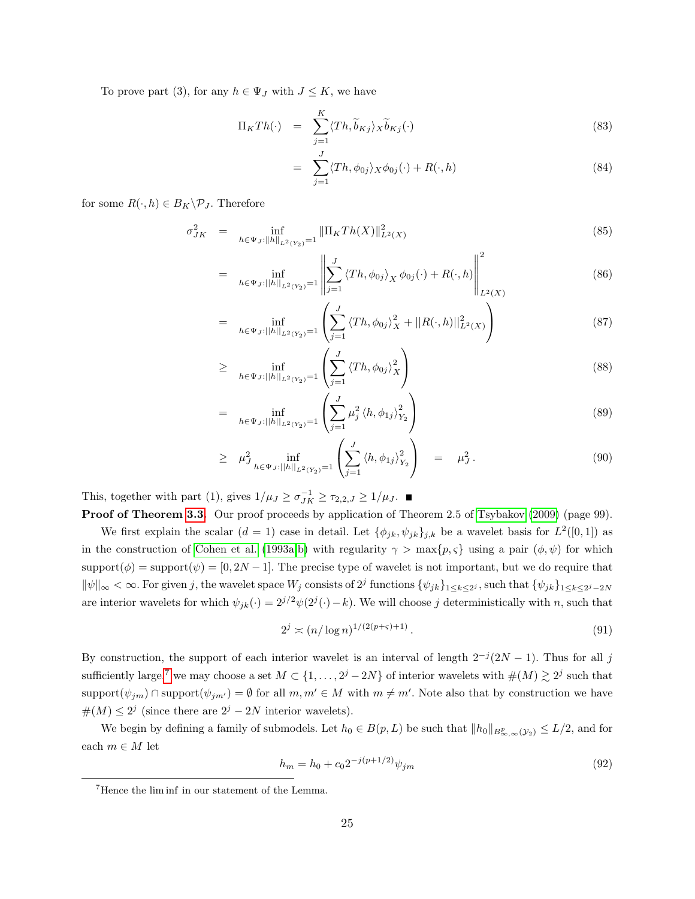To prove part (3), for any $h \in \Psi_J$ with $J \leq K$, we have

$$
\begin{aligned}
\Pi_K T h(\cdot) &= \sum_{j=1}^{K} \langle Th, \widetilde{b}_{Kj} \rangle_X \widetilde{b}_{Kj}(\cdot) && (83)\\
&= \sum_{j=1}^{J} \langle Th, \phi_{0j} \rangle_X \phi_{0j}(\cdot) + R(\cdot, h) && (84)
\end{aligned}
$$

for some $R(\cdot, h) \in B_K \backslash \mathcal{P}_J$. Therefore

$$
\begin{aligned}
\sigma_{JK}^2 &= \inf_{h \in \Psi_J : \|h\|_{L^2(Y_2)}=1} \|\Pi_K T h(X)\|_{L^2(X)}^2 && (85)\\
&= \inf_{h \in \Psi_J : ||h||_{L^2(Y_2)}=1} \left\| \sum_{j=1}^{J} \langle Th, \phi_{0j} \rangle_X \phi_{0j}(\cdot) + R(\cdot, h) \right\|_{L^2(X)}^2 && (86)\\
&= \inf_{h \in \Psi_J : ||h||_{L^2(Y_2)}=1} \left( \sum_{j=1}^{J} \langle Th, \phi_{0j} \rangle_X^2 + ||R(\cdot, h)||_{L^2(X)}^2 \right) && (87)\\
&\geq \inf_{h \in \Psi_J : ||h||_{L^2(Y_2)}=1} \left( \sum_{j=1}^{J} \langle Th, \phi_{0j} \rangle_X^2 \right) && (88)\\
&= \inf_{h \in \Psi_J : ||h||_{L^2(Y_2)}=1} \left( \sum_{j=1}^{J} \mu_j^2 \langle h, \phi_{1j} \rangle_{Y_2}^2 \right) && (89)\\
&\geq \mu_J^2 \inf_{h \in \Psi_J : ||h||_{L^2(Y_2)}=1} \left( \sum_{j=1}^{J} \langle h, \phi_{1j} \rangle_{Y_2}^2 \right) \quad = \quad \mu_J^2 . && (90)
\end{aligned}
$$

This, together with part (1), gives $1/\mu_J \geq \sigma_{JK}^{-1} \geq \tau_{2,2,J} \geq 1/\mu_J$. ■

**Proof of Theorem 3.3.** Our proof proceeds by application of Theorem 2.5 of Tsybakov (2009) (page 99).

We first explain the scalar ($d = 1$) case in detail. Let $\{\phi_{jk}, \psi_{jk}\}_{j,k}$ be a wavelet basis for $L^2([0, 1])$ as in the construction of Cohen et al. (1993a,b) with regularity $\gamma > \max\{p, \varsigma\}$ using a pair $(\phi, \psi)$ for which support$(\phi)$ = support$(\psi) = [0, 2N - 1]$. The precise type of wavelet is not important, but we do require that $\|\psi\|_\infty < \infty$. For given $j$, the wavelet space $W_j$ consists of $2^j$ functions $\{\psi_{jk}\}_{1 \leq k \leq 2^j}$, such that $\{\psi_{jk}\}_{1 \leq k \leq 2^j - 2N}$ are interior wavelets for which $\psi_{jk}(\cdot) = 2^{j/2}\psi(2^j(\cdot) - k)$. We will choose $j$ deterministically with $n$, such that

$$
2^j \asymp (n/\log n)^{1/(2(p+\varsigma)+1)} . \tag{91}
$$

By construction, the support of each interior wavelet is an interval of length $2^{-j}(2N - 1)$. Thus for all $j$ sufficiently large[7] we may choose a set $M \subset \{1, \ldots, 2^j - 2N\}$ of interior wavelets with $\#(M) \gtrsim 2^j$ such that support$(\psi_{jm}) \cap$ support$(\psi_{jm'}) = \emptyset$ for all $m, m' \in M$ with $m \neq m'$. Note also that by construction we have $\#(M) \leq 2^j$ (since there are $2^j - 2N$ interior wavelets).

We begin by defining a family of submodels. Let $h_0 \in B(p, L)$ be such that $\|h_0\|_{B^p_{\infty,\infty}(\mathcal{Y}_2)} \leq L/2$, and for each $m \in M$ let

$$
h_m = h_0 + c_0 2^{-j(p+1/2)} \psi_{jm} \tag{92}
$$

[7] Hence the lim inf in our statement of the Lemma.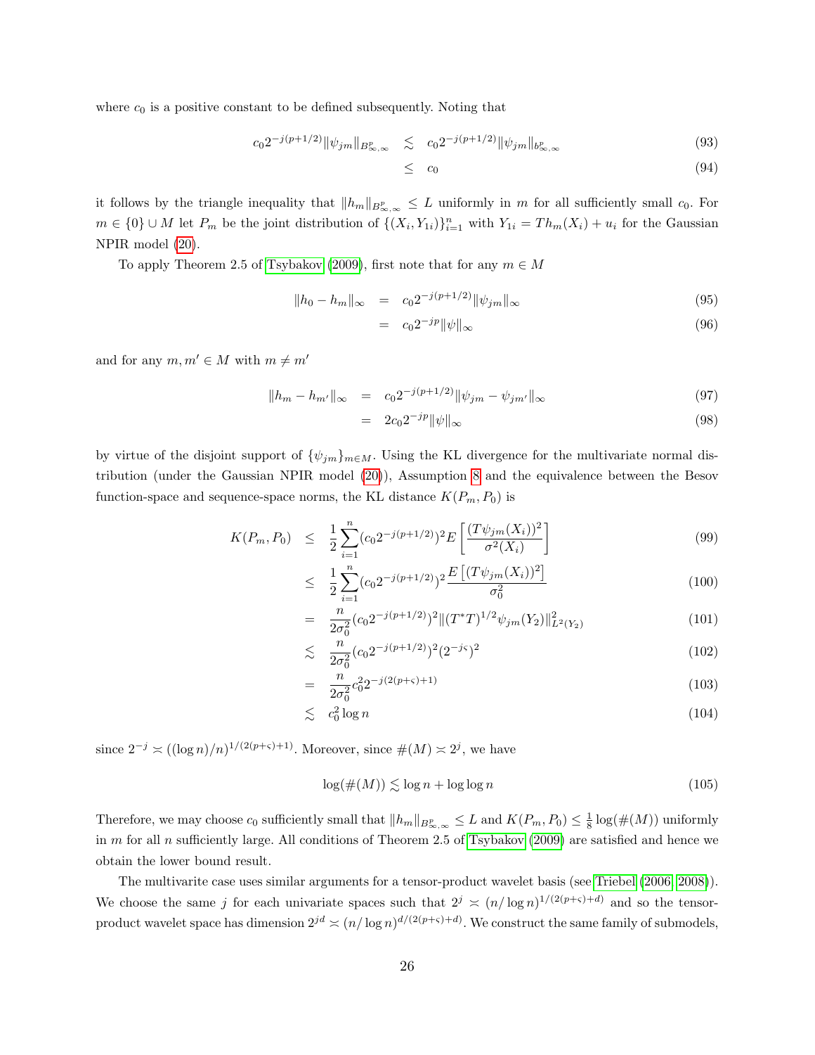where $c_0$ is a positive constant to be defined subsequently. Noting that

$$
\begin{aligned}
c_0 2^{-j(p+1/2)} \|\psi_{jm}\|_{B^p_{\infty,\infty}} &\lesssim c_0 2^{-j(p+1/2)} \|\psi_{jm}\|_{b^p_{\infty,\infty}} && (93)\\
&\leq c_0 && (94)
\end{aligned}
$$

it follows by the triangle inequality that $\|h_m\|_{B^p_{\infty,\infty}} \leq L$ uniformly in $m$ for all sufficiently small $c_0$. For $m \in \{0\} \cup M$ let $P_m$ be the joint distribution of $\{(X_i, Y_{1i})\}_{i=1}^n$ with $Y_{1i} = Th_m(X_i) + u_i$ for the Gaussian NPIR model (20).

To apply Theorem 2.5 of Tsybakov (2009), first note that for any $m \in M$

$$
\begin{aligned}
\|h_0 - h_m\|_\infty &= c_0 2^{-j(p+1/2)} \|\psi_{jm}\|_\infty && (95)\\
&= c_0 2^{-jp} \|\psi\|_\infty && (96)
\end{aligned}
$$

and for any $m, m' \in M$ with $m \neq m'$

$$
\begin{aligned}
\|h_m - h_{m'}\|_\infty &= c_0 2^{-j(p+1/2)} \|\psi_{jm} - \psi_{jm'}\|_\infty && (97)\\
&= 2c_0 2^{-jp} \|\psi\|_\infty && (98)
\end{aligned}
$$

by virtue of the disjoint support of $\{\psi_{jm}\}_{m\in M}$. Using the KL divergence for the multivariate normal distribution (under the Gaussian NPIR model (20)), Assumption 8 and the equivalence between the Besov function-space and sequence-space norms, the KL distance $K(P_m, P_0)$ is

$$
\begin{aligned}
K(P_m, P_0) &\leq \frac{1}{2} \sum_{i=1}^n (c_0 2^{-j(p+1/2)})^2 E\left[\frac{(T\psi_{jm}(X_i))^2}{\sigma^2(X_i)}\right] && (99)\\
&\leq \frac{1}{2} \sum_{i=1}^n (c_0 2^{-j(p+1/2)})^2 \frac{E\left[(T\psi_{jm}(X_i))^2\right]}{\sigma_0^2} && (100)\\
&= \frac{n}{2\sigma_0^2} (c_0 2^{-j(p+1/2)})^2 \|(T^*T)^{1/2} \psi_{jm}(Y_2)\|^2_{L^2(Y_2)} && (101)\\
&\lesssim \frac{n}{2\sigma_0^2} (c_0 2^{-j(p+1/2)})^2 (2^{-j\varsigma})^2 && (102)\\
&= \frac{n}{2\sigma_0^2} c_0^2 2^{-j(2(p+\varsigma)+1)} && (103)\\
&\lesssim c_0^2 \log n && (104)
\end{aligned}
$$

since $2^{-j} \asymp ((\log n)/n)^{1/(2(p+\varsigma)+1)}$. Moreover, since $\#(M) \asymp 2^j$, we have

$$
\log(\#(M)) \lesssim \log n + \log\log n \tag{105}
$$

Therefore, we may choose $c_0$ sufficiently small that $\|h_m\|_{B^p_{\infty,\infty}} \leq L$ and $K(P_m, P_0) \leq \frac{1}{8}\log(\#(M))$ uniformly in $m$ for all $n$ sufficiently large. All conditions of Theorem 2.5 of Tsybakov (2009) are satisfied and hence we obtain the lower bound result.

The multivarite case uses similar arguments for a tensor-product wavelet basis (see Triebel (2006, 2008)). We choose the same $j$ for each univariate spaces such that $2^j \asymp (n/\log n)^{1/(2(p+\varsigma)+d)}$ and so the tensor-product wavelet space has dimension $2^{jd} \asymp (n/\log n)^{d/(2(p+\varsigma)+d)}$. We construct the same family of submodels,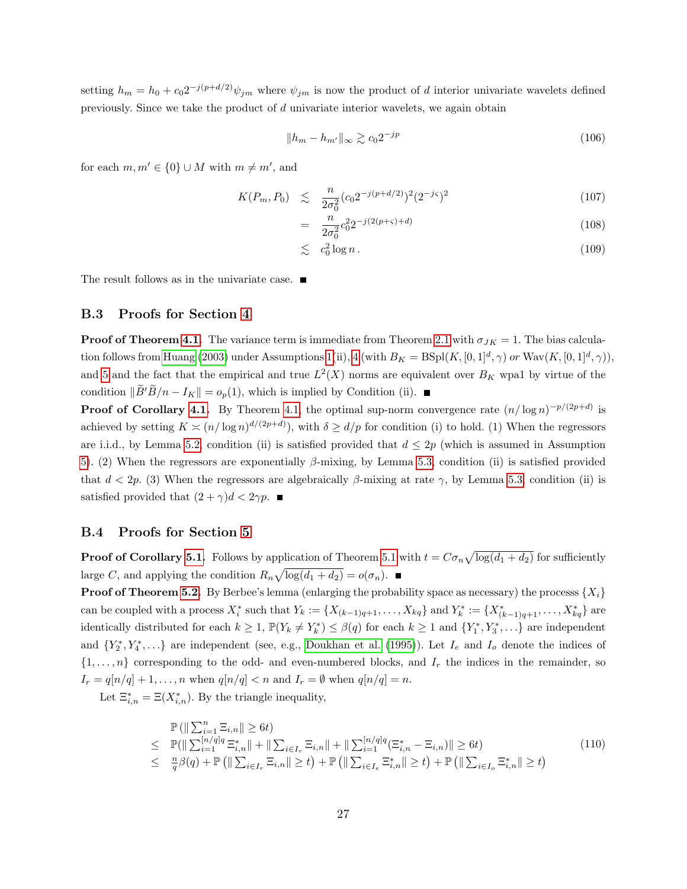setting $h_m = h_0 + c_0 2^{-j(p+d/2)}\psi_{jm}$ where $\psi_{jm}$ is now the product of $d$ interior univariate wavelets defined previously. Since we take the product of $d$ univariate interior wavelets, we again obtain

$$\|h_m - h_{m'}\|_\infty \gtrsim c_0 2^{-jp} \tag{106}$$

for each $m, m' \in \{0\} \cup M$ with $m \neq m'$, and

$$\begin{aligned} K(P_m, P_0) &\lesssim \frac{n}{2\sigma_0^2}(c_0 2^{-j(p+d/2)})^2(2^{-j\varsigma})^2 && (107)\\ &= \frac{n}{2\sigma_0^2} c_0^2 2^{-j(2(p+\varsigma)+d)} && (108)\\ &\lesssim c_0^2 \log n\,. && (109)\end{aligned}$$

The result follows as in the univariate case. ■

### B.3 Proofs for Section 4

**Proof of Theorem 4.1.** The variance term is immediate from Theorem 2.1 with $\sigma_{JK} = 1$. The bias calculation follows from Huang (2003) under Assumptions 1(ii), 4 (with $B_K = \mathrm{BSpl}(K, [0,1]^d, \gamma)$ *or* $\mathrm{Wav}(K, [0,1]^d, \gamma)$), and 5 and the fact that the empirical and true $L^2(X)$ norms are equivalent over $B_K$ wpa1 by virtue of the condition $\|\widetilde{B}'\widetilde{B}/n - I_K\| = o_p(1)$, which is implied by Condition (ii). ■

**Proof of Corollary 4.1.** By Theorem 4.1, the optimal sup-norm convergence rate $(n/\log n)^{-p/(2p+d)}$ is achieved by setting $K \asymp (n/\log n)^{d/(2p+d)}$, with $\delta \geq d/p$ for condition (i) to hold. (1) When the regressors are i.i.d., by Lemma 5.2, condition (ii) is satisfied provided that $d \leq 2p$ (which is assumed in Assumption 5). (2) When the regressors are exponentially $\beta$-mixing, by Lemma 5.3, condition (ii) is satisfied provided that $d < 2p$. (3) When the regressors are algebraically $\beta$-mixing at rate $\gamma$, by Lemma 5.3, condition (ii) is satisfied provided that $(2+\gamma)d < 2\gamma p$. ■

### B.4 Proofs for Section 5

**Proof of Corollary 5.1.** Follows by application of Theorem 5.1 with $t = C\sigma_n\sqrt{\log(d_1+d_2)}$ for sufficiently large $C$, and applying the condition $R_n\sqrt{\log(d_1+d_2)} = o(\sigma_n)$. ■

**Proof of Theorem 5.2.** By Berbee's lemma (enlarging the probability space as necessary) the processs $\{X_i\}$ can be coupled with a process $X_i^*$ such that $Y_k := \{X_{(k-1)q+1}, \ldots, X_{kq}\}$ and $Y_k^* := \{X^*_{(k-1)q+1}, \ldots, X^*_{kq}\}$ are identically distributed for each $k \geq 1$, $\mathbb{P}(Y_k \neq Y_k^*) \leq \beta(q)$ for each $k \geq 1$ and $\{Y_1^*, Y_3^*, \ldots\}$ are independent and $\{Y_2^*, Y_4^*, \ldots\}$ are independent (see, e.g., Doukhan et al. (1995)). Let $I_e$ and $I_o$ denote the indices of $\{1, \ldots, n\}$ corresponding to the odd- and even-numbered blocks, and $I_r$ the indices in the remainder, so $I_r = q[n/q] + 1, \ldots, n$ when $q[n/q] < n$ and $I_r = \emptyset$ when $q[n/q] = n$.

Let $\Xi^*_{i,n} = \Xi(X^*_{i,n})$. By the triangle inequality,

$$\begin{aligned} & \mathbb{P}(\|\textstyle\sum_{i=1}^n \Xi_{i,n}\| \geq 6t) \\ \leq\ & \mathbb{P}(\|\textstyle\sum_{i=1}^{[n/q]q} \Xi^*_{i,n}\| + \|\sum_{i\in I_r} \Xi_{i,n}\| + \|\sum_{i=1}^{[n/q]q}(\Xi^*_{i,n} - \Xi_{i,n})\| \geq 6t) \\ \leq\ & \tfrac{n}{q}\beta(q) + \mathbb{P}\left(\|\textstyle\sum_{i\in I_r} \Xi_{i,n}\| \geq t\right) + \mathbb{P}\left(\|\sum_{i\in I_e} \Xi^*_{i,n}\| \geq t\right) + \mathbb{P}\left(\|\sum_{i\in I_o} \Xi^*_{i,n}\| \geq t\right) \end{aligned} \tag{110}$$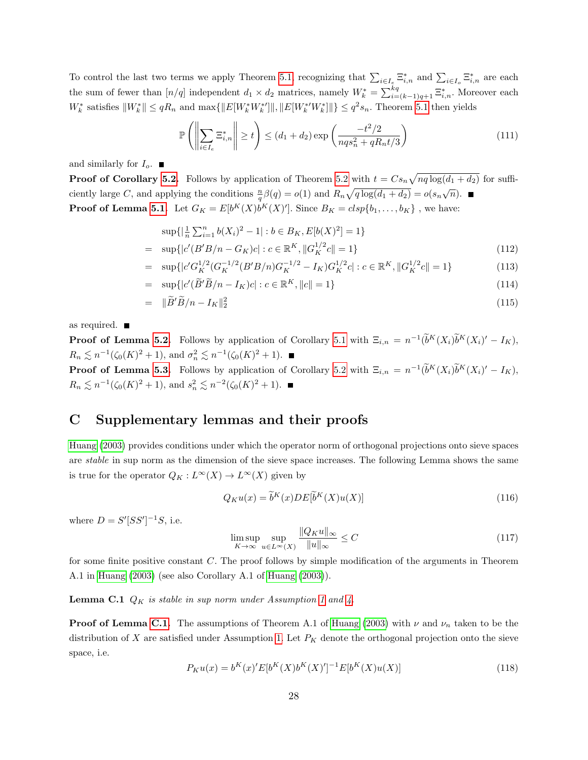To control the last two terms we apply Theorem 5.1, recognizing that $\sum_{i \in I_e} \Xi^*_{i,n}$ and $\sum_{i \in I_o} \Xi^*_{i,n}$ are each the sum of fewer than $[n/q]$ independent $d_1 \times d_2$ matrices, namely $W_k^* = \sum_{i=(k-1)q+1}^{kq} \Xi^*_{i,n}$. Moreover each $W_k^*$ satisfies $\|W_k^*\| \leq qR_n$ and $\max\{\|E[W_k^* W_k^{*\prime}]\|, \|E[W_k^{*\prime} W_k^*]\|\} \leq q^2 s_n$. Theorem 5.1 then yields

$$\mathbb{P}\left( \left\| \sum_{i \in I_e} \Xi^*_{i,n} \right\| \geq t \right) \leq (d_1 + d_2) \exp\left( \frac{-t^2/2}{nqs_n^2 + qR_n t/3} \right) \tag{111}$$

and similarly for $I_o$. ■

**Proof of Corollary 5.2.** Follows by application of Theorem 5.2 with $t = Cs_n\sqrt{nq\log(d_1+d_2)}$ for sufficiently large $C$, and applying the conditions $\frac{n}{q}\beta(q) = o(1)$ and $R_n\sqrt{q\log(d_1+d_2)} = o(s_n\sqrt{n})$. ■

**Proof of Lemma 5.1.** Let $G_K = E[b^K(X)b^K(X)']$. Since $B_K = clsp\{b_1, \ldots, b_K\}$ , we have:

$$\begin{aligned}
& \sup\{|\tfrac{1}{n}\textstyle\sum_{i=1}^n b(X_i)^2 - 1| : b \in B_K, E[b(X)^2] = 1\} \\
= \;& \sup\{|c'(B'B/n - G_K)c| : c \in \mathbb{R}^K, \|G_K^{1/2}c\| = 1\} && (112) \\
= \;& \sup\{|c'G_K^{1/2}(G_K^{-1/2}(B'B/n)G_K^{-1/2} - I_K)G_K^{1/2}c| : c \in \mathbb{R}^K, \|G_K^{1/2}c\| = 1\} && (113) \\
= \;& \sup\{|c'(\widetilde{B}'\widetilde{B}/n - I_K)c| : c \in \mathbb{R}^K, \|c\| = 1\} && (114) \\
= \;& \|\widetilde{B}'\widetilde{B}/n - I_K\|_2^2 && (115)
\end{aligned}$$

as required. ■

**Proof of Lemma 5.2.** Follows by application of Corollary 5.1 with $\Xi_{i,n} = n^{-1}(\widetilde{b}^K(X_i)\widetilde{b}^K(X_i)' - I_K)$, $R_n \lesssim n^{-1}(\zeta_0(K)^2 + 1)$, and $\sigma_n^2 \lesssim n^{-1}(\zeta_0(K)^2 + 1)$. ■

**Proof of Lemma 5.3.** Follows by application of Corollary 5.2 with $\Xi_{i,n} = n^{-1}(\widetilde{b}^K(X_i)\widetilde{b}^K(X_i)' - I_K)$, $R_n \lesssim n^{-1}(\zeta_0(K)^2 + 1)$, and $s_n^2 \lesssim n^{-2}(\zeta_0(K)^2 + 1)$. ■

## C Supplementary lemmas and their proofs

Huang (2003) provides conditions under which the operator norm of orthogonal projections onto sieve spaces are *stable* in sup norm as the dimension of the sieve space increases. The following Lemma shows the same is true for the operator $Q_K : L^\infty(X) \to L^\infty(X)$ given by

$$Q_K u(x) = \widetilde{b}^K(x) D E[\widetilde{b}^K(X)u(X)] \tag{116}$$

where $D = S'[SS']^{-1}S$, i.e.

$$\limsup_{K\to\infty} \sup_{u \in L^\infty(X)} \frac{\|Q_K u\|_\infty}{\|u\|_\infty} \leq C \tag{117}$$

for some finite positive constant $C$. The proof follows by simple modification of the arguments in Theorem A.1 in Huang (2003) (see also Corollary A.1 of Huang (2003)).

**Lemma C.1** *$Q_K$ is stable in sup norm under Assumption 1 and 4.*

**Proof of Lemma C.1.** The assumptions of Theorem A.1 of Huang (2003) with $\nu$ and $\nu_n$ taken to be the distribution of $X$ are satisfied under Assumption 1. Let $P_K$ denote the orthogonal projection onto the sieve space, i.e.

$$P_K u(x) = b^K(x)' E[b^K(X)b^K(X)']^{-1} E[b^K(X)u(X)] \tag{118}$$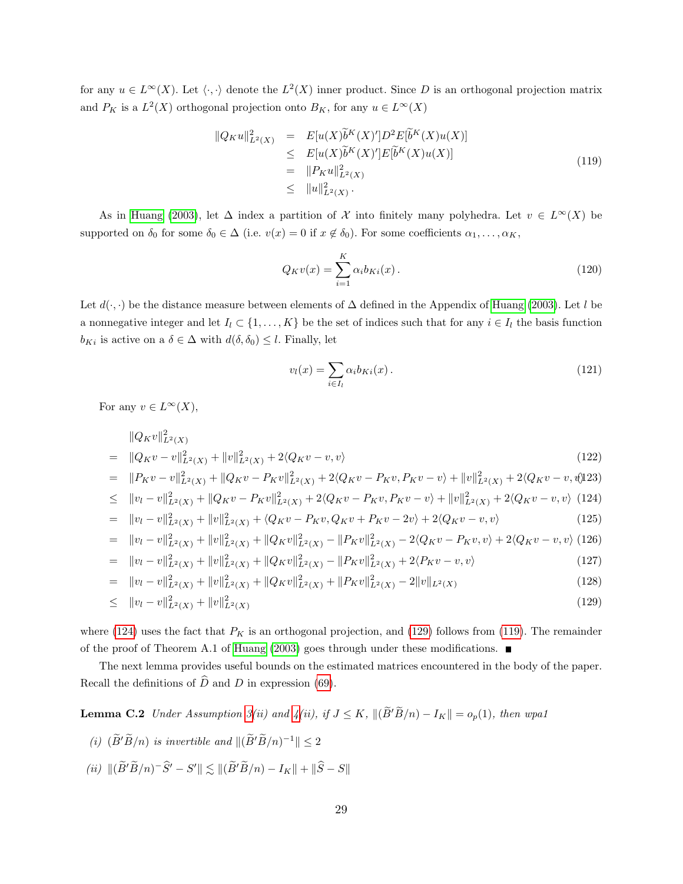for any $u \in L^\infty(X)$. Let $\langle \cdot, \cdot \rangle$ denote the $L^2(X)$ inner product. Since $D$ is an orthogonal projection matrix and $P_K$ is a $L^2(X)$ orthogonal projection onto $B_K$, for any $u \in L^\infty(X)$

$$
\begin{aligned}
\|Q_K u\|^2_{L^2(X)} &= E[u(X)\widetilde{b}^K(X)']D^2 E[\widetilde{b}^K(X)u(X)] \\
&\leq E[u(X)\widetilde{b}^K(X)']E[\widetilde{b}^K(X)u(X)] \\
&= \|P_K u\|^2_{L^2(X)} \\
&\leq \|u\|^2_{L^2(X)} .
\end{aligned}
\tag{119}
$$

As in Huang (2003), let $\Delta$ index a partition of $\mathcal{X}$ into finitely many polyhedra. Let $v \in L^\infty(X)$ be supported on $\delta_0$ for some $\delta_0 \in \Delta$ (i.e. $v(x) = 0$ if $x \notin \delta_0$). For some coefficients $\alpha_1, \ldots, \alpha_K$,

$$
Q_K v(x) = \sum_{i=1}^{K} \alpha_i b_{Ki}(x) . \tag{120}
$$

Let $d(\cdot, \cdot)$ be the distance measure between elements of $\Delta$ defined in the Appendix of Huang (2003). Let $l$ be a nonnegative integer and let $I_l \subset \{1, \ldots, K\}$ be the set of indices such that for any $i \in I_l$ the basis function $b_{Ki}$ is active on a $\delta \in \Delta$ with $d(\delta, \delta_0) \leq l$. Finally, let

$$
v_l(x) = \sum_{i \in I_l} \alpha_i b_{Ki}(x) . \tag{121}
$$

For any $v \in L^\infty(X)$,

$$
\begin{aligned}
& \|Q_K v\|^2_{L^2(X)} \\
= \;& \|Q_K v - v\|^2_{L^2(X)} + \|v\|^2_{L^2(X)} + 2\langle Q_K v - v, v\rangle && (122)\\
= \;& \|P_K v - v\|^2_{L^2(X)} + \|Q_K v - P_K v\|^2_{L^2(X)} + 2\langle Q_K v - P_K v, P_K v - v\rangle + \|v\|^2_{L^2(X)} + 2\langle Q_K v - v, v\rangle && (123)\\
\leq \;& \|v_l - v\|^2_{L^2(X)} + \|Q_K v - P_K v\|^2_{L^2(X)} + 2\langle Q_K v - P_K v, P_K v - v\rangle + \|v\|^2_{L^2(X)} + 2\langle Q_K v - v, v\rangle && (124)\\
= \;& \|v_l - v\|^2_{L^2(X)} + \|v\|^2_{L^2(X)} + \langle Q_K v - P_K v, Q_K v + P_K v - 2v\rangle + 2\langle Q_K v - v, v\rangle && (125)\\
= \;& \|v_l - v\|^2_{L^2(X)} + \|v\|^2_{L^2(X)} + \|Q_K v\|^2_{L^2(X)} - \|P_K v\|^2_{L^2(X)} - 2\langle Q_K v - P_K v, v\rangle + 2\langle Q_K v - v, v\rangle && (126)\\
= \;& \|v_l - v\|^2_{L^2(X)} + \|v\|^2_{L^2(X)} + \|Q_K v\|^2_{L^2(X)} - \|P_K v\|^2_{L^2(X)} + 2\langle P_K v - v, v\rangle && (127)\\
= \;& \|v_l - v\|^2_{L^2(X)} + \|v\|^2_{L^2(X)} + \|Q_K v\|^2_{L^2(X)} + \|P_K v\|^2_{L^2(X)} - 2\|v\|_{L^2(X)} && (128)\\
\leq \;& \|v_l - v\|^2_{L^2(X)} + \|v\|^2_{L^2(X)} && (129)
\end{aligned}
$$

where (124) uses the fact that $P_K$ is an orthogonal projection, and (129) follows from (119). The remainder of the proof of Theorem A.1 of Huang (2003) goes through under these modifications. ∎

The next lemma provides useful bounds on the estimated matrices encountered in the body of the paper. Recall the definitions of $\widehat{D}$ and $D$ in expression (69).

**Lemma C.2** *Under Assumption 3(ii) and 4(ii), if $J \leq K$, $\|(\widetilde{B}'\widetilde{B}/n) - I_K\| = o_p(1)$, then wpa1*

*(i) $(\widetilde{B}'\widetilde{B}/n)$ is invertible and $\|(\widetilde{B}'\widetilde{B}/n)^{-1}\| \leq 2$*

*(ii) $\|(\widetilde{B}'\widetilde{B}/n)^{-}\widehat{S}' - S'\| \lesssim \|(\widetilde{B}'\widetilde{B}/n) - I_K\| + \|\widehat{S} - S\|$*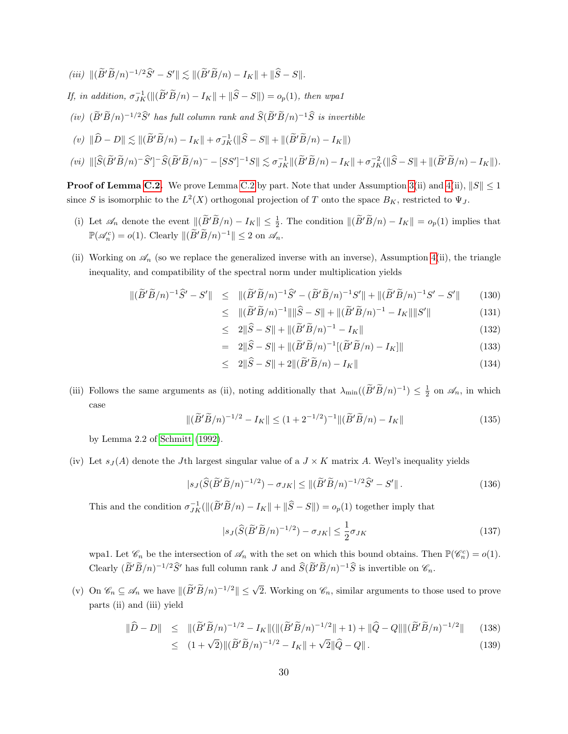*(iii)* $\|(\widetilde{B}'\widetilde{B}/n)^{-1/2}\widehat{S}' - S'\| \lesssim \|(\widetilde{B}'\widetilde{B}/n) - I_K\| + \|\widehat{S} - S\|$.

*If, in addition,* $\sigma_{JK}^{-1}(\|(\widetilde{B}'\widetilde{B}/n) - I_K\| + \|\widehat{S} - S\|) = o_p(1)$*, then wpa1*

*(iv)* $(\widetilde{B}'\widetilde{B}/n)^{-1/2}\widehat{S}'$ *has full column rank and* $\widehat{S}(\widetilde{B}'\widetilde{B}/n)^{-1}\widehat{S}$ *is invertible*

*(v)* $\|\widehat{D} - D\| \lesssim \|(\widetilde{B}'\widetilde{B}/n) - I_K\| + \sigma_{JK}^{-1}(\|\widehat{S} - S\| + \|(\widetilde{B}'\widetilde{B}/n) - I_K\|)$

*(vi)* $\|[\widehat{S}(\widetilde{B}'\widetilde{B}/n)^{-}\widehat{S}']^{-}\widehat{S}(\widetilde{B}'\widetilde{B}/n)^{-} - [SS']^{-1}S\| \lesssim \sigma_{JK}^{-1}\|(\widetilde{B}'\widetilde{B}/n) - I_K\| + \sigma_{JK}^{-2}(\|\widehat{S} - S\| + \|(\widetilde{B}'\widetilde{B}/n) - I_K\|)$.

**Proof of Lemma C.2.** We prove Lemma C.2 by part. Note that under Assumption 3(ii) and 4(ii), $\|S\| \leq 1$ since $S$ is isomorphic to the $L^2(X)$ orthogonal projection of $T$ onto the space $B_K$, restricted to $\Psi_J$.

(i) Let $\mathscr{A}_n$ denote the event $\|(\widetilde{B}'\widetilde{B}/n) - I_K\| \leq \frac{1}{2}$. The condition $\|(\widetilde{B}'\widetilde{B}/n) - I_K\| = o_p(1)$ implies that $\mathbb{P}(\mathscr{A}_n^c) = o(1)$. Clearly $\|(\widetilde{B}'\widetilde{B}/n)^{-1}\| \leq 2$ on $\mathscr{A}_n$.

(ii) Working on $\mathscr{A}_n$ (so we replace the generalized inverse with an inverse), Assumption 4(ii), the triangle inequality, and compatibility of the spectral norm under multiplication yields

$$
\begin{aligned}
\|(\widetilde{B}'\widetilde{B}/n)^{-1}\widehat{S}' - S'\| &\leq \|(\widetilde{B}'\widetilde{B}/n)^{-1}\widehat{S}' - (\widetilde{B}'\widetilde{B}/n)^{-1}S'\| + \|(\widetilde{B}'\widetilde{B}/n)^{-1}S' - S'\| && (130)\\
&\leq \|(\widetilde{B}'\widetilde{B}/n)^{-1}\|\|\widehat{S} - S\| + \|(\widetilde{B}'\widetilde{B}/n)^{-1} - I_K\|\|S'\| && (131)\\
&\leq 2\|\widehat{S} - S\| + \|(\widetilde{B}'\widetilde{B}/n)^{-1} - I_K\| && (132)\\
&= 2\|\widehat{S} - S\| + \|(\widetilde{B}'\widetilde{B}/n)^{-1}[(\widetilde{B}'\widetilde{B}/n) - I_K]\| && (133)\\
&\leq 2\|\widehat{S} - S\| + 2\|(\widetilde{B}'\widetilde{B}/n) - I_K\| && (134)
\end{aligned}
$$

(iii) Follows the same arguments as (ii), noting additionally that $\lambda_{\min}((\widetilde{B}'\widetilde{B}/n)^{-1}) \leq \frac{1}{2}$ on $\mathscr{A}_n$, in which case

$$
\|(\widetilde{B}'\widetilde{B}/n)^{-1/2} - I_K\| \leq (1 + 2^{-1/2})^{-1}\|(\widetilde{B}'\widetilde{B}/n) - I_K\| \tag{135}
$$

by Lemma 2.2 of Schmitt (1992).

(iv) Let $s_J(A)$ denote the $J$th largest singular value of a $J \times K$ matrix $A$. Weyl's inequality yields

$$
|s_J(\widehat{S}(\widetilde{B}'\widetilde{B}/n)^{-1/2}) - \sigma_{JK}| \leq \|(\widetilde{B}'\widetilde{B}/n)^{-1/2}\widehat{S}' - S'\|\,. \tag{136}
$$

This and the condition $\sigma_{JK}^{-1}(\|(\widetilde{B}'\widetilde{B}/n) - I_K\| + \|\widehat{S} - S\|) = o_p(1)$ together imply that

$$
|s_J(\widehat{S}(\widetilde{B}'\widetilde{B}/n)^{-1/2}) - \sigma_{JK}| \leq \frac{1}{2}\sigma_{JK} \tag{137}
$$

wpa1. Let $\mathscr{C}_n$ be the intersection of $\mathscr{A}_n$ with the set on which this bound obtains. Then $\mathbb{P}(\mathscr{C}_n^c) = o(1)$. Clearly $(\widetilde{B}'\widetilde{B}/n)^{-1/2}\widehat{S}'$ has full column rank $J$ and $\widehat{S}(\widetilde{B}'\widetilde{B}/n)^{-1}\widehat{S}$ is invertible on $\mathscr{C}_n$.

(v) On $\mathscr{C}_n \subseteq \mathscr{A}_n$ we have $\|(\widetilde{B}'\widetilde{B}/n)^{-1/2}\| \leq \sqrt{2}$. Working on $\mathscr{C}_n$, similar arguments to those used to prove parts (ii) and (iii) yield

$$
\begin{aligned}
\|\widehat{D} - D\| &\leq \|(\widetilde{B}'\widetilde{B}/n)^{-1/2} - I_K\|(\|(\widetilde{B}'\widetilde{B}/n)^{-1/2}\| + 1) + \|\widehat{Q} - Q\|\|(\widetilde{B}'\widetilde{B}/n)^{-1/2}\| && (138)\\
&\leq (1 + \sqrt{2})\|(\widetilde{B}'\widetilde{B}/n)^{-1/2} - I_K\| + \sqrt{2}\|\widehat{Q} - Q\|\,. && (139)
\end{aligned}
$$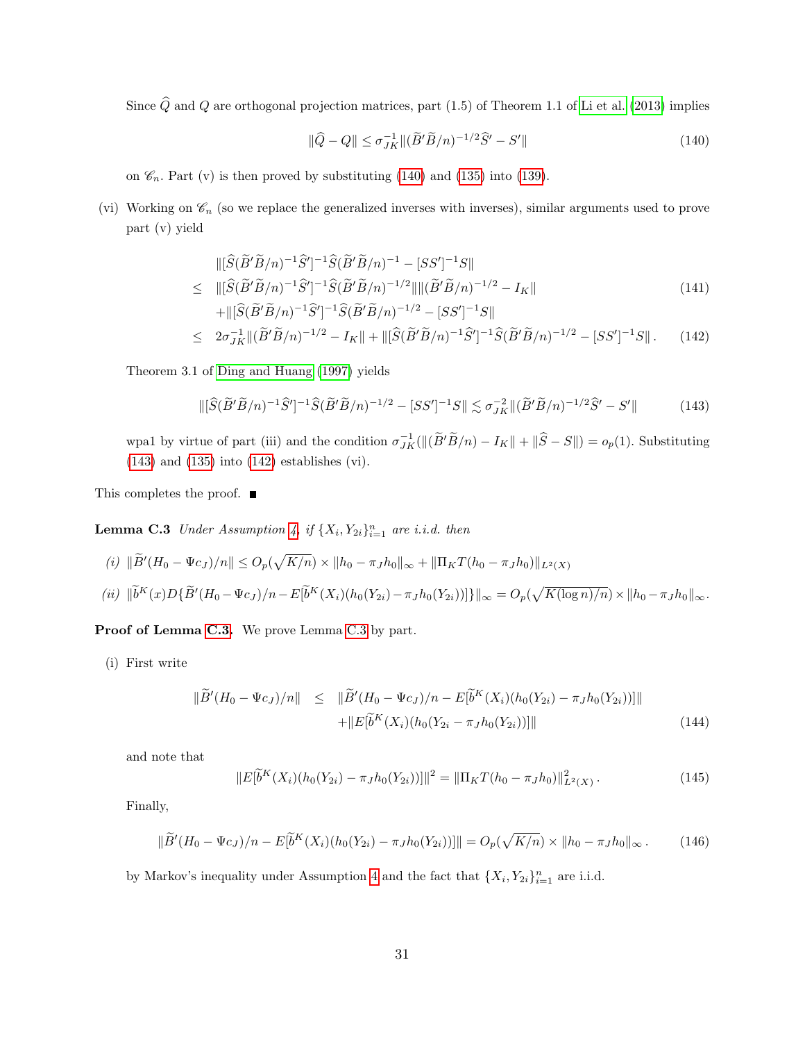Since $\widehat{Q}$ and $Q$ are orthogonal projection matrices, part (1.5) of Theorem 1.1 of Li et al. (2013) implies

$$\|\widehat{Q} - Q\| \leq \sigma_{JK}^{-1} \|(\widetilde{B}'\widetilde{B}/n)^{-1/2}\widehat{S}' - S'\| \tag{140}$$

on $\mathscr{C}_n$. Part (v) is then proved by substituting (140) and (135) into (139).

(vi) Working on $\mathscr{C}_n$ (so we replace the generalized inverses with inverses), similar arguments used to prove part (v) yield

$$\begin{aligned}
& \|[\widehat{S}(\widetilde{B}'\widetilde{B}/n)^{-1}\widehat{S}']^{-1}\widehat{S}(\widetilde{B}'\widetilde{B}/n)^{-1} - [SS']^{-1}S\| \\
\leq \;& \|[\widehat{S}(\widetilde{B}'\widetilde{B}/n)^{-1}\widehat{S}']^{-1}\widehat{S}(\widetilde{B}'\widetilde{B}/n)^{-1/2}\|\|(\widetilde{B}'\widetilde{B}/n)^{-1/2} - I_K\| \qquad (141)\\
& + \|[\widehat{S}(\widetilde{B}'\widetilde{B}/n)^{-1}\widehat{S}']^{-1}\widehat{S}(\widetilde{B}'\widetilde{B}/n)^{-1/2} - [SS']^{-1}S\| \\
\leq \;& 2\sigma_{JK}^{-1}\|(\widetilde{B}'\widetilde{B}/n)^{-1/2} - I_K\| + \|[\widehat{S}(\widetilde{B}'\widetilde{B}/n)^{-1}\widehat{S}']^{-1}\widehat{S}(\widetilde{B}'\widetilde{B}/n)^{-1/2} - [SS']^{-1}S\|\,. \qquad (142)
\end{aligned}$$

Theorem 3.1 of Ding and Huang (1997) yields

$$\|[\widehat{S}(\widetilde{B}'\widetilde{B}/n)^{-1}\widehat{S}']^{-1}\widehat{S}(\widetilde{B}'\widetilde{B}/n)^{-1/2} - [SS']^{-1}S\| \lesssim \sigma_{JK}^{-2}\|(\widetilde{B}'\widetilde{B}/n)^{-1/2}\widehat{S}' - S'\| \tag{143}$$

wpa1 by virtue of part (iii) and the condition $\sigma_{JK}^{-1}(\|(\widetilde{B}'\widetilde{B}/n) - I_K\| + \|\widehat{S} - S\|) = o_p(1)$. Substituting (143) and (135) into (142) establishes (vi).

This completes the proof. ■

**Lemma C.3** *Under Assumption 4, if $\{X_i, Y_{2i}\}_{i=1}^n$ are i.i.d. then*

*(i)* $\|\widetilde{B}'(H_0 - \Psi c_J)/n\| \leq O_p(\sqrt{K/n}) \times \|h_0 - \pi_J h_0\|_\infty + \|\Pi_K T(h_0 - \pi_J h_0)\|_{L^2(X)}$

*(ii)* $\|\widetilde{b}^K(x)D\{\widetilde{B}'(H_0 - \Psi c_J)/n - E[\widetilde{b}^K(X_i)(h_0(Y_{2i}) - \pi_J h_0(Y_{2i}))]\}\|_\infty = O_p(\sqrt{K(\log n)/n}) \times \|h_0 - \pi_J h_0\|_\infty$.

**Proof of Lemma C.3.** We prove Lemma C.3 by part.

(i) First write

$$\begin{aligned}
\|\widetilde{B}'(H_0 - \Psi c_J)/n\| \;\leq\;& \|\widetilde{B}'(H_0 - \Psi c_J)/n - E[\widetilde{b}^K(X_i)(h_0(Y_{2i}) - \pi_J h_0(Y_{2i}))]\| \\
& + \|E[\widetilde{b}^K(X_i)(h_0(Y_{2i} - \pi_J h_0(Y_{2i}))]\| \qquad (144)
\end{aligned}$$

and note that

$$\|E[\widetilde{b}^K(X_i)(h_0(Y_{2i}) - \pi_J h_0(Y_{2i}))]\|^2 = \|\Pi_K T(h_0 - \pi_J h_0)\|_{L^2(X)}^2\,. \tag{145}$$

Finally,

$$\|\widetilde{B}'(H_0 - \Psi c_J)/n - E[\widetilde{b}^K(X_i)(h_0(Y_{2i}) - \pi_J h_0(Y_{2i}))]\| = O_p(\sqrt{K/n}) \times \|h_0 - \pi_J h_0\|_\infty\,. \tag{146}$$

by Markov's inequality under Assumption 4 and the fact that $\{X_i, Y_{2i}\}_{i=1}^n$ are i.i.d.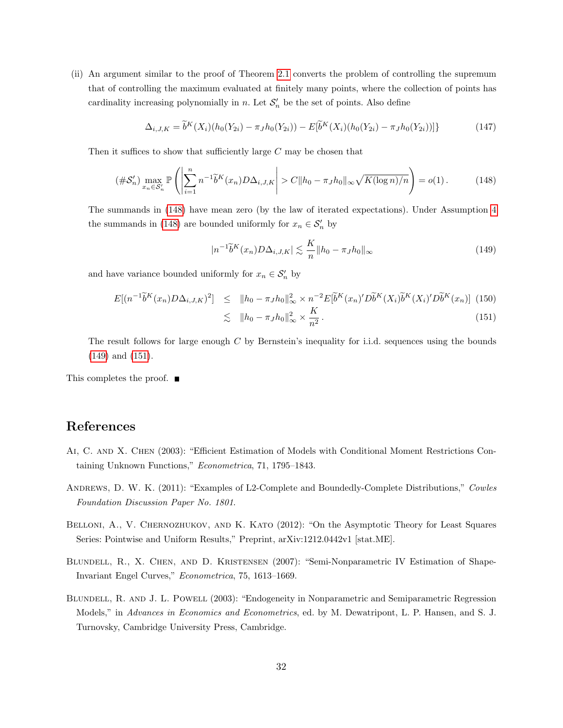(ii) An argument similar to the proof of Theorem 2.1 converts the problem of controlling the supremum that of controlling the maximum evaluated at finitely many points, where the collection of points has cardinality increasing polynomially in $n$. Let $\mathcal{S}_n'$ be the set of points. Also define

$$\Delta_{i,J,K} = \widetilde{b}^K(X_i)(h_0(Y_{2i}) - \pi_J h_0(Y_{2i})) - E[\widetilde{b}^K(X_i)(h_0(Y_{2i}) - \pi_J h_0(Y_{2i}))]\} \tag{147}$$

Then it suffices to show that sufficiently large $C$ may be chosen that

$$(\#\mathcal{S}_n') \max_{x_n \in \mathcal{S}_n'} \mathbb{P}\left( \left| \sum_{i=1}^n n^{-1} \widetilde{b}^K(x_n) D \Delta_{i,J,K} \right| > C \|h_0 - \pi_J h_0\|_\infty \sqrt{K(\log n)/n} \right) = o(1)\,. \tag{148}$$

The summands in (148) have mean zero (by the law of iterated expectations). Under Assumption 4 the summands in (148) are bounded uniformly for $x_n \in \mathcal{S}_n'$ by

$$|n^{-1} \widetilde{b}^K(x_n) D \Delta_{i,J,K}| \lesssim \frac{K}{n} \|h_0 - \pi_J h_0\|_\infty \tag{149}$$

and have variance bounded uniformly for $x_n \in \mathcal{S}_n'$ by

$$\begin{aligned} E[(n^{-1} \widetilde{b}^K(x_n) D \Delta_{i,J,K})^2] &\leq \|h_0 - \pi_J h_0\|_\infty^2 \times n^{-2} E[\widetilde{b}^K(x_n)' D \widetilde{b}^K(X_i) \widetilde{b}^K(X_i)' D \widetilde{b}^K(x_n)] \quad (150) \\ &\lesssim \|h_0 - \pi_J h_0\|_\infty^2 \times \frac{K}{n^2}\,. \quad (151) \end{aligned}$$

The result follows for large enough $C$ by Bernstein's inequality for i.i.d. sequences using the bounds (149) and (151).

This completes the proof. ■

## References

Ai, C. and X. Chen (2003): "Efficient Estimation of Models with Conditional Moment Restrictions Containing Unknown Functions," *Econometrica*, 71, 1795–1843.

Andrews, D. W. K. (2011): "Examples of L2-Complete and Boundedly-Complete Distributions," *Cowles Foundation Discussion Paper No. 1801.*

Belloni, A., V. Chernozhukov, and K. Kato (2012): "On the Asymptotic Theory for Least Squares Series: Pointwise and Uniform Results," Preprint, arXiv:1212.0442v1 [stat.ME].

Blundell, R., X. Chen, and D. Kristensen (2007): "Semi-Nonparametric IV Estimation of Shape-Invariant Engel Curves," *Econometrica*, 75, 1613–1669.

Blundell, R. and J. L. Powell (2003): "Endogeneity in Nonparametric and Semiparametric Regression Models," in *Advances in Economics and Econometrics*, ed. by M. Dewatripont, L. P. Hansen, and S. J. Turnovsky, Cambridge University Press, Cambridge.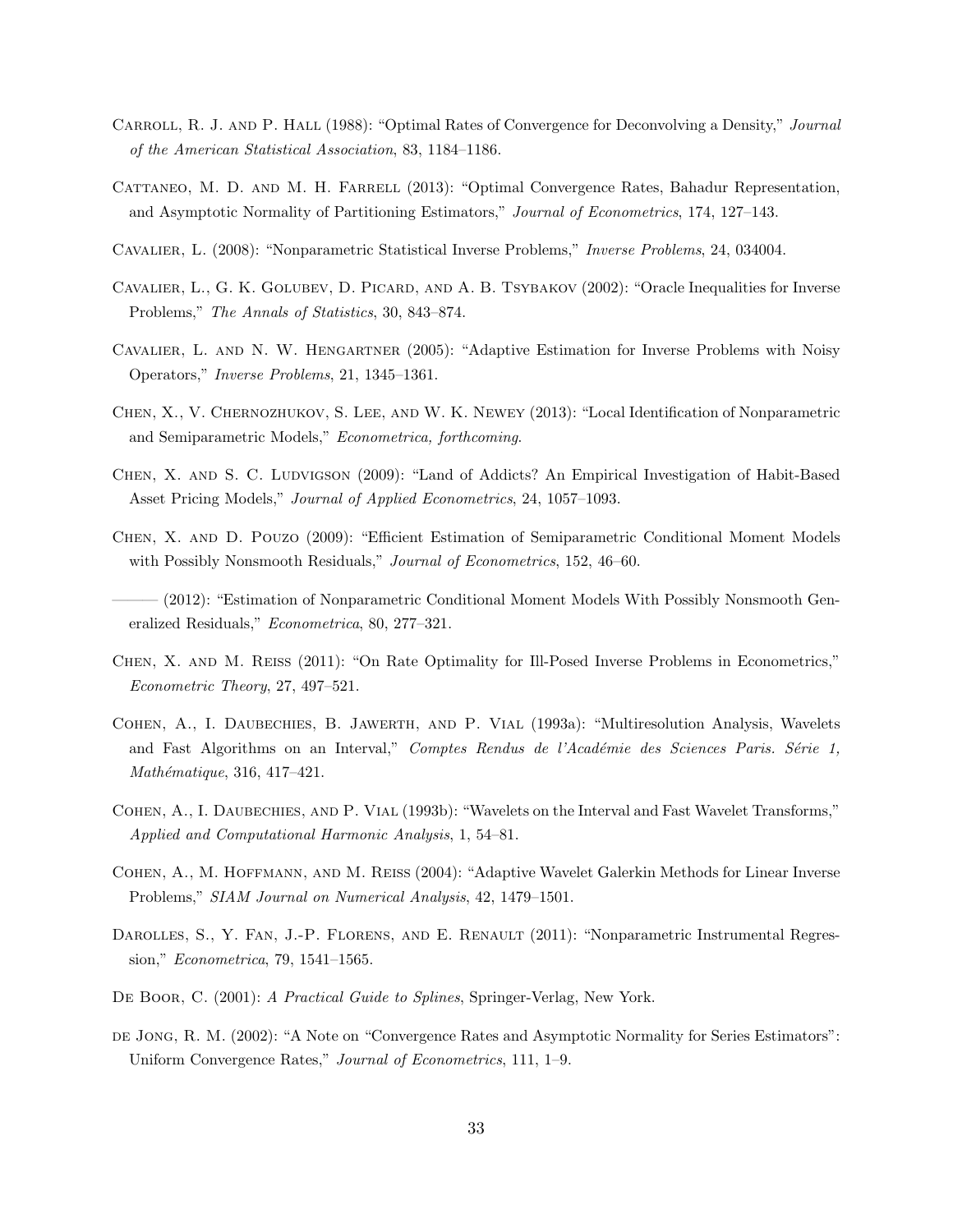Carroll, R. J. and P. Hall (1988): "Optimal Rates of Convergence for Deconvolving a Density," *Journal of the American Statistical Association*, 83, 1184–1186.

Cattaneo, M. D. and M. H. Farrell (2013): "Optimal Convergence Rates, Bahadur Representation, and Asymptotic Normality of Partitioning Estimators," *Journal of Econometrics*, 174, 127–143.

Cavalier, L. (2008): "Nonparametric Statistical Inverse Problems," *Inverse Problems*, 24, 034004.

Cavalier, L., G. K. Golubev, D. Picard, and A. B. Tsybakov (2002): "Oracle Inequalities for Inverse Problems," *The Annals of Statistics*, 30, 843–874.

Cavalier, L. and N. W. Hengartner (2005): "Adaptive Estimation for Inverse Problems with Noisy Operators," *Inverse Problems*, 21, 1345–1361.

Chen, X., V. Chernozhukov, S. Lee, and W. K. Newey (2013): "Local Identification of Nonparametric and Semiparametric Models," *Econometrica, forthcoming*.

Chen, X. and S. C. Ludvigson (2009): "Land of Addicts? An Empirical Investigation of Habit-Based Asset Pricing Models," *Journal of Applied Econometrics*, 24, 1057–1093.

Chen, X. and D. Pouzo (2009): "Efficient Estimation of Semiparametric Conditional Moment Models with Possibly Nonsmooth Residuals," *Journal of Econometrics*, 152, 46–60.

——— (2012): "Estimation of Nonparametric Conditional Moment Models With Possibly Nonsmooth Generalized Residuals," *Econometrica*, 80, 277–321.

Chen, X. and M. Reiss (2011): "On Rate Optimality for Ill-Posed Inverse Problems in Econometrics," *Econometric Theory*, 27, 497–521.

Cohen, A., I. Daubechies, B. Jawerth, and P. Vial (1993a): "Multiresolution Analysis, Wavelets and Fast Algorithms on an Interval," *Comptes Rendus de l'Académie des Sciences Paris. Série 1, Mathématique*, 316, 417–421.

Cohen, A., I. Daubechies, and P. Vial (1993b): "Wavelets on the Interval and Fast Wavelet Transforms," *Applied and Computational Harmonic Analysis*, 1, 54–81.

Cohen, A., M. Hoffmann, and M. Reiss (2004): "Adaptive Wavelet Galerkin Methods for Linear Inverse Problems," *SIAM Journal on Numerical Analysis*, 42, 1479–1501.

Darolles, S., Y. Fan, J.-P. Florens, and E. Renault (2011): "Nonparametric Instrumental Regression," *Econometrica*, 79, 1541–1565.

De Boor, C. (2001): *A Practical Guide to Splines*, Springer-Verlag, New York.

de Jong, R. M. (2002): "A Note on "Convergence Rates and Asymptotic Normality for Series Estimators": Uniform Convergence Rates," *Journal of Econometrics*, 111, 1–9.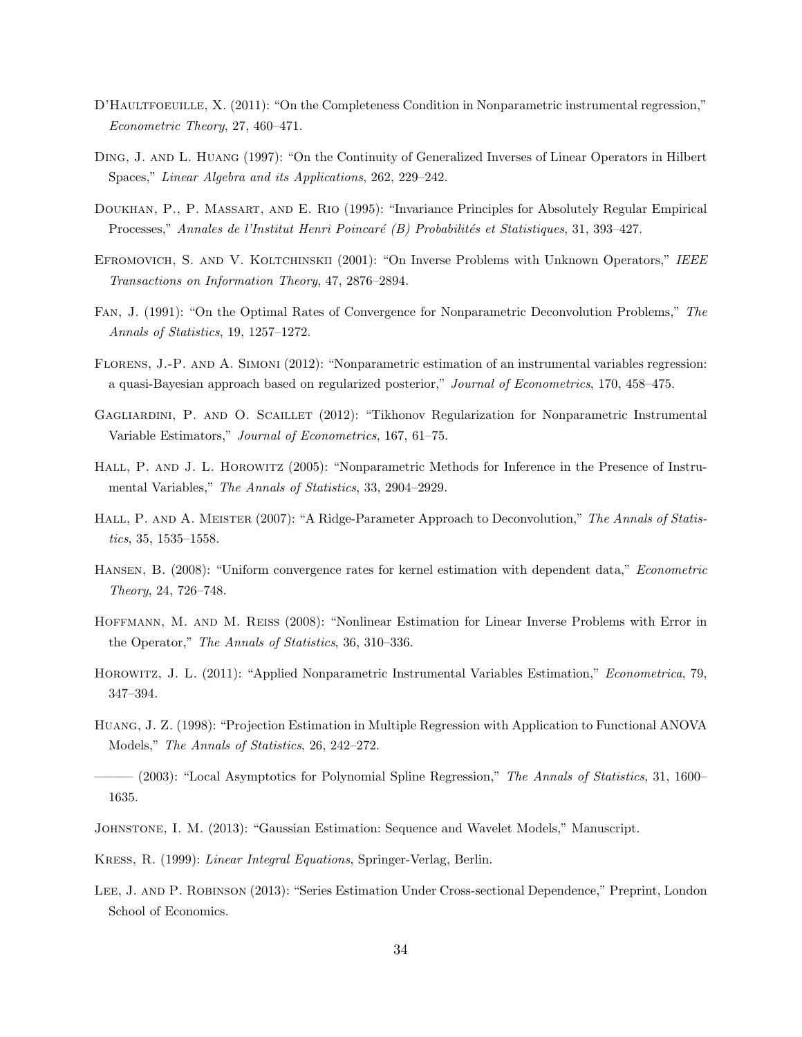D'Haultfoeuille, X. (2011): "On the Completeness Condition in Nonparametric instrumental regression," *Econometric Theory*, 27, 460–471.

Ding, J. and L. Huang (1997): "On the Continuity of Generalized Inverses of Linear Operators in Hilbert Spaces," *Linear Algebra and its Applications*, 262, 229–242.

Doukhan, P., P. Massart, and E. Rio (1995): "Invariance Principles for Absolutely Regular Empirical Processes," *Annales de l'Institut Henri Poincaré (B) Probabilités et Statistiques*, 31, 393–427.

Efromovich, S. and V. Koltchinskii (2001): "On Inverse Problems with Unknown Operators," *IEEE Transactions on Information Theory*, 47, 2876–2894.

Fan, J. (1991): "On the Optimal Rates of Convergence for Nonparametric Deconvolution Problems," *The Annals of Statistics*, 19, 1257–1272.

Florens, J.-P. and A. Simoni (2012): "Nonparametric estimation of an instrumental variables regression: a quasi-Bayesian approach based on regularized posterior," *Journal of Econometrics*, 170, 458–475.

Gagliardini, P. and O. Scaillet (2012): "Tikhonov Regularization for Nonparametric Instrumental Variable Estimators," *Journal of Econometrics*, 167, 61–75.

Hall, P. and J. L. Horowitz (2005): "Nonparametric Methods for Inference in the Presence of Instrumental Variables," *The Annals of Statistics*, 33, 2904–2929.

Hall, P. and A. Meister (2007): "A Ridge-Parameter Approach to Deconvolution," *The Annals of Statistics*, 35, 1535–1558.

Hansen, B. (2008): "Uniform convergence rates for kernel estimation with dependent data," *Econometric Theory*, 24, 726–748.

Hoffmann, M. and M. Reiss (2008): "Nonlinear Estimation for Linear Inverse Problems with Error in the Operator," *The Annals of Statistics*, 36, 310–336.

Horowitz, J. L. (2011): "Applied Nonparametric Instrumental Variables Estimation," *Econometrica*, 79, 347–394.

Huang, J. Z. (1998): "Projection Estimation in Multiple Regression with Application to Functional ANOVA Models," *The Annals of Statistics*, 26, 242–272.

——— (2003): "Local Asymptotics for Polynomial Spline Regression," *The Annals of Statistics*, 31, 1600–1635.

Johnstone, I. M. (2013): "Gaussian Estimation: Sequence and Wavelet Models," Manuscript.

Kress, R. (1999): *Linear Integral Equations*, Springer-Verlag, Berlin.

Lee, J. and P. Robinson (2013): "Series Estimation Under Cross-sectional Dependence," Preprint, London School of Economics.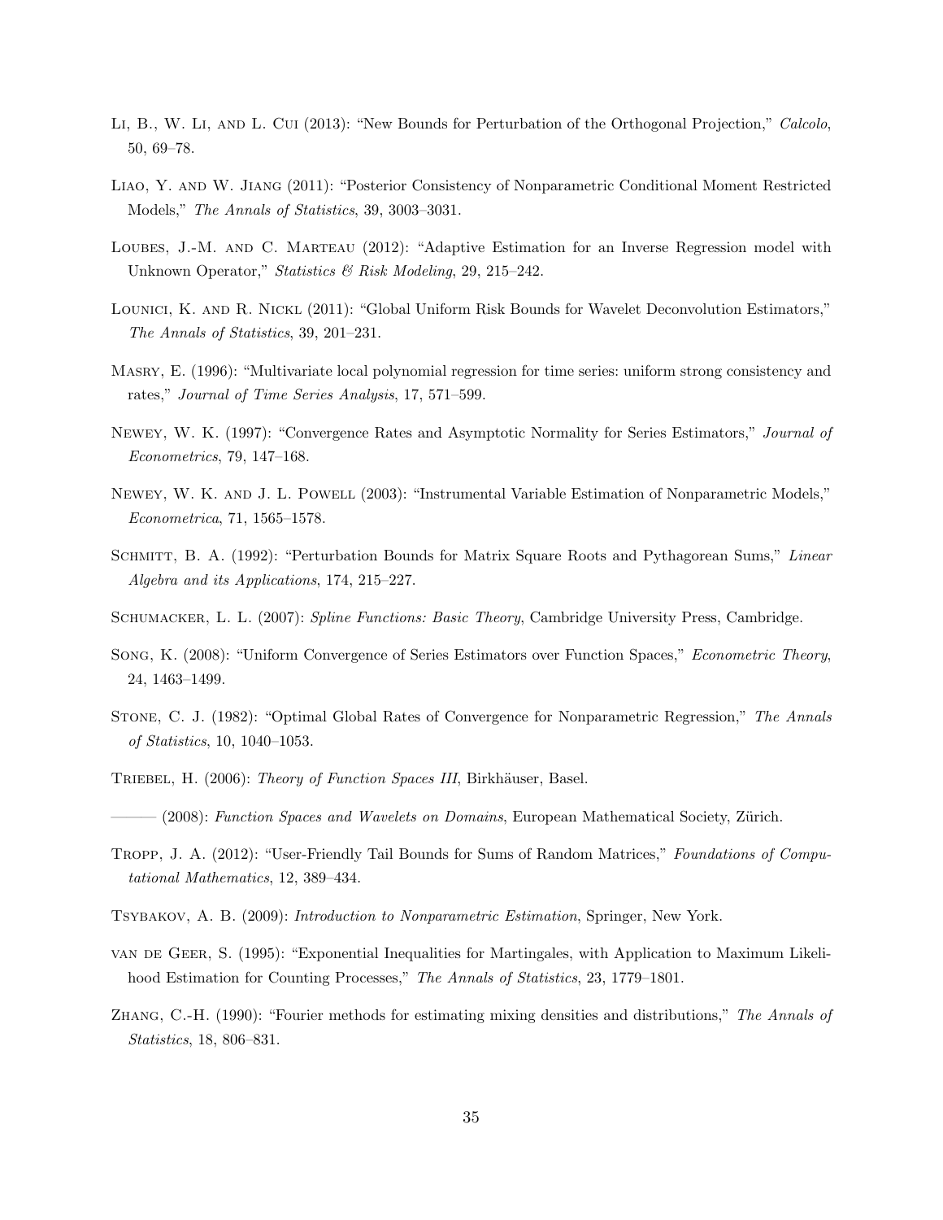Li, B., W. Li, and L. Cui (2013): "New Bounds for Perturbation of the Orthogonal Projection," *Calcolo*, 50, 69–78.

Liao, Y. and W. Jiang (2011): "Posterior Consistency of Nonparametric Conditional Moment Restricted Models," *The Annals of Statistics*, 39, 3003–3031.

Loubes, J.-M. and C. Marteau (2012): "Adaptive Estimation for an Inverse Regression model with Unknown Operator," *Statistics & Risk Modeling*, 29, 215–242.

Lounici, K. and R. Nickl (2011): "Global Uniform Risk Bounds for Wavelet Deconvolution Estimators," *The Annals of Statistics*, 39, 201–231.

Masry, E. (1996): "Multivariate local polynomial regression for time series: uniform strong consistency and rates," *Journal of Time Series Analysis*, 17, 571–599.

Newey, W. K. (1997): "Convergence Rates and Asymptotic Normality for Series Estimators," *Journal of Econometrics*, 79, 147–168.

Newey, W. K. and J. L. Powell (2003): "Instrumental Variable Estimation of Nonparametric Models," *Econometrica*, 71, 1565–1578.

Schmitt, B. A. (1992): "Perturbation Bounds for Matrix Square Roots and Pythagorean Sums," *Linear Algebra and its Applications*, 174, 215–227.

Schumacker, L. L. (2007): *Spline Functions: Basic Theory*, Cambridge University Press, Cambridge.

Song, K. (2008): "Uniform Convergence of Series Estimators over Function Spaces," *Econometric Theory*, 24, 1463–1499.

Stone, C. J. (1982): "Optimal Global Rates of Convergence for Nonparametric Regression," *The Annals of Statistics*, 10, 1040–1053.

Triebel, H. (2006): *Theory of Function Spaces III*, Birkhäuser, Basel.

——— (2008): *Function Spaces and Wavelets on Domains*, European Mathematical Society, Zürich.

Tropp, J. A. (2012): "User-Friendly Tail Bounds for Sums of Random Matrices," *Foundations of Computational Mathematics*, 12, 389–434.

Tsybakov, A. B. (2009): *Introduction to Nonparametric Estimation*, Springer, New York.

van de Geer, S. (1995): "Exponential Inequalities for Martingales, with Application to Maximum Likelihood Estimation for Counting Processes," *The Annals of Statistics*, 23, 1779–1801.

Zhang, C.-H. (1990): "Fourier methods for estimating mixing densities and distributions," *The Annals of Statistics*, 18, 806–831.